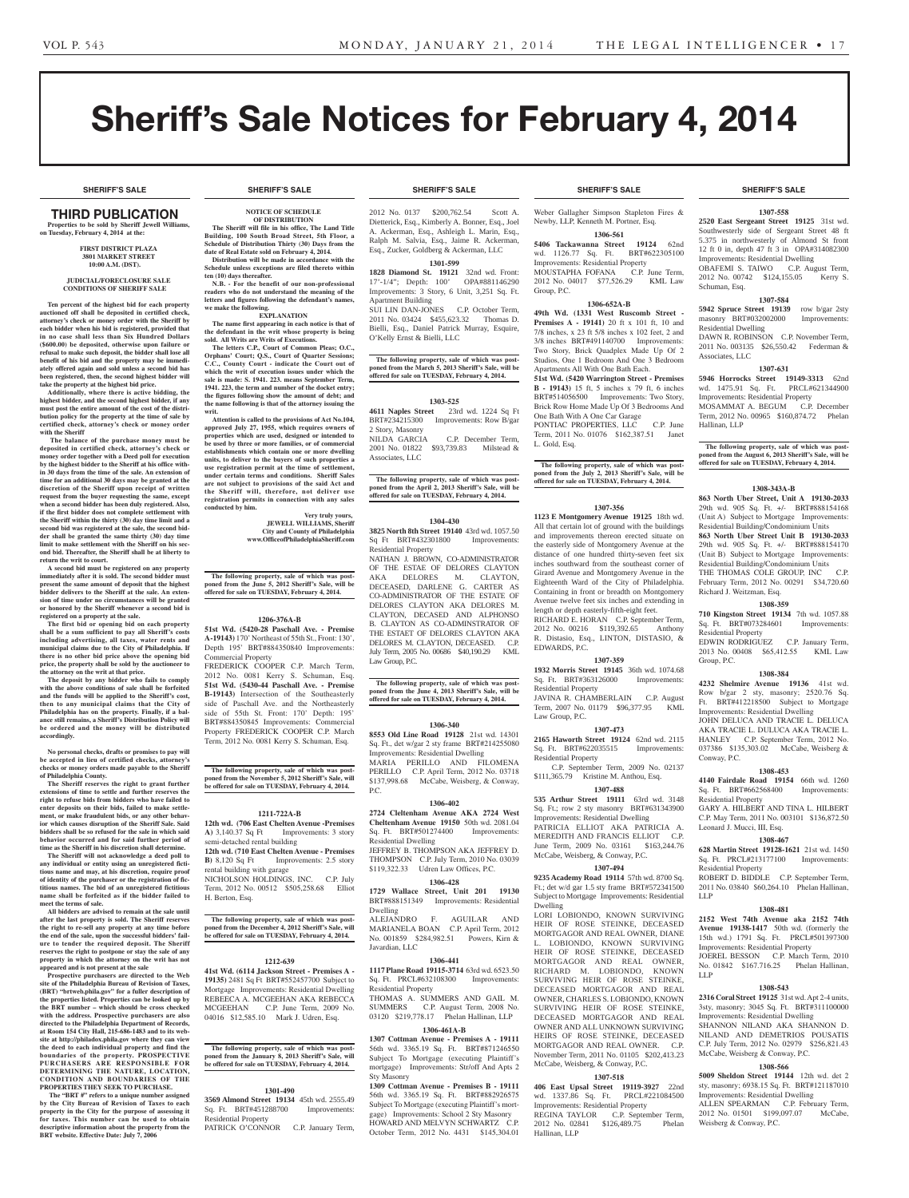# Sheriff's Sale Notices for February 4, 2014

## SHERIFF'S SALE

### THIRD PUBLICATION

**Properties to be sold by Sheriff Jewell Williams, on Tuesday, February 4, 2014 at the:**

**FIRST DISTRICT PLAZA**
**3801 MARKET STREET**
**10:00 A.M. (DST).**

**JUDICIAL/FORECLOSURE SALE CONDITIONS OF SHERIFF SALE**

**Ten percent of the highest bid for each property auctioned off shall be deposited in certified check, attorney's check or money order with the Sheriff by each bidder when his bid is registered, provided that in no case shall less than Six Hundred Dollars ($600.00) be deposited, otherwise upon failure or refusal to make such deposit, the bidder shall lose all benefit of his bid and the property may be immediately offered again and sold unless a second bid has been registered, then, the second highest bidder will take the property at the highest bid price.**

**Additionally, where there is active bidding, the highest bidder, and the second highest bidder, if any must post the entire amount of the cost of the distribution policy for the property at the time of sale by certified check, attorney's check or money order with the Sheriff**

**The balance of the purchase money must be deposited in certified check, attorney's check or money order together with a Deed poll for execution by the highest bidder to the Sheriff at his office within 30 days from the time of the sale. An extension of time for an additional 30 days may be granted at the discretion of the Sheriff upon receipt of written request from the buyer requesting the same, except when a second bidder has been duly registered. Also, if the first bidder does not complete settlement with the Sheriff within the thirty (30) day time limit and a second bid was registered at the sale, the second bidder shall be granted the same thirty (30) day time limit to make settlement with the Sheriff on his second bid. Thereafter, the Sheriff shall be at liberty to return the writ to court.**

**A second bid must be registered on any property immediately after it is sold. The second bidder must present the same amount of deposit that the highest bidder delivers to the Sheriff at the sale. An extension of time under no circumstances will be granted or honored by the Sheriff whenever a second bid is registered on a property at the sale.**

**The first bid or opening bid on each property shall be a sum sufficient to pay all Sheriff's costs including advertising, all taxes, water rents and municipal claims due to the City of Philadelphia. If there is no other bid price above the opening bid price, the property shall be sold by the auctioneer to the attorney on the writ at that price.**

**The deposit by any bidder who fails to comply with the above conditions of sale shall be forfeited and the funds will be applied to the Sheriff's cost, then to any municipal claims that the City of Philadelphia has on the property. Finally, if a balance still remains, a Sheriff's Distribution Policy will be ordered and the money will be distributed accordingly.**

**No personal checks, drafts or promises to pay will be accepted in lieu of certified checks, attorney's checks or money orders made payable to the Sheriff of Philadelphia County.**

**The Sheriff reserves the right to grant further extensions of time to settle and further reserves the right to refuse bids from bidders who have failed to enter deposits on their bids, failed to make settlement, or make fraudulent bids, or any other behavior which causes disruption of the Sheriff Sale. Said bidders shall be so refused for the sale in which said behavior occurred and for said further period of time as the Sheriff in his discretion shall determine.**

**The Sheriff will not acknowledge a deed poll to any individual or entity using an unregistered fictitious name and may, at his discretion, require proof of identity of the purchaser or the registration of fictitious names. The bid of an unregistered fictitious name shall be forfeited as if the bidder failed to meet the terms of sale.**

**All bidders are advised to remain at the sale until after the last property is sold. The Sheriff reserves the right to re-sell any property at any time before the end of the sale, upon the successful bidders' failure to tender the required deposit. The Sheriff reserves the right to postpone or stay the sale of any property in which the attorney on the writ has not appeared and is not present at the sale**

**Prospective purchasers are directed to the Web site of the Philadelphia Bureau of Revision of Taxes, (BRT) "brtweb.phila.gov" for a fuller description of the properties listed. Properties can be looked up by the BRT number – which should be cross checked with the address. Prospective purchasers are also directed to the Philadelphia Department of Records, at Room 154 City Hall, 215-686-1483 and to its website at http://philadox.phila.gov where they can view the deed to each individual property and find the boundaries of the property. PROSPECTIVE PURCHASERS ARE RESPONSIBLE FOR DETERMINING THE NATURE, LOCATION, CONDITION AND BOUNDARIES OF THE PROPERTIES THEY SEEK TO PURCHASE.**

**The "BRT #" refers to a unique number assigned by the City Bureau of Revision of Taxes to each property in the City for the purpose of assessing it for taxes. This number can be used to obtain descriptive information about the property from the BRT website. Effective Date: July 7, 2006**

**NOTICE OF SCHEDULE OF DISTRIBUTION**

**The Sheriff will file in his office, The Land Title Building, 100 South Broad Street, 5th Floor, a Schedule of Distribution Thirty (30) Days from the date of Real Estate sold on February 4, 2014.**

**Distribution will be made in accordance with the Schedule unless exceptions are filed thereto within ten (10) days thereafter.**

**N.B. - For the benefit of our non-professional readers who do not understand the meaning of the letters and figures following the defendant's names, we make the following.**

**EXPLANATION**

**The name first appearing in each notice is that of the defendant in the writ whose property is being sold. All Writs are Writs of Executions.**

**The letters C.P., Court of Common Pleas; O.C., Orphans' Court; Q.S., Court of Quarter Sessions; C.C., County Court - indicate the Court out of which the writ of execution issues under which the sale is made: S. 1941. 223. means September Term, 1941. 223, the term and number of the docket entry; the figures following show the amount of debt; and the name following is that of the attorney issuing the writ.**

**Attention is called to the provisions of Act No.104, approved July 27, 1955, which requires owners of properties which are used, designed or intended to be used by three or more families, or of commercial establishments which contain one or more dwelling units, to deliver to the buyers of such properties a use registration permit at the time of settlement, under certain terms and conditions. Sheriff Sales are not subject to provisions of the said Act and the Sheriff will, therefore, not deliver use registration permits in connection with any sales conducted by him.**

**Very truly yours,**
**JEWELL WILLIAMS, Sheriff**
**City and County of Philadelphia**
**www.OfficeofPhiladelphiaSheriff.com**

**The following property, sale of which was postponed from the June 5, 2012 Sheriff's Sale, will be offered for sale on TUESDAY, February 4, 2014.**

**1206-376A-B**

**51st Wd. (5420-28 Paschall Ave. - Premise A-19143)** 170' Northeast of 55th St., Front: 130', Depth 195' BRT#884350840 Improvements: Commercial Property
FREDERICK COOPER C.P. March Term, 2012 No. 0081 Kerry S. Schuman, Esq.
**51st Wd. (5430-44 Paschall Ave. - Premise B-19143)** Intersection of the Southeasterly side of Paschall Ave. and the Northeasterly side of 55th St. Front: 170' Depth: 195' BRT#884350845 Improvements: Commercial Property FREDERICK COOPER C.P. March Term, 2012 No. 0081 Kerry S. Schuman, Esq.

**The following property, sale of which was postponed from the November 5, 2012 Sheriff's Sale, will be offered for sale on TUESDAY, February 4, 2014.**

**1211-722A-B**

**12th wd. (706 East Chelten Avenue -Premises A)** 3,140.37 Sq Ft Improvements: 3 story semi-detached rental building
**12th wd. (710 East Chelten Avenue - Premises B)** 8,120 Sq Ft Improvements: 2.5 story rental building with garage
NICHOLSON HOLDINGS, INC. C.P. July Term, 2012 No. 00512 $505,258.68 Elliot H. Berton, Esq.

**The following property, sale of which was postponed from the December 4, 2012 Sheriff's Sale, will be offered for sale on TUESDAY, February 4, 2014.**

**1212-639**

**41st Wd. (6114 Jackson Street - Premises A - 19135)** 2481 Sq Ft BRT#552457700 Subject to Mortgage Improvements: Residential Dwelling
REBEECA A. MCGEEHAN AKA REBECCA MCGEEHAN C.P. June Term, 2009 No. 04016 $12,585.10 Mark J. Udren, Esq.

**The following property, sale of which was postponed from the January 8, 2013 Sheriff's Sale, will be offered for sale on TUESDAY, February 4, 2014.**

**1301-490**

**3569 Almond Street 19134** 45th wd. 2555.49 Sq. Ft. BRT#451288700 Improvements: Residential Property
PATRICK O'CONNOR C.P. January Term, 2012 No. 0137 $200,762.54 Scott A. Dietterick, Esq., Kimberly A. Bonner, Esq., Joel A. Ackerman, Esq., Ashleigh L. Marin, Esq., Ralph M. Salvia, Esq., Jaime R. Ackerman, Esq., Zucker, Goldberg & Ackerman, LLC

**1301-599**

**1828 Diamond St. 19121** 32nd wd. Front: 17'-1/4"; Depth: 100' OPA#881146290 Improvements: 3 Story, 6 Unit, 3,251 Sq. Ft. Apartment Building
SUI LIN DAN-JONES C.P. October Term, 2011 No. 03424 $455,623.32 Thomas D. Bielli, Esq., Daniel Patrick Murray, Esquire, O'Kelly Ernst & Bielli, LLC

**The following property, sale of which was postponed from the March 5, 2013 Sheriff's Sale, will be offered for sale on TUESDAY, February 4, 2014.**

**1303-525**

**4611 Naples Street** 23rd wd. 1224 Sq Ft BRT#234215300 Improvements: Row B/gar 2 Story, Masonry
NILDA GARCIA C.P. December Term, 2001 No. 01822 $93,739.83 Milstead & Associates, LLC

**The following property, sale of which was postponed from the April 2, 2013 Sheriff's Sale, will be offered for sale on TUESDAY, February 4, 2014.**

**1304-430**

**3825 North 8th Street 19140** 43rd wd. 1057.50 Sq Ft BRT#432301800 Improvements: Residential Property
NATHAN J. BROWN, CO-ADMINISTRATOR OF THE ESTAE OF DELORES CLAYTON AKA DELORES M. CLAYTON, DECEASED, DARLENE G. CARTER AS CO-ADMINISTRATOR OF THE ESTATE OF DELORES CLAYTON AKA DELORES M. CLAYTON, DECASED AND ALPHONSO B. CLAYTON AS CO-ADMINSTRATOR OF THE ESTAET OF DELORES CLAYTON AKA DELORES M. CLAYTON, DECEASED. C.P. July Term, 2005 No. 00686 $40,190.29 KML Law Group, P.C.

**The following property, sale of which was postponed from the June 4, 2013 Sheriff's Sale, will be offered for sale on TUESDAY, February 4, 2014.**

**1306-340**

**8553 Old Line Road 19128** 21st wd. 14301 Sq. Ft., det w/gar 2 sty frame BRT#214255080 Improvements: Residential Dwelling
MARIA PERILLO AND FILOMENA PERILLO C.P. April Term, 2012 No. 03718 $137,998.68 McCabe, Weisberg, & Conway, P.C.

**1306-402**

**2724 Cleltenham Avenue AKA 2724 West Cheltenham Avenue 19150** 50th wd. 2081.04 Sq. Ft. BRT#501274400 Improvements: Residential Dwelling
JEFFREY B. THOMPSON AKA JEFFREY D. THOMPSON C.P. July Term, 2010 No. 03039 $119,322.33 Udren Law Offices, P.C.

**1306-428**

**1729 Wallace Street, Unit 201 19130** BRT#888151349 Improvements: Residential Dwelling
ALEJANDRO F. AGUILAR AND MARIANELA BOAN C.P. April Term, 2012 No. 001859 $284,982.51 Powers, Kirn & Javardian, LLC

**1306-441**

**1117 Plane Road 19115-3714** 63rd wd. 6523.50 Sq. Ft. PRCL#632108300 Improvements: Residential Property
THOMAS A. SUMMERS AND GAIL M. SUMMERS C.P. August Term, 2008 No. 03120 $219,778.17 Phelan Hallinan, LLP

**1306-461A-B**

**1307 Cottman Avenue - Premises A - 19111** 56th wd. 3365.19 Sq. Ft. BRT#871246550 Subject To Mortgage (executing Plaintiff's mortgage) Improvements: Str/off And Apts 2 Sty Masonry
**1309 Cottman Avenue - Premises B - 19111** 56th wd. 3365.19 Sq. Ft. BRT#882926575 Subject To Mortgage (executing Plaintiff's mortgage) Improvements: School 2 Sty Masonry
HOWARD AND MELVYN SCHWARTZ C.P. October Term, 2012 No. 4431 $145,304.01 Weber Gallagher Simpson Stapleton Fires & Newby, LLP, Kenneth M. Portner, Esq.

**1306-561**

**5406 Tackawanna Street 19124** 62nd wd. 1126.77 Sq. Ft. BRT#622305100 Improvements: Residential Property
MOUSTAPHA FOFANA C.P. June Term, 2012 No. 04017 $77,526.29 KML Law Group, P.C.

**1306-652A-B**

**49th Wd. (1331 West Ruscomb Street - Premises A - 19141)** 20 ft x 101 ft, 10 and 7/8 inches, x 23 ft 5/8 inches x 102 feet, 2 and 3/8 inches BRT#491140700 Improvements: Two Story, Brick Quadplex Made Up Of 2 Studios, One 1 Bedroom And One 3 Bedroom Apartments All With One Bath Each.
**51st Wd. (5420 Warrington Street - Premises B - 19143)** 15 ft, 5 inches x 79 ft, 6 inches BRT#514056500 Improvements: Two Story, Brick Row Home Made Up Of 3 Bedrooms And One Bath With A One Car Garage
PONTIAC PROPERTIES, LLC C.P. June Term, 2011 No. 01076 $162,387.51 Janet L. Gold, Esq.

**The following property, sale of which was postponed from the July 2, 2013 Sheriff's Sale, will be offered for sale on TUESDAY, February 4, 2014.**

**1307-356**

**1123 E Montgomery Avenue 19125** 18th wd. All that certain lot of ground with the buildings and improvements thereon erected situate on the easterly side of Montgomery Avenue at the distance of one hundred thirty-seven feet six inches southward from the southeast corner of Girard Avenue and Montgomery Avenue in the Eighteenth Ward of the City of Philadelphia. Containing in front or breadth on Montgomery Avenue twelve feet six inches and extending in length or depth easterly-fifth-eight feet.
RICHARD E. HORAN C.P. September Term, 2012 No. 00216 $119,392.65 Anthony R. Distasio, Esq., LINTON, DISTASIO, & EDWARDS, P.C.

**1307-359**

**1932 Morris Street 19145** 36th wd. 1074.68 Sq. Ft. BRT#363126000 Improvements: Residential Property
JAVINA R. CHAMBERLAIN C.P. August Term, 2007 No. 01179 $96,377.95 KML Law Group, P.C.

**1307-473**

**2165 Haworth Street 19124** 62nd wd. 2115 Sq. Ft. BRT#622035515 Improvements: Residential Property
C.P. September Term, 2009 No. 02137 $111,365.79 Kristine M. Anthou, Esq.

**1307-488**

**535 Arthur Street 19111** 63rd wd. 3148 Sq. Ft.; row 2 sty masonry BRT#631343900 Improvements: Residential Dwelling
PATRICIA ELLIOT AKA PATRICIA A. MEREDITH AND FRANCIS ELLIOT C.P. June Term, 2009 No. 03161 $163,244.76 McCabe, Weisberg, & Conway, P.C.

**1307-494**

**9235 Academy Road 19114** 57th wd. 8700 Sq. Ft.; det w/d gar 1.5 sty frame BRT#572341500 Subject to Mortgage Improvements: Residential Dwelling
LORI LOBIONDO, KNOWN SURVIVING HEIR OF ROSE STEINKE, DECEASED MORTGAGOR AND REAL OWNER, DIANE L. LOBIONDO, KNOWN SURVIVING HEIR OF ROSE STEINKE, DECEASED MORTGAGOR AND REAL OWNER, RICHARD M. LOBIONDO, KNOWN SURVIVING HEIR OF ROSE STEINKE, DECEASED MORTGAGOR AND REAL OWNER, CHARLES S. LOBIONDO, KNOWN SURVIVING HEIR OF ROSE STEINKE, DECEASED MORTGAGOR AND REAL OWNER AND ALL UNKNOWN SURVIVING HEIRS OF ROSE STEINKE, DECEASED MORTGAGOR AND REAL OWNER. C.P. November Term, 2011 No. 01105 $202,413.23 McCabe, Weisberg, & Conway, P.C.

**1307-518**

**406 East Upsal Street 19119-3927** 22nd wd. 1337.86 Sq. Ft. PRCL#221084500 Improvements: Residential Property
REGINA TAYLOR C.P. September Term, 2012 No. 02841 $126,489.75 Phelan Hallinan, LLP

**1307-558**

**2520 East Sergeant Street 19125** 31st wd. Southwesterly side of Sergeant Street 48 ft 5.375 in northwesterly of Almond St front 12 ft 0 in, depth 47 ft 3 in OPA#314082300 Improvements: Residential Dwelling
OBAFEMI S. TAIWO C.P. August Term, 2012 No. 00742 $124,155.05 Kerry S. Schuman, Esq.

**1307-584**

**5942 Spruce Street 19139** row b/gar 2sty masonry BRT#032002000 Improvements: Residential Dwelling
DAWN R. ROBINSON C.P. November Term, 2011 No. 003135 $26,550.42 Federman & Associates, LLC

**1307-631**

**5946 Horrocks Street 19149-3313** 62nd wd. 1475.91 Sq. Ft. PRCL#621344900 Improvements: Residential Property
MOSAMMAT A. BEGUM C.P. December Term, 2012 No. 00965 $160,874.72 Phelan Hallinan, LLP

**The following property, sale of which was postponed from the August 6, 2013 Sheriff's Sale, will be offered for sale on TUESDAY, February 4, 2014.**

**1308-343A-B**

**863 North Uber Street, Unit A 19130-2033** 29th wd. 905 Sq. Ft. +/- BRT#888154168 (Unit A) Subject to Mortgage Improvements: Residential Building/Condominium Units
**863 North Uber Street Unit B 19130-2033** 29th wd. 905 Sq. Ft. +/- BRT#888154170 (Unit B) Subject to Mortgage Improvements: Residential Building/Condominium Units
THE THOMAS COLE GROUP, INC C.P. February Term, 2012 No. 00291 $34,720.60 Richard J. Weitzman, Esq.

**1308-359**

**710 Kingston Street 19134** 7th wd. 1057.88 Sq. Ft. BRT#073284601 Improvements: Residential Property
EDWIN RODRIGUEZ C.P. January Term, 2013 No. 00408 $65,412.55 KML Law Group, P.C.

**1308-384**

**4232 Shelmire Avenue 19136** 41st wd. Row b/gar 2 sty, masonry; 2520.76 Sq. Ft. BRT#412218500 Subject to Mortgage Improvements: Residential Dwelling
JOHN DELUCA AND TRACIE L. DELUCA AKA TRACIE L. DULUCA AKA TRACIE L. HANLEY C.P. September Term, 2012 No. 037386 $135,303.02 McCabe, Weisberg & Conway, P.C.

**1308-453**

**4140 Fairdale Road 19154** 66th wd. 1260 Sq. Ft. BRT#662568400 Improvements: Residential Property
GARY A. HILBERT AND TINA L. HILBERT C.P. May Term, 2011 No. 003101 $136,872.50 Leonard J. Mucci, III, Esq.

**1308-467**

**628 Martin Street 19128-1621** 21st wd. 1450 Sq. Ft. PRCL#213177100 Improvements: Residential Property
ROBERT D. BIDDLE C.P. September Term, 2011 No. 03840 $60,264.10 Phelan Hallinan, LLP

**1308-481**

**2152 West 74th Avenue aka 2152 74th Avenue 19138-1417** 50th wd. (formerly the 15th wd.) 1791 Sq. Ft. PRCL#501397300 Improvements: Residential Property
JOEREL BESSON C.P. March Term, 2010 No. 01842 $167,716.25 Phelan Hallinan, LLP

**1308-543**

**2316 Coral Street 19125** 31st wd. Apt 2-4 units, 3sty, masonry; 3045 Sq. Ft. BRT#311100000 Improvements: Residential Dwelling
SHANNON NILAND AKA SHANNON D. NILAND AND DEMETRIOS POUSATIS C.P. July Term, 2012 No. 02979 $256,821.43 McCabe, Weisberg & Conway, P.C.

**1308-566**

**5009 Sheldon Street 19144** 12th wd. det 2 sty, masonry; 6938.15 Sq. Ft. BRT#121187010 Improvements: Residential Dwelling
ALLEN SPEARMAN C.P. February Term, 2012 No. 01501 $199,097.07 McCabe, Weisberg & Conway, P.C.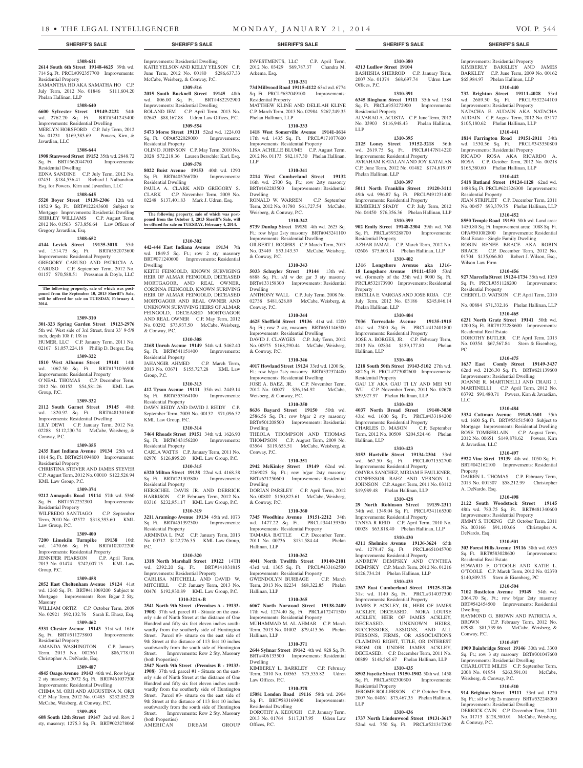## SHERIFF'S SALE

**1308-611**
**2614 South 6th Street 19148-4625** 39th wd. 714 Sq. Ft. PRCL#392357700 Improvements: Residential Property
SAMANTHA HO AKA SAMATHA HO C.P. July Term, 2012 No. 01846 $111,604.20 Phelan Hallinan, LLP

**1308-640**
**6600 Sylvester Street 19149-2232** 54th wd. 2762.20 Sq. Ft. BRT#541245400 Improvements: Residential Dwelling
MERLYN HORSFORD C.P. July Term, 2012 No. 01231 $169,383.69 Powers, Kirn, & Javardian, LLC

**1308-644**
**1908 Stanwood Street 19152** 35th wd. 2848.72 Sq. Ft. BRT#562044700 Improvements: Residential Dwelling
EDNA SANDINE C.P. July Term, 2012 No. 02451 $184,536.41 Richard J. Nalbandian, Esq. for Powers, Kirn and Javardian, LLC

**1308-645**
**5520 Boyer Street 19138-2306** 12th wd. 1852.9 Sq. Ft. BRT#122243600 Subject to Mortgage Improvements: Residential Dwelling
SHIRLEY WILLIAMS C.P. August Term, 2012 No. 01563 $73,856.64 Law Offices of Gregory Javardian, Esq.

**1308-652**
**4144 Levick Street 19135-3018** 55th wd. 1514.75 Sq. Ft. BRT#552073600 Improvements: Residential Property
GREGORY CARUSO AND PATRICIA A. CARUSO C.P. September Term, 2012 No. 01157 $70,588.51 Pressman & Doyle, LLC

**The following property, sale of which was postponed from the September 10, 2013 Sheriff's Sale, will be offered for sale on TUESDAY, February 4, 2014.**

**1309-310**
**301-323 Spring Garden Street 19123-2976** 5th wd. West side of 3rd Street, front 33' 9-5/8 inch, depth 108 ft 1/8 in
HUMER, LLC C.P. January Term, 2011 No. 02167 $1,057,224.18 Phillip D. Berger, Esq.

**1309-322**
**1810 West Albanus Street 19141** 14th wd. 1067.50 Sq. Ft. BRT#171036900 Improvements: Residential Property
O'NEAL THOMAS C.P. December Term, 2012 No. 00152 $54,581.26 KML Law Group, P.C.

**1309-332**
**2112 South Garnet Street 19145** 48th wd. 1820.92 Sq. Ft. BRT#481301600 Improvements: Residential Dwelling
LILY DEWI C.P. January Term, 2012 No. 02288 $112,230.74 McCabe, Weisberg, & Conway, P.C.

**1309-355**
**2435 East Indiana Avenue 19134** 25th wd. 1014 Sq. Ft. BRT#251094800 Improvements: Residential Property
CHRISTINA STEVER AND JAMES STEVER C.P. August Term, 2012 No. 00010 $122,526.94 KML Law Group, P.C.

**1309-374**
**9212 Annapolis Road 19114** 57th wd. 5360 Sq. Ft. BRT#572252300 Improvements: Residential Property
WILFREDO SANTIAGO C.P. September Term, 2010 No. 02572 $318,393.60 KML Law Group, P.C.

**1309-400**
**7200 Limekiln Turnpike 19138** 10th wd. 1470.66 Sq. Ft. BRT#102072200 Improvements: Residential Property
JENNIFER PEARSON C.P. April Term, 2013 No. 01474 $242,007.15 KML Law Group, P.C.

**1309-458**
**2052 East Cheltenham Avenue 19124** 41st wd. 1260 Sq. Ft. BRT#411069200 Subject to Mortgage Improvements: Row B/gar 2 Sty, Masonry
WILLIAM ORTIZ C.P. October Term, 2009 No. 02921 $92,132.76 Sarah E. Ehasz, Esq.

**1309-462**
**5331 Chester Avenue 19143** 51st wd. 1616 Sq. Ft. BRT#511275800 Improvements: Residential Property
AMANDA WASHINGTON C.P. January Term, 2013 No. 002561 $86,778.01 Christopher A. DeNardo, Esq.

**1309-487**
**4845 Osage Avenue 19143** 46th wd. Row b/gar 2 sty masonry; 3072 Sq. Ft. BRT#461037300 Improvements: Residential Dwelling
CHIMA M. ORJI AND AUGUSTINA N. ORJI C.P. May Term, 2012 No. 01485 $232,052.28 McCabe, Weisberg, & Conway, P.C.

**1309-498**
**608 South 12th Street 19147** 2nd wd. Row 2 sty, masonry; 1275.3 Sq. Ft. BRT#023278060 Improvements: Residential Dwelling
KATIE YELSON AND KELLY YELSON C.P. June Term, 2012 No. 00180 $286,637.33 McCabe, Weisberg, & Conway, P.C.

**1309-516**
**2015 South Bucknell Street 19145** 48th wd. 806.00 Sq. Ft. BRT#482292900 Improvements: Residential Dwelling
ROLAND IEM C.P. April Term, 2013 No. 02643 $88,167.88 Udren Law Offices, P.C.

**1309-554**
**5473 Morse Street 19131** 52nd wd. 1224.00 Sq. Ft. OPA#522029000 Improvements: Residential Property
OLIN D. JOHNSON C.P. May Term, 2010 No. 2028 $72,218.36 Lauren Berschler Karl, Esq.

**1309-578**
**8022 Buist Avenue 19153** 40th wd. 1290 Sq. Ft. BRT#405766700 Improvements: Residential Dwelling
PAULA A. CLARK AND GREGORY S. CLARK C.P. November Term, 2009 No. 02248 $137,401.83 Mark J. Udren, Esq.

**The following property, sale of which was postponed from the October 1, 2013 Sheriff's Sale, will be offered for sale on TUESDAY, February 4, 2014.**

**1310-302**
**442-444 East Indiana Avenue 19134** 7th wd. 1849.5 Sq. Ft.; row 2 sty masonry BRT#071240600 Improvements: Residential Dwelling
KEITH FEINGOLD, KNOWN SURVIGING HEIR OF ALMAR FEINGOLD, DECEASED MORTGAGOR, AND REAL OWNER, CORINNA FEINGOLD, KNOWN SURVIVING HEIR OF ALMAR FEINGOLD, DECEASED MORTGAGOR AND REAL OWNER AND UNKNOWN SURVIVING HEIRS OF ALMAR FEINGOLD, DECEASED MORTGAGOR AND REAL OWNER C.P. May Term, 2012 No. 00292 $73,937.50 McCabe, Weisberg, & Conway, P.C.

**1310-308**
**2168 Unruh Avenue 19149** 54th wd. 5462.40 Sq. Ft. BRT#541151400 Improvements: Residential Property
JAHANGIR AHMED C.P. March Term, 2013 No. 03671 $155,727.28 KML Law Group, P.C.

**1310-313**
**412 Tyson Avenue 19111** 35th wd. 2449.14 Sq. Ft. BRT#353164100 Improvements: Residential Property
DAWN REIDY AND DAVID J. REIDY C.P. September Term, 2009 No. 00132 $71,096.52 KML Law Group, P.C.

**1310-314**
**7464 Rhoads Street 19151** 34th wd. 1626.90 Sq. Ft. BRT#343156200 Improvements: Residential Property
CARLA WATTS C.P. January Term, 2011 No. 02976 $126,895.20 KML Law Group, P.C.

**1310-315**
**6320 Milton Street 19138** 22nd wd. 4168.38 Sq. Ft. BRT#221303800 Improvements: Residential Property
HERSCHEL DAVIS JR. AND DERRICK HARRISON C.P. February Term, 2012 No. 03316 $232,951.17 KML Law Group, P.C.

**1310-319**
**3211 Aramingo Avenue 19134** 45th wd. 1073 Sq. Ft. BRT#451392300 Improvements: Residential Property
ARMINDA L. PAZ C.P. January Term, 2013 No. 00712 $122,726.35 KML Law Group, P.C.

**1310-320**
**1318 North Marshall Street 19122** 14TH wd. 2392.20 Sq. Ft. BRT#141031815 Improvements: Residential Property
CARLISA MITCHELL AND DAVID W. MITCHELL C.P. January Term, 2013 No. 00476 $192,930.89 KML Law Group, P.C.

**1310-321A-B**
**2541 North 9th Street (Premises A - 19133-1908)** 37th wd. parcel #1 - Situate on the easterly side of Ninth Street at the distance of One Hundred and fifty six feet eleven inches southwardly from the southerly side of Huntington Street. Parcel #3- situate on the east side of 9th Street at the distance of 113 feet 10 inches southwardly from the south side of Huntington Street. Improvements: Row 2 Sty, Masonry (both Properties)
**2547 North 9th Street (Premises B - 19133-1908)** 37th wd. parcel #1 - Situate on the easterly side of Ninth Street at the distance of One Hundred and fifty six feet eleven inches southwardly from the southerly side of Huntington Street. Parcel #3- situate on the east side of 9th Street at the distance of 113 feet 10 inches southwardly from the south side of Huntington Street. Improvements: Row 2 Sty, Masonry (both Properties)
AMERICAN DREAM GROUP INVESTMENTS, LLC C.P. April Term, 2012 No. 03429 $69,787.37 Chandra M. Arkema, Esq.

**1310-331**
**734 Millwood Road 19115-4122** 63rd wd. 6774 Sq. Ft. PRCL#632049100 Improvements: Residential Property
MATTHEW KLINE AND DELILAH KLINE C.P. March Term, 2013 No. 02984 $267,249.35 Phelan Hallinan, LLP

**1310-333**
**1418 West Somerville Avenue 19141-1614** 17th wd. 1435 Sq. Ft. PRCL#171077600 Improvements: Residential Property
LISA ACHILLE BLUME C.P. August Term, 2012 No. 01173 $82,187.30 Phelan Hallinan, LLP

**1310-341**
**2214 West Cumberland Street 19132** 16th wd. 2700 Sq. Ft.; row 2sty masonry BRT#162283500 Improvements: Residential Dwelling
RONALD W. WARREN C.P. September Term, 2012 No. 01780 $61,727.54 McCabe, Weisberg, & Conway, P.C.

**1310-342**
**5739 Dunlap Street 19131** 4th wd. 2625 Sq. Ft.; row b/gar 2sty masonry BRT#043241100 Improvements: Residential Dwelling
GILBERT J. ROGERS C.P. March Term, 2013 No. 03449 $53,143.57 McCabe, Weisberg, & Conway, P.C.

**1310-343**
**5033 Schuyler Street 19144** 13th wd. 6888 Sq. Ft.; s/d w det gar 3 sty masonry BRT#133158300 Improvements: Residential Dwelling
ANTHONY WALL C.P. July Term, 2008 No. 02738 $481,628.89 McCabe, Weisberg, & Conway, P.C.

**1310-344**
**4625 Sheffield Street 19136** 41st wd. 1200 Sq. Ft.; row 2 sty, masonry BRT#651146500 Improvements: Residential Dwelling
DAVID J. CLAWGES C.P. July Term, 2012 No. 00975 $168,290.44 McCabe, Weisberg, & Conway, P.C.

**1310-346**
**4017 Howland Street 19124** 33rd wd. 1200 Sq. Ft.; row b/gar 2sty masonry BRT#332374400 Improvements: Residential Dwelling
JOSE A. BAEZ, JR. C.P. November Term, 2012 No. 00027 $36,164.92 McCabe, Weisberg, & Conway, P.C.

**1310-350**
**8636 Bayard Street 19150** 50th wd. 2586.56 Sq. Ft.; row b/gar 2 sty masonry BRT#501208500 Improvements: Residential Dwelling
THEOLA THOMPSON AND THOMAS THOMPSON C.P. August Term, 2009 No. 03564 $119,653.51 McCabe, Weisberg, & Conway, P.C.

**1310-351**
**2942 McKinley Street 19149** 62nd wd. 2269025 Sq. Ft.; row b/gar 2sty masonry BRT#621250600 Improvements: Residential Dwelling
DORIAN PARSLEY C.P. April Term, 2012 No. 00802 $150,823.61 McCabe, Weisberg, & Conway, P.C.

**1310-360**
**7345 Woodbine Avenue 19151-2212** 34th wd. 1477.22 Sq. Ft. PRCL#344139300 Improvements: Residential Property
TAMARA BATTLE C.P. December Term, 2011 No. 00736 $131,584.44 Phelan Hallinan, LLP

**1310-362**
**4041 North Twelfth Street 19140-2101** 43rd wd. 1305 Sq. Ft. PRCL#433162500 Improvements: Residential Property
GWENDOLYN BURBAGE C.P. March Term, 2013 No. 02234 $68,322.85 Phelan Hallinan, LLP

**1310-365**
**6067 North Norwood Street 19138-2409** 17th wd. 1274.40 Sq. Ft. PRCL#172471500 Improvements: Residential Property
MUHAMMAD M. AL AHMAR C.P. March Term, 2013 No. 01002 $79,413.56 Phelan Hallinan, LLP

**1310-371**
**2644 Sylmar Street 19142** 4th wd. 928 Sq. Ft. BRT#406133500 Improvements: Residential Dwelling
KIMBERLY L. BARKLEY C.P. February Term, 2010 No. 00563 $75,535.82 Udren Law Offices, P.C.

**1310-378**
**15081 London Road 19116** 58th wd. 2904 Sq. Ft. BRT#583169400 Improvements: Residential Dwelling
DOROTHY A. KEOUGH C.P. January Term, 2013 No. 01764 $117,317.95 Udren Law Offices, P.C.

**1310-380**
**4313 Ludlow Street 19104**
BASHISHA SHERROD C.P. January Term, 2007 No. 01374 $68,697.74 Udren Law Offices, P.C.

**1310-391**
**6345 Bingham Street 19111** 35th wd. 1584 Sq. Ft. PRCL#353272900 Improvements: Residential Property
ALVARAO A. ACOSTA C.P. June Term, 2012 No. 03903 $116,948.43 Phelan Hallinan, LLP

**1310-395**
**2125 Loney Street 19152-3218** 56th wd. 2619.75 Sq. Ft. PRCL#147N14220 Improvements: Residential Property
AVRAHAM KATALAN AND JOY KATALAN C.P. June Term, 2012 No. 01482 $174,619.07 Phelan Hallinan, LLP

**1310-397**
**5011 North Franklin Street 19120-3111** 49th wd. 996.87 Sq. Ft. PRCL#491231400 Improvements: Residential Property
KIMBERLY SPADY C.P. July Term, 2012 No. 04450 $76,356.36 Phelan Hallinan, LLP

**1310-399**
**902 Emily Street 19148-2304** 39th wd. 768 Sq. Ft. PRCL#393288700 Improvements: Residential Property
AZHAR JAMAL C.P. March Term, 2012 No. 02606 $75,603.14 Phelan Hallinan, LLP

**1310-402**
**1316 Longshore Avenue aka 1316-18 Longshore Avenue 19111-4510** 53rd wd. (formerly of the 35th wd.) 9000 Sq. Ft. PRCL#532173900 Improvements: Residential Property
ERCILIA E. VARGAS AND JOSE ROJA C.P. July Term, 2012 No. 03186 $245,046.14 Phelan Hallinan, LLP

**1310-404**
**7036 Torresdale Avenue 19135-1915** 41st wd. 2500 Sq. Ft. PRCL#412401800 Improvements: Residential Property
JOSE A. BORGES, JR. C.P. February Term, 2013 No. 02834 $159,177.80 Phelan Hallinan, LLP

**1310-406**
**1218 South 50th Street 19143-5102** 27th wd. 882 Sq. Ft. PRCL#273082600 Improvements: Residential Property
GAU LY AKA GAU TI LY AND MEI YU WU C.P. November Term, 2011 No. 02678 $39,927.97 Phelan Hallinan, LLP

**1310-420**
**4037 North Broad Street 19140-3030** 43rd wd. 1600 Sq. Ft. PRCL#433184200 Improvements: Residential Property
CHARLES D. MASON C.P. September Term, 2012 No. 00509 $204,524.46 Phelan Hallinan, LLP

**1310-423**
**3153 Hartville Street 19134-2304** 33rd wd. 667.50 Sq. Ft. PRCL#071552700 Improvements: Residential Property
OMYRA SANCHEZ, MIRIAM E FAULKNER, CONFESSOR BAEZ AND VERNON L. JOHNSON C.P. August Term, 2011 No. 03112 $19,989.48 Phelan Hallinan, LLP

**1310-428**
**29 North Robinson Street 19139-2311** 34th wd. 1349.04 Sq. Ft. PRCL#341165300 Improvements: Residential Property
TANYA R REID C.P. April Term, 2010 No. 00028 $63,818.40 Phelan Hallinan, LLP

**1310-430**
**4311 Shelmire Avenue 19136-3624** 65th wd. 1279.47 Sq. Ft. PRCL#651045700 Improvements: Residential Property
ANDREW DEMPSKY AND CYNTHIA DEMPSKY C.P. March Term, 2012 No. 01216 $126,734.24 Phelan Hallinan, LLP

**1310-433**
**2367 East Cumberland Street 19125-3126** 31st wd. 1140 Sq. Ft. PRCL#314037300 Improvements: Residential Property
JAMES P. ACKLEY, JR., HEIR OF JAMES ACKLEY, DECEASED. NORA LOUISE ACKLEY, HEIR OF JAMES ACKLEY, DECEASED. UNKNOWN HEIRS, SUCCESSORS, ASSIGNS, AND ALL PERSONS, FIRMS, OR ASSOCIATIONS CLAIMING RIGHT, TITLE, OR INTEREST FROM OR UNDER JAMES ACKLEY, DECEASED. C.P. December Term, 2011 No. 00889 $148,565.67 Phelan Hallinan, LLP

**1310-435**
**8502 Fayette Street 19150-1902** 50th wd. 1458 Sq. Ft. PRCL#502300300 Improvements: Residential Property
JEROME ROLLERSON C.P. October Term, 2007 No. 04061 $75,467.35 Phelan Hallinan, LLP

**1310-436**
**1737 North Lindenwood Street 19131-3617** 52nd wd. 750 Sq. Ft. PRCL#521317200 Improvements: Residential Property
KIMBERLY BARKLEY AND JAMES BARKLEY C.P. June Term, 2009 No. 00162 $65,984.97 Phelan Hallinan, LLP

**1310-440**
**732 Brighton Street 19111-4028** 53rd wd. 2689.50 Sq. Ft. PRCL#532244100 Improvements: Residential Property
NATACHA E. AUDAIN AKA NATACHA AUDAIN C.P. August Term, 2012 No. 03177 $105,180.62 Phelan Hallinan, LLP

**1310-441**
**1814 Farrington Road 19151-2011** 34th wd. 1530.56 Sq. Ft. PRCL#343350800 Improvements: Residential Property
RICADO ROSA AKA RICARDO A. ROSA C.P. October Term, 2012 No. 00218 $165,380.60 Phelan Hallinan, LLP

**1310-442**
**5418 Rutland Street 19124-1128** 62nd wd. 1488 Sq. Ft. PRCL#621326300 Improvements: Residential Property
JEAN STRIPLET C.P. December Term, 2011 No. 00457 $93,379.75 Phelan Hallinan, LLP

**1310-452**
**8550 Temple Road 19150** 50th wd. Land area: 1450.80 Sq. Ft. Improvement area: 1088 Sq. Ft. OPA#501082800 Improvements: Residential Real Estate - Single Family Dwelling
ROBIN RENEE BRACE AKA ROBIN BRACE C.P. December Term, 2012 No. 01704 $135,066.80 Robert J. Wilson, Esq., Wilson Law Firm

**1310-456**
**927 Marcella Street 19124-1734** 35th wd. 1050 Sq. Ft. PRCL#351128200 Improvements: Residential Property
CHERYL D. WATSON C.P. April Term, 2010 No. 00884 $71,332.16 Phelan Hallinan, LLP

**1310-465**
**6231 North Gratz Street 19141** 50th wd. 1200 Sq. Ft. BRT#172288600 Improvements: Residential Real Estate
DOROTHY BUTLER C.P. April Term, 2013 No. 00354 $67,567.84 Stern & Eisenberg, PC

**1310-475**
**1637 East Comly Street 19149-3437** 62nd wd. 2126.30 Sq. Ft. BRT#621139600 Improvements: Residential Dwelling
JOANNE R. MARTINELLI AND CRAIG J. MARTINELLI C.P. April Term, 2012 No. 03792 $91,480.71 Powers, Kirn & Javardian, LLC

**1310-484**
**3334 Cottman Avenue 19149-1601** 55th wd. 1600 Sq. Ft. BRT#551515400 Subject to Mortgage Improvements: Residential Dwelling
ROSE TOMBERLAIN C.P. August Term, 2012 No. 00651 $149,878.62 Powers, Kirn & Javardian, LLC

**1310-497**
**5922 Vine Street 19139** 4th wd. 1050 Sq. Ft. BRT#042162100 Improvements: Residential Property
DAIREN L. THOMAS C.P. February Term, 2013 No. 001307 $58,212.99 Christopher A. DeNardo, Esq.

**1310-498**
**2122 South Woodstock Street 19145** 48th wd. 783.75 Sq. Ft. BRT#481340600 Improvements: Residential Property
JIMMY S. TJOENG C.P. October Term, 2011 No. 003166 $91,100.66 Christopher A. DeNardo, Esq.

**1310-501**
**303 Forest Hills Avenue 19116** 58th wd. 6555 Sq. Ft. BRT#583028600 Improvements: Residential Real Estate
EDWARD F. O'TOOLE AND KATIE L. O'TOOLE C.P. March Term, 2012 No. 02370 $140,809.75 Stern & Eisenberg, PC

**1310-504**
**7102 Bustleton Avenue 19149** 54th wd. 2064.70 Sq. Ft.; row b/gar 2sty masonry BRT#542454500 Improvements: Residential Dwelling
RAYMOND G. BROWN AND PATRICIA A. BROWN C.P. February Term, 2012 No. 02988 $81,739.86 McCabe, Weisberg, & Conway, P.C.

**1310-507**
**1909 Bainbridge Street 19146** 30th wd. 3300 Sq. Ft.; row 3 sty masonry BRT#301047600 Improvements: Residential Dwelling
CHARLOTTE MILES C.P. September Term, 2008 No. 01954 $263,591.01 McCabe, Weisberg, & Conway, P.C.

**1310-510**
**914 Brighton Street 19111** 53rd wd. 1220 Sq. Ft.; s/d w b/g 2s masonry BRT#532248000 Improvements: Residential Dwelling
DERRICK CAIN C.P. December Term, 2011 No. 01713 $128,580.01 McCabe, Weisberg, & Conway, P.C.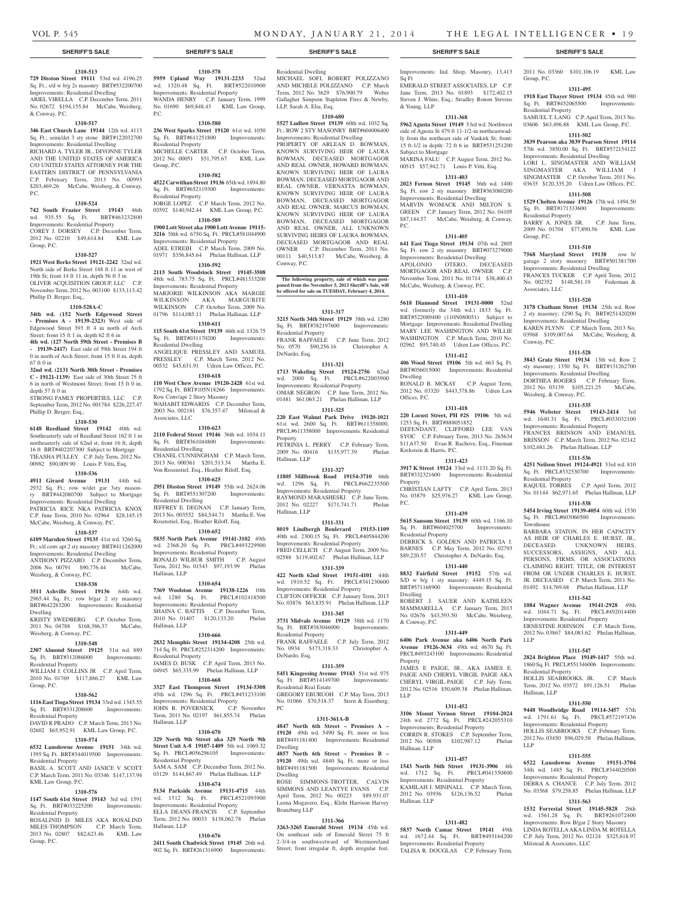# SHERIFF'S SALE

**1310-513**

**729 Disston Street 19111** 53rd wd. 4196.25 Sq. Ft.; s/d w b/g 2s masonry BRT#532200700 Improvements: Residential Dwelling

ARIEL VIRELLA C.P. December Term, 2011 No. 02672 $194,155.84 McCabe, Weisberg, & Conway, P.C.

**1310-517**

**346 East Church Lane 19144** 12th wd. 4113 Sq. Ft.; semi/det 3 sty stone BRT#122032700 Improvements: Residential Dwelling

RICHARD A. TYLER JR., DIVONNE TYLER AND THE UNITED STATES OF AMERICA C/O UNITED STATES ATTORNEY FOR THE EASTERN DISTRICT OF PENNSYLVANIA C.P. February Term, 2013 No. 00993 $203,469.26 McCabe, Weisberg & Conway, P.C.

**1310-524**

**742 South Frazier Street 19143** 46th wd. 935.55 Sq. Ft. BRT#463232800 Improvements: Residential Property

COREY J. DORSEY C.P. December Term, 2012 No. 02210 $49,614.84 KML Law Group, P.C.

**1310-527**

**1921 West Berks Street 19121-2242** 32nd wd. North side of Berks Street 148 ft 11 in west of 19th St; front 14 ft 11 in, depth 56 ft 3 in

OLIVER ACQUISITION GROUP, LLC C.P. November Term, 2012 No. 003100 $133,113.42 Phillip D. Berger, Esq.,

**1310-528A-C**

**34th wd. (152 North Edgewood Street - Premises A - 19139-2323)** West side of Edgewood Street 393 ft 4 in north of Arch Street; front 15 ft 1 in, depth 62 ft 6 in

**4th wd. (127 North 59th Street - Premises B - 19139-2417)** East side of 59th Street 194 ft 0 in north of Arch Street; front 15 ft 0 in, depth 67 ft 0 in

**32nd wd. (2131 North 30th Street - Premises C - 19121-1139)** East side of 30th Street 75 ft 6 in north of Westmont Street; front 15 ft 0 in, depth 57 ft 0 in

STRONG FAMILY PROPERTIES, LLC C.P. September Term, 2012 No. 001784 $226,227.47 Phillip D. Berger, Esq.,

**1310-530**

**6148 Reedland Street 19142** 40th wd. Southeasterly side of Reedland Street 162 ft 1 in northeasterly side of 62nd st; front 16 ft, depth 16 ft BRT#402207300 Subject to Mortgage

TIEASHA PULLEY C.P. July Term, 2012 No. 00982 $90,009.90 Louis P. Vitti, Esq.

**1310-536**

**4911 Girard Avenue 19131** 44th wd. 2932 Sq. Ft.; row w/det gar 3sty masonry BRT#442080700 Subject to Mortgage Improvements: Residential Dwelling

PATRICIA RICE NKA PATRICIA KNOX C.P. June Term, 2010 No. 02964 $28,145.15 McCabe, Weisberg, & Conway, P.C.

**1310-537**

**6109 Marsden Street 19135** 41st wd. 3260 Sq. Ft.; s/d conv apt 2 sty masonry BRT#411262000 Improvements: Residential Dwelling

ANTHONY PIZZARO C.P. December Term, 2006 No. 00791 $90,776.44 McCabe, Weisberg, & Conway, P.C.

**1310-538**

**3511 Ashville Street 19136** 64th wd. 2965.44 Sq. Ft.; row b/gar 2 sty masonry BRT#642283200 Improvements: Residential Dwelling

KRISTY SWEDBERG C.P. October Term, 2011 No. 04788 $168,386.37 McCabe, Weisberg, & Conway, P.C.

**1310-548**

**2307 Almond Street 19125** 31st wd. 889 Sq. Ft. BRT#312086000 Improvements: Residential Property

WILLIAM J. COLLINS JR C.P. April Term, 2010 No. 01769 $117,886.27 KML Law Group, P.C.

**1310-562**

**1116 East Tioga Street 19134** 33rd wd. 1345.55 Sq. Ft. BRT#331208600 Improvements: Residential Property

DAVID R PRADO C.P. March Term, 2013 No. 02602 $65,952.91 KML Law Group, P.C.

**1310-574**

**6532 Lansdowne Avenue 19151** 34th wd. 1395 Sq. Ft. BRT#344019500 Improvements: Residential Property

BASIL A. SCOTT AND JANICE V SCOTT C.P. March Term, 2011 No. 03346 $147,137.94 KML Law Group, P.C.

**1310-576**

**1147 South 61st Street 19143** 3rd wd. 1591 Sq. Ft. BRT#033225200 Improvements: Residential Property

ROSALINID D. MILES AKA ROSALIND MILES-THOMPSON C.P. March Term, 2013 No. 02807 $82,623.46 KML Law Group, P.C.

**1310-578**

**5959 Upland Way 19131-2233** 52nd wd. 1320.48 Sq. Ft. BRT#522010900 Improvements: Residential Property

WANDA HENRY C.P. January Term, 1999 No. 01690 $69,848.43 KML Law Group, P.C.

**1310-580**

**236 West Sparks Street 19120** 61st wd. 1050 Sq. Ft. BRT#611251800 Improvements: Residential Property

MICHELLE CARTER C.P. October Term, 2012 No. 00051 $51,795.67 KML Law Group, P.C.

**1310-582**

**4522 Carwithan Street 19136** 65th wd. 1894.80 Sq. Ft. BRT#652119300 Improvements: Residential Property

JORGE LOPEZ C.P. March Term, 2012 No. 03592 $140,942.44 KML Law Group, P.C.

**1310-589**

**1900 Lott Street aka 1900 Lott Avenue 19115-3216** 58th wd. 6750 Sq. Ft. PRCL#581044900 Improvements: Residential Property

ADEL ETREIH C.P. March Term, 2009 No. 01971 $356,845.64 Phelan Hallinan, LLP

**1310-592**

**2115 South Woodstock Street 19145-3508** 48th wd. 783.75 Sq. Ft. PRCL#481333200 Improvements: Residential Property

MARJORIE WILKINSON AKA MARGIE WILKINSON AKA MARGURITE WILKINSON C.P. October Term, 2009 No. 01796 $114,085.11 Phelan Hallinan, LLP

**1310-611**

**115 South 61st Street 19139** 46th wd. 1326.75 Sq. Ft. BRT#031170200 Improvements: Residential Dwelling

ANGELIQUE PRESSLEY AND SAMUEL PRESSLEY C.P. June Term, 2012 No. 00532 $45,631.91 Udren Law Offices, P.C.

**1310-618**

**110 West Chew Avenue 19120-2428** 61st wd. 1792 Sq. Ft. BRT#105N18266 Improvements: Row Conv/apr 2 Story Masonry

WAHABIT EDWARDS C.P. December Term, 2003 No. 002181 $76,357.47 Milstead & Associates, LLC

**1310-623**

**2110 Federal Street 19146** 36th wd. 1034.11 Sq. Ft. BRT#361044800 Improvements: Residential Dwelling

CHANEL CUNNINGHAM C.P. March Term, 2013 No. 000361 $201,513.34 Martha E. Von Rosenstiel, Esq., Heather Riloff, Esq.

**1310-625**

**2951 Disston Street 19149** 55th wd. 2624.06 Sq. Ft. BRT#551307200 Improvements: Residential Dwelling

JEFFREY E. DEGNAN C.P. January Term, 2013 No. 003552 $84,544.71 Martha E. Von Rosenstiel, Esq., Heather Riloff, Esq.

**1310-652**

**5835 North Park Avenue 19141-3102** 49th wd. 2368.20 Sq. Ft. PRCL#493229900 Improvements: Residential Property

RONALD WILBUR SMITH C.P. August Term, 2012 No. 01543 $97,193.99 Phelan Hallinan, LLP

**1310-654**

**7369 Woolston Avenue 19138-1226** 10th wd. 1280 Sq. Ft. PRCL#102418500 Improvements: Residential Property

SHAINA C. BATTIS C.P. December Term, 2010 No. 01407 $120,133.20 Phelan Hallinan, LLP

**1310-666**

**2832 Memphis Street 19134-4208** 25th wd. 714 Sq. Ft. PRCL#252314200 Improvements: Residential Property

JAMES D. BUSK C.P. April Term, 2013 No. 04945 $65,335.99 Phelan Hallinan, LLP

**1310-668**

**3327 East Thompson Street 19134-5308** 45th wd. 1296 Sq. Ft. PRCL#451233100 Improvements: Residential Property

JOHN R. POVERNICK C.P. November Term, 2011 No. 02197 $61,855.74 Phelan Hallinan, LLP

**1310-670**

**329 North 9th Street aka 329 North 9th Street Unit A-8 19107-1409** 5th wd. 1069.32 Sq. Ft. PRCL#056296105 Improvements: Residential Property

SAM A. SAM C.P. December Term, 2012 No. 03129 $144,867.49 Phelan Hallinan, LLP

**1310-674**

**5134 Parkside Avenue 19131-4715** 44th wd. 1312 Sq. Ft. PRCL#521093900 Improvements: Residential Property

ELLA DEANS-FRANCIS C.P. September Term, 2012 No. 00033 $138,062.78 Phelan Hallinan, LLP

**1310-676**

**2411 South Chadwick Street 19145** 26th wd. 902 Sq. Ft. BRT#261316900 Improvements: Residential Dwelling

MICHAEL SOFI, ROBERT POLIZZANO AND MICHELE POLIZZANO C.P. March Term, 2012 No. 3629 $76,900.79 Weber Gallagher Simpson Stapleton Fires & Newby, LLP, Sarah A. Elia, Esq.

**1310-680**

**5527 Ludlow Street 19139** 60th wd. 1032 Sq. Ft.; ROW 2 STY MASONRY BRT#604006400 Improvements: Residential Dwelling

PROPERTY OF ARLEAN D. BOWMAN, KNOWN SURVIVING HEIR OF LAURA BOWMAN, DECEASED MORTGAGOR AND REAL OWNER, HOWARD BOWMAN, KNOWN SURVIVING HEIR OF LAURA BOWMAN, DECEASED MORTGAGOR AND REAL OWNER, VERNATTA BOWMAN, KNOWN SURVIVING HEIR OF LAURA BOWMAN, DECEASED MORTGAGOR AND REAL OWNER, MARCUS BOWMAN, KNOWN SURVIVING HEIR OF LAURA BOWMAN, DECEASED MORTGAGOR AND REAL OWNER, ALL UNKNOWN SURVIVING HEIRS OF LAURA BOWMAN, DECEASED MORTGAGOR AND REAL OWNER C.P. December Term, 2011 No. 00111 $40,513.87 McCabe, Weisberg, & Conway, P.C.

**The following property, sale of which was postponed from the November 5, 2013 Sheriff's Sale, will be offered for sale on TUESDAY, February 4, 2014.**

**1311-317**

**3215 North 34th Street 19129** 38th wd. 1280 Sq. Ft. BRT#382197600 Improvements: Residential Property

FRANK RAFFAELE C.P. June Term, 2012 No. 0570 $90,256.16 Christopher A. DeNardo, Esq.

**1311-321**

**1713 Wakeling Street 19124-2756** 62nd wd. 2000 Sq. Ft. PRCL#622003900 Improvements: Residential Property

OMAR NEGRON C.P. June Term, 2012 No. 01481 $61,063.21 Phelan Hallinan, LLP

**1311-325**

**220 East Walnut Park Drive 19120-1021** 61st wd. 2600 Sq. Ft. BRT#611358000, PRCL#611358000 Improvements: Residential Property

PETRINIA L. PERRY C.P. February Term, 2009 No. 00416 $135,977.39 Phelan Hallinan, LLP

**1311-327**

**11805 Millbrook Road 19154-3710** 66th wd. 1296 Sq. Ft. PRCL#662235500 Improvements: Residential Property

RAYMOND MARASHESKI C.P. June Term, 2012 No. 02227 $171,741.71 Phelan Hallinan, LLP

**1311-331**

**8019 Lindbergh Boulevard 19153-1109** 40th wd. 2300.15 Sq. Ft. PRCL#405844200 Improvements: Residential Property

FRED CELLICH C.P. August Term, 2009 No. 02588 $119,402.67 Phelan Hallinan, LLP

**1311-339**

**422 North 62nd Street 19151-4101** 44th wd. 1910.52 Sq. Ft. PRCL#341230600 Improvements: Residential Property

CLIFTON OFFICER C.P. January Term, 2013 No. 03876 $63,835.91 Phelan Hallinan, LLP

**1311-345**

**3731 Midvale Avenue 19129** 38th wd. 1170 Sq. Ft. BRT#383046000 Improvements: Residential Property

FRANK RAFFAELE C.P. July Term, 2012 No. 0934 $173,318.33 Christopher A. DeNardo, Esq.

**1311-359**

**5451 Kingsessing Avenue 19143** 51st wd. 975 Sq. Ft. BRT#514149700 Improvements: Residential Real Estate

GREGORY EBURUOH C.P. May Term, 2013 No. 01066 $70,518.37 Stern & Eisenberg, PC

**1311-361A-B**

**4847 North 6th Street – Premises A – 19120** 49th wd. 5490 Sq. Ft. more or less BRT#491181400 Improvements: Residential Dwelling

**4857 North 6th Street – Premises B – 19120** 49th wd. 4840 Sq. Ft. more or less BRT#491181500 Improvements: Residential Dwelling

ROSE SIMMONS-TROTTER, CALVIN SIMMONS AND LEANTYE EVANS C.P. April Term, 2012 No. 00223 $89,931.07 Leona Mogavero, Esq., Klehr Harrison Harvey Branzburg LLP

**1311-366**

**3263-3265 Emerald Street 19134** 45th wd. On southeast side of Emerald Street 75 ft 2-3/4-in southwestward of Westmoreland Street; front irregular ft, depth irregular feet. Improvements: Ind. Shop, Masonry, 13,413 Sq Ft

EMERALD STREET ASSOCIATES, LP C.P. June Term, 2013 No. 01893 $172,402.15 Steven J. White, Esq.; Stradley Ronon Stevens & Young, LLP

**1311-368**

**5962 Agusta Street 19149** 53rd wd. Northwest side of Agusta St 479 ft 11-1/2-in northeastwadly from the northeast side of Vankirk St; front: 15 ft-1/2 in depth: 72 ft 6 in BRT#531251200 Subject to Mortgage

MARINA FALU C.P. August Term, 2012 No. 00515 $57,942.71 Louis P. Vitti, Esq.

**1311-403**

**2023 Fernon Street 19145** 36th wd. 1400 Sq. Ft. row 2 sty masonry BRT#363080200 Improvements: Residential Dwelling

MARVIN WOMACK AND MILTON S. GREEN C.P. January Term, 2012 No. 04105 $87,144.57 McCabe, Weisberg, & Conway, P.C.

**1311-405**

**641 East Tioga Street 19134** 07th wd. 2805 Sq. Ft. row 2 sty masonry BRT#073279000 Improvements: Residential Dwelling

APOLONIO OTERO, DECEASED MORTGAGOR AND REAL OWNER C.P. November Term, 2011 No. 01714 $38,400.43 McCabe, Weisberg, & Conway, P.C.

**1311-410**

**5618 Diamond Street 19131-0000** 52nd wd. (formerly the 34th wd.) 1833 Sq. Ft. BRT#522089400 (110N080051) Subject to Mortgage Improvements: Residential Dwelling

MARY LEE WASHINGTON AND WILLIE WASHINGTON C.P. March Term, 2010 No. 02962 $95,740.45 Udren Law Offices, P.C.

**1311-412**

**406 Wood Street 19106** 5th wd. 663 Sq. Ft. BRT#056015000 Improvements: Residential Dwelling

RONALD B. MCKAY C.P. August Term, 2012 No. 03320 $443,378.86 Udren Law Offices, P.C.

**1311-418**

**220 Locust Street, PH #2S 19106** 5th wd. 1253 Sq. Ft. BRT#888051852

DEFENDANT, CLIFFORD LEE VAN SYOC C.P. February Term, 2013 No. 265634 $11,637.50 Evan R. Bachove, Esq., Fineman Krekstein & Harris, P.C.

**1311-423**

**3917 K Street 19124** 33rd wd. 1131.20 Sq. Ft. BRT#332321600 Improvements: Residential Property

CHRISTIAN LAFTY C.P. April Term, 2013 No. 03879 $25,976.27 KML Law Group, P.C.

**1311-439**

**5615 Sansom Street 19139** 60th wd. 1166.10 Sq. Ft. BRT#604025700 Improvements: Residential Property

DERRICK S. GOLDEN AND PATRICIA J. BARNES C.P. May Term, 2012 No. 02793 $89,220.57 Christopher A. DeNardo, Esq.

**1311-440**

**8832 Fairfield Street 19152** 57th wd. S/D w b/g 1 sty masonry; 4449.15 Sq. Ft. BRT#571168900 Improvements: Residential Dwelling

ROBERT J. SAUER AND KATHLEEN MAMMARELLA C.P. January Term, 2013 No. 02676 $43,593.50 McCabe, Weisberg, & Conway, P.C.

**1311-449**

**6406 Park Avenue aka 6406 North Park Avenue 19126-3634** 49th wd. 4670 Sq. Ft. PRCL#493243100 Improvements: Residential Property

JAMES E PAIGE, JR., AKA JAMES E. PAIGE AND CHERYL VIRGIL PAIGE AKA CHERYL VIRGIL-PAIGE C.P. July Term, 2012 No. 02516 $50,609.38 Phelan Hallinan, LLP

**1311-452**

**3106 Mount Vernon Street 19104-2024** 24th wd. 2772 Sq. Ft. PRCL#242055310 Improvements: Residential Property

CORRIN R. STOKES C.P. September Term, 2012 No. 00508 $102,987.12 Phelan Hallinan, LLP

**1311-457**

**1543 North 56th Street 19131-3906** 4th wd. 1712 Sq. Ft. PRCL#041350800 Improvements: Residential Property

KAMILAH J. MINNALL C.P. March Term, 2012 No. 03936 $126,136.52 Phelan Hallinan, LLP

**1311-482**

**5837 North Camac Street 19141** 49th wd. 1672.44 Sq. Ft. BRT#493164200 Improvements: Residential Property

TALISA R. DOUGLAS C.P. February Term, 2011 No. 03360 $101,106.19 KML Law Group, P.C.

**1311-495**

**1918 East Thayer Street 19134** 45th wd. 980 Sq. Ft. BRT#452065500 Improvements: Residential Property

SAMUEL T. LANG C.P. April Term, 2013 No. 03606 $63,496.88 KML Law Group, P.C.

**1311-502**

**3839 Pearson aka 3839 Pearson Street 19114** 57th wd. 3850.00 Sq. Ft. BRT#572154122 Improvements: Residential Dwelling

LORI L. SINGMASTER AND WILLIAM SINGMASTER AKA WILLIAM J SINGMASTER C.P. October Term, 2011 No. 03635 $120,335.20 Udren Law Offices, P.C.

**1311-508**

**1529 Chelten Avenue 19126** 17th wd. 1494.50 Sq. Ft. BRT#171333600 Improvements: Residential Property

BARRY A. JONES SR. C.P. June Term, 2009 No. 01704 $77,890.56 KML Law Group, P.C.

**1311-510**

**7568 Maryland Street 19138** row b/garage 2 story masonry BRT#501381700 Improvements: Residential Dwelling

FRANCES TUCKER C.P. April Term, 2012 No. 002352 $148,581.19 Federman & Associates, LLC

**1311-520**

**3178 Chatham Street 19134** 25th wd. Row 2 sty masonry; 1290 Sq. Ft. BRT#251420200 Improvements: Residential Dwelling

KAREN FLYNN C.P. March Term, 2013 No. 03968 $109,007.64 McCabe, Weisberg, & Conway, P.C.

**1311-528**

**3843 Gratz Street 19134** 13th wd. Row 2 sty masonry; 1350 Sq. Ft. BRT#131262700 Improvements: Residential Dwelling

DORTHEA ROGERS C.P. February Term, 2012 No. 03139 $105,221.25 McCabe, Weisberg, & Conway, P.C.

**1311-535**

**5946 Webster Street 19143-2414** 3rd wd. 1640.31 Sq. Ft. PRCL#033032100 Improvements: Residential Property

FRANCES BRINSON AND EMANUEL BRINSON C.P. March Term, 2012 No. 02142 $102,681.26 Phelan Hallinan, LLP

**1311-536**

**4251 Neilson Street 19124-4921** 33rd wd. 810 Sq. Ft. PRCL#332530700 Improvements: Residential Property

RAQUEL TORRES C.P. April Term, 2012 No. 01144 $62,971.65 Phelan Hallinan, LLP

**1311-538**

**5454 Irving Street 19139-4054** 60th wd. 1530 Sq. Ft. PRCL#603060500 Improvements: Townhouse

BARBARA STATON, IN HER CAPACITY AS HEIR OF CHARLES E. HURST, JR., DECEASED. UNKNOWN HEIRS, SUCCESSORS, ASSIGNS, AND ALL PERSONS, FIRMS, OR ASSOCIATIONS CLAIMING RIGHT, TITLE, OR INTEREST FROM OR UNDER CHARLES E. HURST, JR. DECEASED C.P. March Term, 2011 No. 01492 $14,769.68 Phelan Hallinan, LLP

**1311-542**

**1084 Wagner Avenue 19141-2928** 49th wd. 1044.71 Sq. Ft. PRCL#492014400 Improvements: Residential Property

ERNESTINE JOHNSON C.P. March Term, 2012 No. 03867 $84,083.62 Phelan Hallinan, LLP

**1311-547**

**2824 Brighton Place 19149-1417** 55th wd. 1860 Sq. Ft. PRCL#551346006 Improvements: Residential Property

HOLLIS SEABROOKS, JR. C.P. March Term, 2012 No. 03572 $91,126.51 Phelan Hallinan, LLP

**1311-550**

**9448 Woodbridge Road 19114-3457** 57th wd. 1791.61 Sq. Ft. PRCL#572197436 Improvements: Residential Property

HOLLIS SEABROOKS C.P. February Term, 2012 No. 03450 $96,029.58 Phelan Hallinan, LLP

**1311-555**

**6522 Lansdowne Avenue 19151-3704** 34th wd. 1485 Sq. Ft. PRCL#344020500 Improvements: Residential Property

DEBRA A. CHANCE C.P. July Term, 2012 No. 03568 $79,258.85 Phelan Hallinan, LLP

**1311-563**

**1532 Forrestal Street 19145-5828** 26th wd. 1561.28 Sq. Ft. BRT#261072400 Improvements: Row B/gar 2 Story Masonry

LINDA ROTELLA AKA LINDA M. ROTELLA C.P. July Term, 2012 No. 02124 $325,618.97 Milstead & Associates, LLC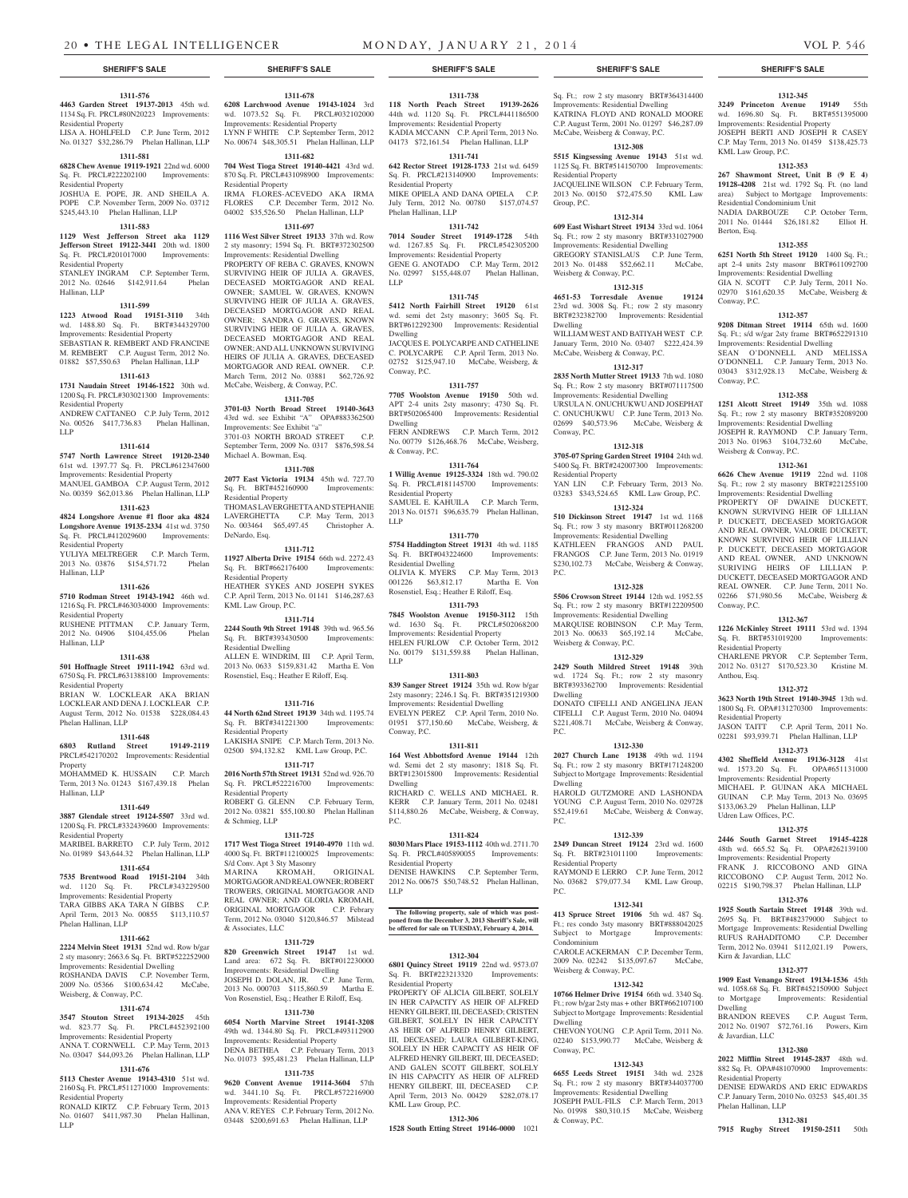## SHERIFF'S SALE

**1311-576**
**4463 Garden Street 19137-2013** 45th wd. 1134 Sq. Ft. PRCL#80N20223 Improvements: Residential Property
LISA A. HOHLFELD C.P. June Term, 2012 No. 01327 $32,286.79 Phelan Hallinan, LLP

**1311-581**
**6828 Chew Avenue 19119-1921** 22nd wd. 6000 Sq. Ft. PRCL#222202100 Improvements: Residential Property
JOSHUA E. POPE, JR. AND SHEILA A. POPE C.P. November Term, 2009 No. 03712 $245,443.10 Phelan Hallinan, LLP

**1311-583**
**1129 West Jefferson Street aka 1129 Jefferson Street 19122-3441** 20th wd. 1800 Sq. Ft. PRCL#201017000 Improvements: Residential Property
STANLEY INGRAM C.P. September Term, 2012 No. 02646 $142,911.64 Phelan Hallinan, LLP

**1311-599**
**1223 Atwood Road 19151-3110** 34th wd. 1488.80 Sq. Ft. BRT#344329700 Improvements: Residential Property
SEBASTIAN R. REMBERT AND FRANCINE M. REMBERT C.P. August Term, 2012 No. 01882 $57,550.63 Phelan Hallinan, LLP

**1311-613**
**1731 Naudain Street 19146-1522** 30th wd. 1200 Sq. Ft. PRCL#303021300 Improvements: Residential Property
ANDREW CATTANEO C.P. July Term, 2012 No. 00526 $417,736.83 Phelan Hallinan, LLP

**1311-614**
**5747 North Lawrence Street 19120-2340** 61st wd. 1397.77 Sq. Ft. PRCL#612347600 Improvements: Residential Property
MANUEL GAMBOA C.P. August Term, 2012 No. 00359 $62,013.86 Phelan Hallinan, LLP

**1311-623**
**4824 Longshore Avenue #1 floor aka 4824 Longshore Avenue 19135-2334** 41st wd. 3750 Sq. Ft. PRCL#412029600 Improvements: Residential Property
YULIYA MELTREGER C.P. March Term, 2013 No. 03876 $154,571.72 Phelan Hallinan, LLP

**1311-626**
**5710 Rodman Street 19143-1942** 46th wd. 1216 Sq. Ft. PRCL#463034000 Improvements: Residential Property
RUSHENE PITTMAN C.P. January Term, 2012 No. 04906 $104,455.06 Phelan Hallinan, LLP

**1311-638**
**501 Hoffnagle Street 19111-1942** 63rd wd. 6750 Sq. Ft. PRCL#631388100 Improvements: Residential Property
BRIAN W. LOCKLEAR AKA BRIAN LOCKLEAR AND DENA J. LOCKLEAR C.P. August Term, 2012 No. 01538 $228,084.43 Phelan Hallinan, LLP

**1311-648**
**6803 Rutland Street 19149-2119** PRCL#542170202 Improvements: Residential Property
MOHAMMED K. HUSSAIN C.P. March Term, 2013 No. 01243 $167,439.18 Phelan Hallinan, LLP

**1311-649**
**3887 Glendale street 19124-5507** 33rd wd. 1200 Sq. Ft. PRCL#332439600 Improvements: Residential Property
MARIBEL BARRETO C.P. July Term, 2012 No. 01989 $43,644.32 Phelan Hallinan, LLP

**1311-654**
**7535 Brentwood Road 19151-2104** 34th wd. 1120 Sq. Ft. PRCL#343229500 Improvements: Residential Property
TARA GIBBS AKA TARA N GIBBS C.P. April Term, 2013 No. 00855 $113,110.57 Phelan Hallinan, LLP

**1311-662**
**2224 Melvin Steet 19131** 52nd wd. Row b/gar 2 sty masonry; 2663.6 Sq. Ft. BRT#522252900 Improvements: Residential Dwelling
ROSHANDA DAVIS C.P. November Term, 2009 No. 05366 $100,634.42 McCabe, Weisberg, & Conway, P.C.

**1311-674**
**3547 Stouton Street 19134-2025** 45th wd. 823.77 Sq. Ft. PRCL#452392100 Improvements: Residential Property
ANNA T. CORNWELL C.P. May Term, 2013 No. 03047 $44,093.26 Phelan Hallinan, LLP

**1311-676**
**5113 Chester Avenue 19143-4310** 51st wd. 2160 Sq. Ft. PRCL#511271000 Improvements: Residential Property
RONALD KIRTZ C.P. February Term, 2013 No. 01607 $411,987.30 Phelan Hallinan, LLP

**1311-678**
**6208 Larchwood Avenue 19143-1024** 3rd wd. 1073.52 Sq. Ft. PRCL#032102000 Improvements: Residential Property
LYNN F WHITE C.P. September Term, 2012 No. 00674 $48,305.51 Phelan Hallinan, LLP

**1311-682**
**704 West Tioga Street 19140-4421** 43rd wd. 870 Sq. Ft. PRCL#431098900 Improvements: Residential Property
IRMA FLORES-ACEVEDO AKA IRMA FLORES C.P. December Term, 2012 No. 04002 $35,526.50 Phelan Hallinan, LLP

**1311-697**
**1116 West Silver Street 19133** 37th wd. Row 2 sty masonry; 1594 Sq. Ft. BRT#372302500 Improvements: Residential Dwelling
PROPERTY OF REBA C. GRAVES, KNOWN SURVIVING HEIR OF JULIA A. GRAVES, DECEASED MORTGAGOR AND REAL OWNER; SAMUEL W. GRAVES, KNOWN SURVIVING HEIR OF JULIA A. GRAVES, DECEASED MORTGAGOR AND REAL OWNER; SANDRA G. GRAVES, KNOWN SURVIVING HEIR OF JULIA A. GRAVES, DECEASED MORTGAGOR AND REAL OWNER; AND ALL UNKNOWN SURVIVING HEIRS OF JULIA A. GRAVES, DECEASED MORTGAGOR AND REAL OWNER. C.P. March Term, 2012 No. 03881 $62,726.92 McCabe, Weisberg, & Conway, P.C.

**1311-705**
**3701-03 North Broad Street 19140-3643** 43rd wd. see Exhibit "A" OPA#883362500 Improvements: See Exhibit "a"
3701-03 NORTH BROAD STREET C.P. September Term, 2009 No. 0317 $876,598.54 Michael A. Bowman, Esq.

**1311-708**
**2077 East Victoria 19134** 45th wd. 727.70 Sq. Ft. BRT#452160900 Improvements: Residential Property
THOMAS LAVERGHETTA AND STEPHANIE LAVERGHETTA C.P. May Term, 2013 No. 003464 $65,497.45 Christopher A. DeNardo, Esq.

**1311-712**
**11927 Alberta Drive 19154** 66th wd. 2272.43 Sq. Ft. BRT#662176400 Improvements: Residential Property
HEATHER SYKES AND JOSEPH SYKES C.P. April Term, 2013 No. 01141 $146,287.63 KML Law Group, P.C.

**1311-714**
**2244 South 9th Street 19148** 39th wd. 965.56 Sq. Ft. BRT#393430500 Improvements: Residential Dwelling
ALLEN E. WINDRIM, III C.P. April Term, 2013 No. 0633 $159,831.42 Martha E. Von Rosenstiel, Esq.; Heather E Riloff, Esq.

**1311-716**
**44 North 62nd Street 19139** 34th wd. 1195.74 Sq. Ft. BRT#341221300 Improvements: Residential Property
LAKISHA SNIPE C.P. March Term, 2013 No. 02500 $94,132.82 KML Law Group, P.C.

**1311-717**
**2016 North 57th Street 19131** 52nd wd. 926.70 Sq. Ft. PRCL#522216700 Improvements: Residential Property
ROBERT G. GLENN C.P. February Term, 2012 No. 03821 $55,100.80 Phelan Hallinan & Schmieg, LLP

**1311-725**
**1717 West Tioga Street 19140-4970** 11th wd. 4000 Sq. Ft. BRT#112100025 Improvements: S/d Conv. Apt 3 Sty Masonry
MARINA KROMAH, ORIGINAL MORTGAGOR AND REAL OWNER; ROBERT TROWERS, ORIGINAL MORTGAGOR AND REAL OWNER; AND GLORIA KROMAH, ORIGINAL MORTGAGOR C.P. Febrary Term, 2012 No. 03040 $120,846.57 Milstead & Associates, LLC

**1311-729**
**820 Greenwich Street 19147** 1st wd. Land area: 672 Sq. Ft. BRT#012230000 Improvements: Residential Dwelling
JOSEPH D. DOLAN, JR. C.P. June Term, 2013 No. 000703 $115,860.59 Martha E. Von Rosenstiel, Esq.; Heather E Riloff, Esq.

**1311-730**
**6054 North Marvine Street 19141-3208** 49th wd. 1344.80 Sq. Ft. PRCL#493112900 Improvements: Residential Property
DENA BETHEA C.P. February Term, 2013 No. 01073 $95,481.23 Phelan Hallinan, LLP

**1311-735**
**9620 Convent Avenue 19114-3604** 57th wd. 3441.10 Sq. Ft. PRCL#572216900 Improvements: Residential Property
ANA V. REYES C.P. February Term, 2012 No. 03448 $200,691.63 Phelan Hallinan, LLP

**1311-738**
**118 North Peach Street 19139-2626** 44th wd. 1120 Sq. Ft. PRCL#441186500 Improvements: Residential Property
KADIA MCCANN C.P. April Term, 2013 No. 04173 $72,161.54 Phelan Hallinan, LLP

**1311-741**
**642 Rector Street 19128-1733** 21st wd. 6459 Sq. Ft. PRCL#213140900 Improvements: Residential Property
MIKE OPIELA AND DANA OPIELA C.P. July Term, 2012 No. 00780 $157,074.57 Phelan Hallinan, LLP

**1311-742**
**7014 Souder Street 19149-1728** 54th wd. 1267.85 Sq. Ft. PRCL#542305200 Improvements: Residential Property
GENE G. ANOTADO C.P. May Term, 2012 No. 02997 $155,448.07 Phelan Hallinan, LLP

**1311-745**
**5412 North Fairhill Street 19120** 61st wd. semi det 2sty masonry; 3605 Sq. Ft. BRT#612292300 Improvements: Residential Dwelling
JACQUES E. POLYCARPE AND CATHELINE C. POLYCARPE C.P. April Term, 2013 No. 02752 $125,947.10 McCabe, Weisberg, & Conway, P.C.

**1311-757**
**7705 Woolston Avenue 19150** 50th wd. APT 2-4 units 2sty masonry; 4730 Sq. Ft. BRT#502065400 Improvements: Residential Dwelling
FERN ANDREWS C.P. March Term, 2012 No. 00779 $126,468.76 McCabe, Weisberg, & Conway, P.C.

**1311-764**
**1 Willig Avenue 19125-3324** 18th wd. 790.02 Sq. Ft. PRCL#181145700 Improvements: Residential Property
SAMUEL E. KAHUILA C.P. March Term, 2013 No. 01571 $96,635.79 Phelan Hallinan, LLP

**1311-770**
**5754 Haddington Street 19131** 4th wd. 1185 Sq. Ft. BRT#043224600 Improvements: Residential Dwelling
OLIVIA K. MYERS C.P. May Term, 2013 001226 $63,812.17 Martha E. Von Rosenstiel, Esq.; Heather E Riloff, Esq.

**1311-793**
**7845 Woolston Avenue 19150-3112** 15th wd. 1630 Sq. Ft. PRCL#502068200 Improvements: Residential Property
HELEN FURLOW C.P. October Term, 2012 No. 00179 $131,559.88 Phelan Hallinan, LLP

**1311-803**
**839 Sanger Street 19124** 35th wd. Row b/gar 2sty masonry; 2246.1 Sq. Ft. BRT#351219300 Improvements: Residential Dwelling
EVELYN PEREZ C.P. April Term, 2010 No. 01951 $77,150.60 McCabe, Weisberg, & Conway, P.C.

**1311-811**
**164 West Abbottsford Avenue 19144** 12th wd. Semi det 2 sty masonry; 1818 Sq. Ft. BRT#123015800 Improvements: Residential Dwelling
RICHARD C. WELLS AND MICHAEL R. KERR C.P. January Term, 2011 No. 02481 $114,880.26 McCabe, Weisberg, & Conway, P.C.

**1311-824**
**8030 Mars Place 19153-1112** 40th wd. 2711.70 Sq. Ft. PRCL#405890055 Improvements: Residential Property
DENISE HAWKINS C.P. September Term, 2012 No. 00675 $50,748.52 Phelan Hallinan, LLP

**The following property, sale of which was postponed from the December 3, 2013 Sheriff's Sale, will be offered for sale on TUESDAY, February 4, 2014.**

**1312-304**
**6801 Quincy Street 19119** 22nd wd. 9573.07 Sq. Ft. BRT#223213320 Improvements: Residential Property
PROPERTY OF ALICIA GILBERT, SOLELY IN HER CAPACITY AS HEIR OF ALFRED HENRY GILBERT, III, DECEASED; CRISTEN GILBERT, SOLELY IN HER CAPACITY AS HEIR OF ALFRED HENRY GILBERT, III, DECEASED; LAURA GILBERT-KING, SOLELY IN HER CAPACITY AS HEIR OF ALFRED HENRY GILBERT, III, DECEASED; AND GALEN SCOTT GILBERT, SOLELY IN HIS CAPACITY AS HEIR OF ALFRED HENRY GILBERT, III, DECEASED C.P. April Term, 2013 No. 00429 $282,078.17 KML Law Group, P.C.

**1312-306**
**1528 South Etting Street 19146-0000** 1021 Sq. Ft.; row 2 sty masonry BRT#364314400 Improvements: Residential Dwelling
KATRINA FLOYD AND RONALD MOORE C.P. August Term, 2001 No. 01297 $46,287.09 McCabe, Weisberg & Conway, P.C.

**1312-308**
**5515 Kingsessing Avenue 19143** 51st wd. 1125 Sq. Ft. BRT#514150700 Improvements: Residential Property
JACQUELINE WILSON C.P. February Term, 2013 No. 00150 $72,475.50 KML Law Group, P.C.

**1312-314**
**609 East Wishart Street 19134** 33rd wd. 1064 Sq. Ft.; row 2 sty masonry BRT#331027900 Improvements: Residential Dwelling
GREGORY STANISLAUS C.P. June Term, 2013 No. 01488 $52,662.11 McCabe, Weisberg & Conway, P.C.

**1312-315**
**4651-53 Torresdale Avenue 19124** 23rd wd. 3008 Sq. Ft.; row 2 sty masonry BRT#232382700 Improvements: Residential Dwelling
WILLIAM WEST AND BATIYAH WEST C.P. January Term, 2010 No. 03407 $222,424.39 McCabe, Weisberg & Conway, P.C.

**1312-317**
**2835 North Mutter Street 19133** 7th wd. 1080 Sq. Ft.; Row 2 sty masonry BRT#071117500 Improvements: Residential Dwelling
URSULA N. ONUCHUKWU AND JOSEPHAT C. ONUCHUKWU C.P. June Term, 2013 No. 02699 $40,573.96 McCabe, Weisberg & Conway, P.C.

**1312-318**
**3705-07 Spring Garden Street 19104** 24th wd. 5400 Sq. Ft. BRT#242007300 Improvements: Residential Property
YAN LIN C.P. February Term, 2013 No. 03283 $343,524.65 KML Law Group, P.C.

**1312-324**
**510 Dickinson Street 19147** 1st wd. 1168 Sq. Ft.; row 3 sty masonry BRT#011268200 Improvements: Residential Dwelling
KATHLEEN FRANGOS AND PAUL FRANGOS C.P. June Term, 2013 No. 01919 $230,102.73 McCabe, Weisberg & Conway, P.C.

**1312-328**
**5506 Crowson Street 19144** 12th wd. 1952.55 Sq. Ft.; row 2 sty masonry BRT#122209500 Improvements: Residential Dwelling
MARQUISE ROBINSON C.P. May Term, 2013 No. 00633 $65,192.14 McCabe, Weisberg & Conway, P.C.

**1312-329**
**2429 South Mildred Street 19148** 39th wd. 1724 Sq. Ft.; row 2 sty masonry BRT#393362700 Improvements: Residential Dwelling
DONATO CIFELLI AND ANGELINA JEAN CIFELLI C.P. August Term, 2010 No. 04094 $221,408.71 McCabe, Weisberg & Conway, P.C.

**1312-330**
**2027 Church Lane 19138** 49th wd. 1194 Sq. Ft.; row 2 sty masonry BRT#171248200 Subject to Mortgage Improvements: Residential Dwelling
HAROLD GUTZMORE AND LASHONDA YOUNG C.P. August Term, 2010 No. 029728 $52,419.61 McCabe, Weisberg & Conway, P.C.

**1312-339**
**2349 Duncan Street 19124** 23rd wd. 1600 Sq. Ft. BRT#231011100 Improvements: Residential Property
RAYMOND E LERRO C.P. June Term, 2012 No. 03682 $79,077.34 KML Law Group, P.C.

**1312-341**
**413 Spruce Street 19106** 5th wd. 487 Sq. Ft.; res condo 3sty masonry BRT#888042025 Subject to Mortgage Improvements: Condominium
CAROLE ACKERMAN C.P. December Term, 2009 No. 02242 $135,097.67 McCabe, Weisberg & Conway, P.C.

**1312-342**
**10766 Helmer Drive 19154** 66th wd. 3340 Sq. Ft.; row b/gar 2sty mas + other BRT#662107100 Subject to Mortgage Improvements: Residential Dwelling
CHEVON YOUNG C.P. April Term, 2011 No. 02240 $153,990.77 McCabe, Weisberg & Conway, P.C.

**1312-343**
**6655 Leeds Street 19151** 34th wd. 2328 Sq. Ft.; row 2 sty masonry BRT#344037700 Improvements: Residential Dwelling
JOSEPH PAUL-FILS C.P. March Term, 2013 No. 01998 $80,310.15 McCabe, Weisberg & Conway, P.C.

**1312-345**
**3249 Princeton Avenue 19149** 55th wd. 1696.80 Sq. Ft. BRT#551395000 Improvements: Residential Property
JOSEPH BERTI AND JOSEPH R CASEY C.P. May Term, 2013 No. 01459 $138,425.73 KML Law Group, P.C.

**1312-353**
**267 Shawmont Street, Unit B (9 E 4) 19128-4208** 21st wd. 1792 Sq. Ft. (no land area) Subject to Mortgage Improvements: Residential Condominium Unit
NADIA DARBOUZE C.P. October Term, 2011 No. 01444 $26,181.82 Elliot H. Berton, Esq.

**1312-355**
**6251 North 5th Street 19120** 1400 Sq. Ft.; apt 2-4 units 2sty masonr BRT#611092700 Improvements: Residential Dwelling
GIA N. SCOTT C.P. July Term, 2011 No. 02970 $161,620.35 McCabe, Weisberg & Conway, P.C.

**1312-357**
**9208 Ditman Street 19114** 65th wd. 1600 Sq. Ft.; s/d w/gar 2sty frame BRT#652291310 Improvements: Residential Dwelling
SEAN O'DONNELL AND MELISSA O'DONNELL C.P. January Term, 2013 No. 03043 $312,928.13 McCabe, Weisberg & Conway, P.C.

**1312-358**
**1251 Alcott Street 19149** 35th wd. 1088 Sq. Ft.; row 2 sty masonry BRT#352089200 Improvements: Residential Dwelling
JOSEPH R. RAYMOND C.P. January Term, 2013 No. 01963 $104,732.60 McCabe, Weisberg & Conway, P.C.

**1312-361**
**6626 Chew Avenue 19119** 22nd wd. 1108 Sq. Ft.; row 2 sty masonry BRT#221255100 Improvements: Residential Dwelling
PROPERTY OF DWAINE DUCKETT, KNOWN SURVIVING HEIR OF LILLIAN P. DUCKETT, DECEASED MORTGAGOR AND REAL OWNER, VALORIE DUCKETT, KNOWN SURVIVING HEIR OF LILLIAN P. DUCKETT, DECEASED MORTGAGOR AND REAL OWNER, AND UNKNOWN SURIVING HEIRS OF LILLIAN P. DUCKETT, DECEASED MORTGAGOR AND REAL OWNER. C.P. June Term, 2011 No. 02266 $71,980.56 McCabe, Weisberg & Conway, P.C.

**1312-367**
**1226 McKinley Street 19111** 53rd wd. 1394 Sq. Ft. BRT#531019200 Improvements: Residential Property
CHARLENE PRYOR C.P. September Term, 2012 No. 03127 $170,523.30 Kristine M. Anthou, Esq.

**1312-372**
**3623 North 19th Street 19140-3945** 13th wd. 1800 Sq. Ft. OPA#131270300 Improvements: Residential Property
JASON TAITT C.P. April Term, 2011 No. 02281 $93,939.71 Phelan Hallinan, LLP

**1312-373**
**4302 Sheffield Avenue 19136-3128** 41st wd. 1573.20 Sq. Ft. OPA#651131000 Improvements: Residential Property
MICHAEL P. GUINAN AKA MICHAEL GUINAN C.P. May Term, 2013 No. 03695 $133,063.29 Phelan Hallinan, LLP Udren Law Offices, P.C.

**1312-375**
**2446 South Garnet Street 19145-4228** 48th wd. 665.52 Sq. Ft. OPA#262139100 Improvements: Residential Property
FRANK J. RICCOBONO AND GINA RICCOBONO C.P. August Term, 2012 No. 02215 $190,798.37 Phelan Hallinan, LLP

**1312-376**
**1925 South Sartain Street 19148** 39th wd. 2695 Sq. Ft. BRT#482379000 Subject to Mortgage Improvements: Residential Dwelling
RUFUS RAHADITOMO C.P. December Term, 2012 No. 03941 $112,021.19 Powers, Kirn & Javardian, LLC

**1312-377**
**1909 East Venango Street 19134-1536** 45th wd. 1058.68 Sq. Ft. BRT#452150900 Subject to Mortgage Improvements: Residential Dwelling
BRANDON REEVES C.P. August Term, 2012 No. 01907 $72,761.16 Powers, Kirn & Javardian, LLC

**1312-380**
**2022 Mifflin Street 19145-2837** 48th wd. 882 Sq. Ft. OPA#481070900 Improvements: Residential Property
DENISE EDWARDS AND ERIC EDWARDS C.P. January Term, 2010 No. 03253 $45,401.35 Phelan Hallinan, LLP

**1312-381**
**7915 Rugby Street 19150-2511** 50th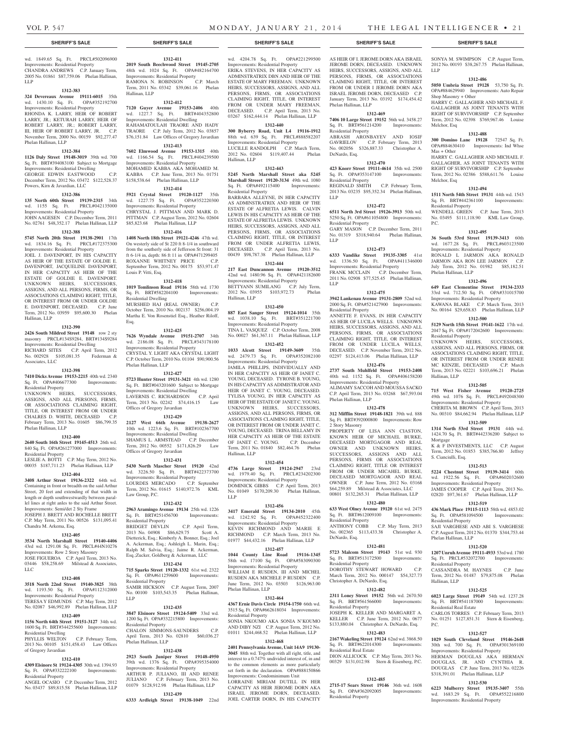wd. 1849.65 Sq. Ft. PRCL#502096900 Improvements: Residential Property
CHANDRA ANDREWS C.P. January Term, 2005 No. 01861 $87,759.06 Phelan Hallinan, LLP

**1312-383**

**324 Devereaux Avenue 19111-6015** 35th wd. 1430.10 Sq. Ft. OPA#352192700 Improvements: Residential Property
RHONDA K. LARRY, HEIR OF ROBERT LARRY, JR.; KETURAH LARRY, HEIR OF ROBERT LARRY, JR.; ROBERT LARRY, III, HEIR OF ROBERT LARRY, JR. C.P. November Term, 2000 No. 00159 $92,277.47 Phelan Hallinan, LLP

**1312-384**

**1126 Daly Street 19148-3019** 39th wd. 700 Sq. Ft. BRT#394083100 Subject to Mortgage Improvements: Residential Dwelling
GEORGE EDWIN EASTWOOD C.P. December Term, 2012 No. 03472 $122,528.37 Powers, Kirn & Javardian, LLC

**1312-386**

**135 North 60th Street 19139-2315** 34th wd. 1155 Sq. Ft. PRCL#042135000 Improvements: Residential Property
JOHN AAGESEN C.P. December Term, 2011 No. 02761 $48,352.17 Phelan Hallinan, LLP

**1312-388**

**5745 North 20th Street 19138-2901** 17th wd. 1834.16 Sq. Ft. PRCL#172375300 Improvements: Residential Property
JOEL J. DAVENPORT, IN HIS CAPACITY AS HEIR OF THE ESTATE OF GOLDIE E. DAVENPORT, JACQUELINE DAVENPORT, IN HER CAPACITY AS HEIR OF THE ESTATE OF GOLDIE E. DAVENPORT. UNKNOWN HEIRS, SUCCESSORS, ASSIGNS, AND ALL PERSONS, FIRMS, OR ASSOCIATIONS CLAIMING RIGHT, TITLE, OR INTEREST FROM OR UNDER GOLDIE E. DAVENPORT, DECEASED. C.P. June Term, 2012 No. 03959 $95,600.30 Phelan Hallinan, LLP

**1312-390**

**2426 South Mildred Street 19148** row 2 sty masonry PRCL#134S9284, BRT#134S9284 Improvements: Residential Dwelling
RICHARD SITES C.P. April Term, 2012 No. 002928 $105,081.35 Federman & Associates, LLC

**1312-398**

**7410 Dicks Avenue 19153-2215** 40th wd. 2340 Sq. Ft. OPA#406677300 Improvements: Residential Property
UNKNOWN HEIRS, SUCCESSORS, ASSIGNS, AND ALL PERSONS, FIRMS, OR ASSOCIATIONS CLAIMING RIGHT, TITLE, OR INTEREST FROM OR UNDER CHALRES D. WHITE, DECEASED C.P. February Term, 2013 No. 01605 $86,799.35 Phelan Hallinan, LLP

**1312-400**

**2640 South 16th Street 19145-4513** 26th wd. 840 Sq. Ft. OPA#261277000 Improvements: Residential Property
LESLIE A. BOTTI C.P. May Term, 2012 No. 00035 $187,711.23 Phelan Hallinan, LLP

**1312-404**

**3408 Arthur Street 19136-2322** 64th wd. Containing in front or breadth on the said Arthur Street, 20 feet and extending of that width in length or depth southwestwardly between parallel lines at right anles to the said Arthur Street. Improvements: Semi/det 2 Sty Frame
JOSEPH J. BRETT AND ROCHELLE BRETT C.P. May Term, 2011 No. 00526 $131,095.41 Chandra M. Arkema, Esq.

**1312-405**

**3534 North Marshall Street 19140-4406** 43rd wd. 1291.08 Sq. Ft. PRCL#44N10276 Improvements: Row 2 Story Masonry
JOSE FIGUEROA C.P. April Term, 2013 No. 03446 $58,258.69 Milstead & Associates, LLC

**1312-408**

**3518 North 22nd Street 19140-3825** 38th wd. 1193.50 Sq. Ft. OPA#112312000 Improvements: Residential Property
TERESA Y EDMUNDS C.P. May Term, 2012 No. 02087 $46,992.89 Phelan Hallinan, LLP

**1312-409**

**1156 North 64th Street 19151-3127** 34th wd. 1600 Sq. Ft. BRT#344255600 Improvements: Residential Dwelling
PHYLLIS WELTON C.P. February Term, 2013 No. 00105 $151,458.43 Law Offices of Gregory Javardian

**1312-410**

**4309 Elsinore St 19124-4305** 30th wd. 1394.93 Sq. Ft. OPA#332222100 Improvements: Residential Property
ANGEL OCASIO C.P. December Term, 2012 No. 03437 $89,815.58 Phelan Hallinan, LLP

**1312-411**

**2019 South Beechwood Street 19145-2705** 48th wd. 1024 Sq. Ft. OPA#482164700 Improvements: Residential Property
RAMONA N. ROBINSON C.P. March Term, 2011 No. 03342 $39,061.16 Phelan Hallinan, LLP

**1312-412**

**7120 Guyer Avenue 19153-2406** 40th wd. 1227.7 Sq. Ft. BRT#404352800 Improvements: Residential Dwelling
RAHAMATOULAH TRAORE AND HADY TRAORE C.P. July Term, 2012 No. 03857 $76,151.84 Law Offices of Gregory Javardian

**1312-413**

**7602 Elmwood Avenue 19153-1315** 40th wd. 1166.54 Sq. Ft. PRCL#404239500 Improvements: Residential Property
MOHAMED KABBA AKA MOHAMED M. KABBA C.P. June Term, 2013 No. 01751 $158,538.64 Phelan Hallinan, LLP

**1312-414**

**5921 Crystal Street 19120-1127** 35th wd. 1227.75 Sq. Ft. OPA#352220300 Improvements: Residential Property
CHRYSTAL J. PITTMAN AND MARK D. PITTMAN C.P. August Term, 2012 No. 02604 $85,823.68 Phelan Hallinan, LLP

**1312-416**

**1408 North 18th Street 19121-4246** 47th wd. On westerly side of St 220 ft 8-1/4 in southward from the southerly side of Jefferson St front: 31 ft 6-1/4 in, depth: 86 ft 11 in OPA#471299405
ROXANNE WHITNEY PRICE C.P. September Term, 2012 No. 00175 $53,971.47 Louis P. Vitti, Esq.

**1312-418**

**1019 Tomlinson Road 19116** 58th wd. 1730 Sq. Ft. BRT#582204100 Improvements: Residential Dwelling
MURSHED HAJ (REAL OWNER) C.P. October Term, 2010 No. 002137 $256,004.19 Martha E. Von Rosenstiel Esq., Heather Riloff, Esq.

**1312-425**

**7626 Wyndale Avenue 19151-2707** 34th wd. 2186.08 Sq. Ft. PRCL#343178100 Improvements: Residential Property
CRYSTAL Y. LIGHT AKA CRYSTAL LIGHT C.P. October Term, 2010 No. 01104 $90,900.56 Phelan Hallinan, LLP

**1312-427**

**5723 Hunter Street 19131-3421** 4th wd. 1280 Sq. Ft. BRT#043201600 Subject to Mortgage Improvements: Residential Dwelling
LAVERNIS C. RICHARDSON C.P. April Term, 2013 No. 02242 $74,416.15 Law Offices of Gregory Javardian

**1312-429**

**2127 West 66th Avenue 19138-2627** 10th wd. 1223.6 Sq. Ft. BRT#102367700 Improvements: Residential Dwelling
SHAMUS L. ARMSTEAD C.P. December Term, 2012 No. 00552 $171,826.29 Law Offices of Gregory Javardian

**1312-431**

**5430 North Mascher Street 19120** 42nd wd. 3226.50 Sq. Ft. BRT#422373700 Improvements: Residential Property
LOURDES MERCADO C.P. September Term, 2012 No. 01615 $140,972.76 KML Law Group, P.C.

**1312-432**

**2963 Aramingo Avenue 19134** 25th wd. 1226 Sq. Ft. BRT#251456700 Improvements: Residential Property
BRIDGET DEVLIN C.P. April Term, 2013 No. 04908 $86,629.75 Scott A. Dietterick, Esq.; Kimberly A. Bonner, Esq.; Joel A. Ackerman, Esq.; Ashleigh L. Marin, Esq.; Ralph M. Salvia, Esq.; Jaime R. Ackerman, Esq.;Zucker, Goldberg & Ackerman, LLC

**1312-434**

**715 Sparks Street 19120-1332** 61st wd. 2322 Sq. Ft. OPA#611259600 Improvements: Residential Property
SAMIR HICKSON C.P. August Term, 2007 No. 00100 $103,543.35 Phelan Hallinan, LLP

**1312-435**

**3847 Elsinore Street 19124-5409** 33rd wd. 1200 Sq. Ft. OPA#332215800 Improvements: Residential Property
CHALON SIMMONS-SAUNDERS C.P. April Term, 2013 No. 02810 $60,036.27 Phelan Hallinan, LLP

**1312-438**

**2923 South Juniper Street 19148-4950** 39th wd. 1376 Sq. Ft. OPA#395354000 Improvements: Residential Property
ARTHUR P. JULIANO, III AND RENEE JULIANO C.P. February Term, 2013 No. 01079 $128,912.98 Phelan Hallinan, LLP

**1312-439**

**6333 Ardleigh Street 19138-1049** 22nd wd. 4204.78 Sq. Ft. OPA#221299500 Improvements: Residential Property
ERIKA STEVENS, IN HER CAPACITY AS ADMINSTRATRIX DBN AND HEIR OF THE ESTATE OF MARY FREEMAN. UNKNOWN HEIRS, SUCCESSORS, ASSIGNS, AND ALL PERSONS, FIRMS, OR ASSOCIATIONS CLAIMING RIGHT, TITLE, OR INTEREST FROM OR UNDER MARY FREEMAN, DECEASED. C.P. April Term, 2013 No. 03267 $162,444.14 Phelan Hallinan, LLP

**1312-440**

**300 Byberry Road, Unit L4 19116-1912** 88th wd. 639 Sq. Ft. PRCL#888582207 Improvements: Residential Property
LUCILLE RANDOLPH C.P. March Term, 2012 No. 02604 $119,407.44 Phelan Hallinan, LLP

**1312-443**

**5245 North Marshall Street aka 5245 Marshall Street 19120-3134** 49th wd. 1080 Sq. Ft. OPA#492115400 Improvements: Residential Property
BARBARA ALLEYNE, IN HER CAPACITY AS ADMINSTRATRIX AND HEIR OF THE ESTATE OF ALFRETIA LEWIS. CALVIN LEWIS IN HIS CAPACITY AS HEIR OF THE ESTATE OF ALFRETIA LEWIS. UNKNOWN HEIRS, SUCCESSORS, ASSIGNS, AND ALL PERSONS, FIRMS, OR ASSOCIATIONS CLAIMING RIGHT, TITLE, OR INTEREST FROM OR UNDER ALFRETIA LEWIS, DECEASED. C.P. April Term, 2013 No. 00439 $98,787.38 Phelan Hallinan, LLP

**1312-444**

**217 East Duncannon Avenue 19120-3512** 42nd wd. 1480.96 Sq. Ft. OPA#421182600 Improvements: Residential Property
BETTYANN SUMILANG C.P. July Term, 2012 No. 03955 $103,972.73 Phelan Hallinan, LLP

**1312-450**

**887 East Sanger Street 19124-1014** 35th wd. 1038.10 Sq. Ft. BRT#351221700 Improvements: Residential Property
TINA L. VASQUEZ C.P. October Term, 2008 No. 00027 $61,367.11 Phelan Hallinan, LLP

**1312-452**

**1033 Alcott Street 19149-3609** 35th wd. 2479.73 Sq. Ft. OPA#352082100 Improvements: Residential Property
JAMILA PHILLIPS, INDIVIDUALLY AND IN HER CAPACITY AS HEIR OF JANET C. YOUNG, DECEASED. TYRONE B. YOUNG, IN HIS CAPACITY AS ADMINISTRATOR AND HEIR OF JANET C. YOUNG, DECEASED. TYLISA YOUNG, IN HER CAPACITY AS HEIR OF THE ESTATE OF JANET C. YOUNG. UNKNOWN HEIRS, SUCCESSORS, ASSIGNS, AND ALL PERSONS, FIRMS, OR ASSOCIATIONS CLAIMING RIGHT, TITLE, OR INTEREST FROM OR UNDER JANET C. YOUNG, DECEASED. TRINA BELLAMY IN HER CAPACITY AS HEIR OF THE ESTATE OF JANET C. YOUNG. C.P. December Term, 2011 No. 01840 $82,464.76 Phelan Hallinan, LLP

**1312-454**

**4736 Large Street 19124-2947** 23rd wd. 1979.40 Sq. Ft. PRCL#234202300 Improvements: Residential Property
DOMINICK GIBBS C.P. April Term, 2013 No. 01049 $170,209.30 Phelan Hallinan, LLP

**1312-456**

**3417 Emerald Street 19134-2010** 45th wd. 1242.92 Sq. Ft. OPA#452322400 Improvements: Residential Property
KEVIN RICHMOND AND MARIE E RICHMOND C.P. March Term, 2013 No. 01977 $44,432.16 Phelan Hallinan, LLP

**1312-457**

**1044 County Line Road 19116-1345** 58th wd. 17100 Sq. Ft. OPA#583090300 Improvements: Residential Property
WILLIAM E RUSDEN, III AND MICHEL RUSDEN AKA MICHELE P RUSDEN C.P. June Term, 2012 No. 03503 $126,963.00 Phelan Hallinan, LLP

**1312-464**

**4367 Ernie Davis Circle 19154-1750** 66th wd. 3515 Sq. Ft. OPA#662618034 Improvements: Residential Property
SONIA NKOUMO AKA SONIA N'KOUMO AND DIBY NZI C.P. August Term, 2012 No. 01011 $244,468.52 Phelan Hallinan, LLP

**1312-468**

**2401 Pennsylvania Avenue, Unit 14A9 19130-3045** 88th wd. Together with all right, title, and interest to a 0.747% undivided interest of, in and to the common elements as more particularly set forth in the declaration. OPA#888150866 Improvements: Condominimum Unit
LORRAINE MIRIAM DUTILL, IN HER CAPACITY AS HEIR JEROME DORN AKA ISRAEL JEROME DORN, DECEASED. JOEL CARTER DORN, IN HIS CAPACITY AS HEIR OF I. JEROME DORN AKA ISRAEL JEROME DORN, DECEASED. UNKNOWN HEIRS, SUCCESSORS, ASSIGNS, AND ALL PERSONS, FIRMS, OR ASSOCIATIONS CLAIMING RIGHT, TITLE, OR INTEREST FROM OR UNDER I JEROME DORN AKA ISRAEL JEROME DORN, DECEASED C.P. January Term, 2013 No. 03192 $174,454.42 Phelan Hallinan, LLP

**1312-469**

**7406 10 Large Street 19152** 56th wd. 3458.27 Sq. Ft. BRT#561214200 Improvements: Residential Property
ABRASH ARONBAYEV AND IOSIF GAVRIELOV C.P. February Term, 2013 No. 002056 $326,887.33 Christopher A. DeNardo, Esq.

**1312-470**

**423 Knorr Street 19111-4614** 35th wd. 2500 Sq. Ft. OPA#353147100 Improvements: Residential Property
REGINALD SMITH C.P. February Term, 2013 No. 03235 $95,352.34 Phelan Hallinan, LLP

**1312-472**

**6511 North 3rd Street 19126-3913** 50th wd. 5250 Sq. Ft. OPA#611054800 Improvements: Residential Property
GARY MASON C.P. December Term, 2011 No. 01319 $318,940.64 Phelan Hallinan, LLP

**1312-473**

**6333 Vandike Street 19135-3305** 41st wd. 1336.50 Sq. Ft. OPA#411346000 Improvements: Residential Property
FRANK MCCLAIN C.P. December Term, 2011 No. 02908 $77,525.45 Phelan Hallinan, LLP

**1312-475**

**3942 Lankenau Avenue 19131-2809** 52nd wd. 2000 Sq. Ft. OPA#521427900 Improvements: Residential Property
ANNETTE F. EVANS, IN HER CAPACITY AS HEIR OF LUCILA WELLS. UNKNOWN HEIRS, SUCCESSORS, ASSIGNS, AND ALL PERSONS, FIRMS, OR ASSOCIATIONS CLAIMING RIGHT, TITLE, OR INTEREST FROM OR UNDER LUCILA WELLS, DECEASED. C.P. November Term, 2012 No. 02297 $124,413.06 Phelan Hallinan, LLP

**1312-476**

**2737 South Muhlfeld Street 19153-2408** 40th wd. 1152 Sq. Ft. OPA#406158200 Improvements: Residential Property
ALIMAMY SACCOH AND MOUSSA SACKO C.P. April Term, 2013 No. 03268 $67,593.04 Phelan Hallinan, LLP

**1312-478**

**312 Mifflin Street 19148-1821** 39th wd. 888 Sq. Ft. BRT#392000800 Improvements: Row 2 Story Masonry
PROPERTY OF LISA ANN CIASTON, KNOWN HEIR OF MICHAEL BURKE, DECEASED MORTGAGOR AND REAL OWNER AND UNKNOWN HEIRS, SUCCESSORS, ASSIGNS AND ALL PERSONS, FIRMS OR ASSOCIATIONS CLAIMING RIGHT, TITLE OR INTEREST FROM OR UNDER MICAHEL BURKE, DECEASED MORTGAGOR AND REAL OWNER C.P. June Term, 2012 No. 03168 $64,259.89 Milstead & Associates, LLC 00801 $132,265.31 Phelan Hallinan, LLP

**1312-480**

**633 West Olney Avenue 19120** 61st wd. 2475 Sq. Ft. BRT#612009100 Improvements: Residential Property
ANTHONY COBB C.P. May Term, 2013 No. 002365 $113,433.38 Christopher A. DeNardo, Esq.

**1312-481**

**5723 Malcom Street 19143** 51st wd. 930 Sq. Ft. BRT#513172500 Improvements: Residential Property
DOROTHY STEWART HOWARD C.P. March Term, 2012 No. 000147 $54,327.73 Christopher A. DeNardo, Esq.

**1312-482**

**2311 Loney Street 19152** 56th wd. 2670.50 Sq. Ft. BRT#561566000 Improvements: Residential Property
JOSEPH K. KELLER AND MARGARET A. KELLER C.P. June Term, 2012 No. 0677 $133,880.04 Christopher A. DeNardo, Esq.

**1312-483**

**2167 Wakeling Street 19124** 62nd wd. 3868.50 Sq. Ft. BRT#622014300 Improvements: Residential Real Estate
DION ALLICOCK C.P. May Term, 2013 No. 00329 $131,012.98 Stern & Eisenberg, P.C.

**1312-485**

**2715-17 Sears Street 19146** 36th wd. 1608 Sq. Ft. OPA#362092005 Improvements: Residential Property
SONYA M. SWIMPSON C.P. August Term, 2012 No. 00193 $38,267.75 Phelan Hallinan, LLP

**1312-486**

**5050 Umbria Street 19128** 53,750 Sq. Ft. OPA#884629940 Improvements: Auto Repair Shop Masonry + Other
HARRY C. GALLAGHER AND MICHAEL F. GALLAGHER AS JOINT TENANTS WITH RIGHT OF SURVIVORSHIP C.P. September Term, 2012 No. 02398 $769,967.46 Louise Melchor, Esq

**1312-488**

**300 Domino Lane 19128** 72547 Sq. Ft. OPA#884630410 Improvements: Ind Whse Mas + Other
HARRY C. GALLAGHER AND MICHAEL F. GALLAGHER, AS JOINT TENANTS WITH RIGHT OF SURVIVORSHIP C.P. September Term, 2012 No. 02386 $588,611.76 Louise Melchor, Esq

**1312-494**

**1511 North 54th Street 19131** 44th wd. 1543 Sq. Ft. BRT#442361100 Improvements: Residential Property
WENDELL GREEN C.P. June Term, 2013 No. 03495 $111,118.90 KML Law Group, P.C.

**1312-495**

**36 South 53rd Street 19139-3413** 60th wd. 1677.28 Sq. Ft. PRCL#603123500 Improvements: Residential Property
RONALD L. JARMON AKA RONALD JARMON AKA RON LEE JARMON C.P. July Term, 2012 No. 01982 $85,182.51 Phelan Hallinan, LLP

**1312-496**

**649 East Clementine Street 19134-2333** 33rd wd. 712.50 Sq. Ft. OPA#331015700 Improvements: Residential Property
KAWANA BLAKE C.P. March Term, 2013 No. 00164 $29,658.83 Phelan Hallinan, LLP

**1312-500**

**5129 North 15th Street 19141-1622** 17th wd. 2047 Sq. Ft. OPA#172042600 Improvements: Residential Property
UNKNOWN HEIRS, SUCCESSORS, ASSIGNS, AND ALL PERSONS, FIRMS, OR ASSOCIATIONS CLAIMING RIGHT, TITLE, OR INTEREST FROM OR UNDER RENEE MC KENZIE, DECEASED C.P. March Term, 2013 No. 02221 $103,696.21 Phelan Hallinan, LLP

**1312-505**

**715 West Fisher Avenue 19120-2725** 49th wd. 1076 Sq. Ft. PRCL#492048300 Improvements: Residential Property
CHERITA M. BROWN C.P. April Term, 2013 No. 00310 $84,662.94 Phelan Hallinan, LLP

**1312-509**

**1314 North 53rd Street 19131** 44th wd. 1424.70 Sq. Ft. BRT#442336200 Subject to Mortgage
K & F INVESTMENTS, LLC C.P. August Term, 2012 No. 01853 $385,766.80 Jeffrey S. Cianciulli, Esq.

**1312-513**

**5224 Chestnut Street 19139-3414** 60th wd. 1922.56 Sq. Ft. OPA#602032600 Improvements: Residential Property
JAMES COOPER C.P. April Term, 2013 No. 02820 $97,361.67 Phelan Hallinan, LLP

**1312-519**

**436 Mark Place 19115-1113** 58th wd. 4853.02 Sq. Ft. OPA#581094500 Improvements: Residential Property
SAJI VARGHESE AND ABI S. VARGHESE C.P. August Term, 2012 No. 01370 $344,753.44 Phelan Hallinan, LLP

**1312-520**

**1207 Unruh Avenue 19111-4933** 53rd wd. 1780 Sq. Ft. PRCL#532072700 Improvements: Residential Property
CASSANDRA M. HAYNES C.P. June Term, 2012 No. 01487 $79,875.08 Phelan Hallinan, LLP

**1312-525**

**6023 Large Street 19149** 54th wd. 1237.28 Sq. Ft. BRT#541187000 Improvements: Residential Real Estate
CARLOS TORRES C.P. February Term, 2013 No. 01251 $127,851.31 Stern & Eisenberg, P.C.

**1312-527**

**1029 South Cleveland Street 19146-2648** 30th wd. 700 Sq. Ft. OPA#301369100 Improvements: Residential Property
HERMAN DOUGLAS AKA HERMAN DOUGLAS, JR. AND CYNTHIA R. DOUGLAS C.P. June Term, 2013 No. 02226 $318,391.01 Phelan Hallinan, LLP

**1312-530**

**6223 Mulberry Street 19135-3407** 55th wd. 1683.29 Sq. Ft. OPA#552216800 Improvements: Residential Property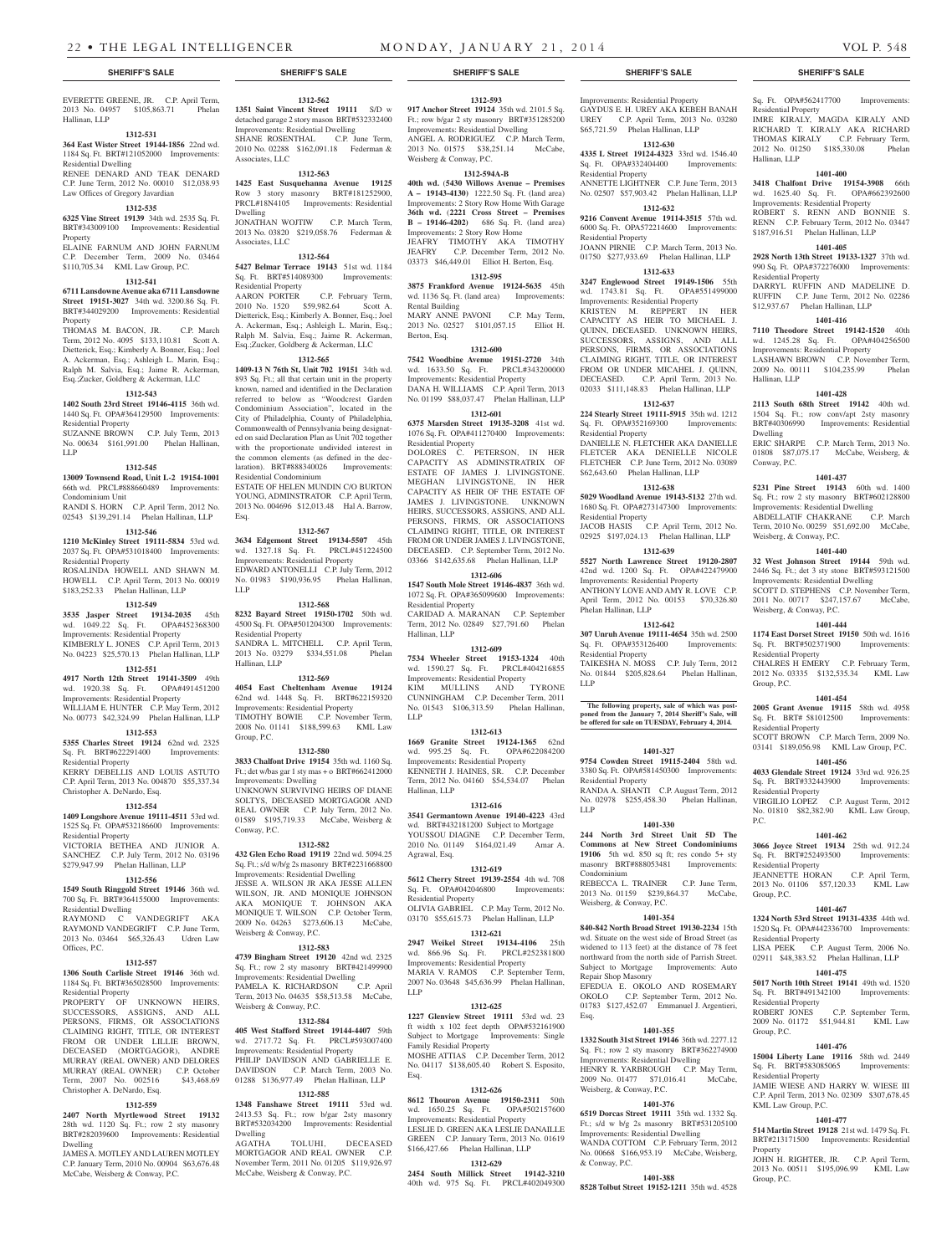EVERETTE GREENE, JR. C.P. April Term, 2013 No. 04957 $105,863.71 Phelan Hallinan, LLP

**1312-531**

**364 East Wister Street 19144-1856** 22nd wd. 1184 Sq. Ft. BRT#121052000 Improvements: Residential Dwelling

RENEE DENARD AND TEAK DENARD C.P. June Term, 2012 No. 00010 $12,038.93 Law Offices of Gregory Javardian

**1312-535**

**6325 Vine Street 19139** 34th wd. 2535 Sq. Ft. BRT#343009100 Improvements: Residential Property

ELAINE FARNUM AND JOHN FARNUM C.P. December Term, 2009 No. 03464 $110,705.34 KML Law Group, P.C.

**1312-541**

**6711 Lansdowne Avenue aka 6711 Lansdowne Street 19151-3027** 34th wd. 3200.86 Sq. Ft. BRT#344029200 Improvements: Residential Property

THOMAS M. BACON, JR. C.P. March Term, 2012 No. 4095 $133,110.81 Scott A. Dietterick, Esq.; Kimberly A. Bonner, Esq.; Joel A. Ackerman, Esq.; Ashleigh L. Marin, Esq.; Ralph M. Salvia, Esq.; Jaime R. Ackerman, Esq.;Zucker, Goldberg & Ackerman, LLC

**1312-543**

**1402 South 23rd Street 19146-4115** 36th wd. 1440 Sq. Ft. OPA#364129500 Improvements: Residential Property

SUZANNE BROWN C.P. July Term, 2013 No. 00634 $161,991.00 Phelan Hallinan, LLP

**1312-545**

**13009 Townsend Road, Unit L-2 19154-1001** 66th wd. PRCL#888660489 Improvements: Condominium Unit

RANDI S. HORN C.P. April Term, 2012 No. 02543 $139,291.14 Phelan Hallinan, LLP

**1312-546**

**1210 McKinley Street 19111-5834** 53rd wd. 2037 Sq. Ft. OPA#531018400 Improvements: Residential Property

ROSALINDA HOWELL AND SHAWN M. HOWELL C.P. April Term, 2013 No. 00019 $183,252.33 Phelan Hallinan, LLP

**1312-549**

**3535 Jasper Street 19134-2035** 45th wd. 1049.22 Sq. Ft. OPA#452368300 Improvements: Residential Property

KIMBERLY L. JONES C.P. April Term, 2013 No. 04223 $25,570.13 Phelan Hallinan, LLP

**1312-551**

**4917 North 12th Street 19141-3509** 49th wd. 1920.38 Sq. Ft. OPA#491451200 Improvements: Residential Property

WILLIAM E. HUNTER C.P. May Term, 2012 No. 00773 $42,324.99 Phelan Hallinan, LLP

**1312-553**

**5355 Charles Street 19124** 62nd wd. 2325 Sq. Ft. BRT#622291400 Improvements: Residential Property

KERRY DEBELLIS AND LOUIS ASTUTO C.P. April Term, 2013 No. 004870 $55,337.34 Christopher A. DeNardo, Esq.

**1312-554**

**1409 Longshore Avenue 19111-4511** 53rd wd. 1525 Sq. Ft. OPA#532186600 Improvements: Residential Property

VICTORIA BETHEA AND JUNIOR A. SANCHEZ C.P. July Term, 2012 No. 03196 $279,947.99 Phelan Hallinan, LLP

**1312-556**

**1549 South Ringgold Street 19146** 36th wd. 700 Sq. Ft. BRT#364155000 Improvements: Residential Dwelling

RAYMOND C VANDEGRIFT AKA RAYMOND VANDEGRIFT C.P. June Term, 2013 No. 03464 $65,326.43 Udren Law Offices, P.C.

**1312-557**

**1306 South Carlisle Street 19146** 36th wd. 1184 Sq. Ft. BRT#365028500 Improvements: Residential Property

PROPERTY OF UNKNOWN HEIRS, SUCCESSORS, ASSIGNS, AND ALL PERSONS, FIRMS, OR ASSOCIATIONS CLAIMING RIGHT, TITLE, OR INTEREST FROM OR UNDER LILLIE BROWN, DECEASED (MORTGAGOR), ANDRE MURRAY (REAL OWNER) AND DELORES MURRAY (REAL OWNER) C.P. October Term, 2007 No. 002516 $43,468.69 Christopher A. DeNardo, Esq.

**1312-559**

**2407 North Myrtlewood Street 19132** 28th wd. 1120 Sq. Ft.; row 2 sty masonry BRT#282039600 Improvements: Residential Dwelling

JAMES A. MOTLEY AND LAUREN MOTLEY C.P. January Term, 2010 No. 00904 $63,676.48 McCabe, Weisberg & Conway, P.C.

**1312-562**

**1351 Saint Vincent Street 19111** S/D w detached garage 2 story mason BRT#532332400 Improvements: Residential Dwelling

SHANE ROSENTHAL C.P. June Term, 2010 No. 02288 $162,091.18 Federman & Associates, LLC

**1312-563**

**1425 East Susquehanna Avenue 19125** Row 3 story masonry BRT#181252900, PRCL#18N4105 Improvements: Residential Dwelling

JONATHAN WOJTIW C.P. March Term, 2013 No. 03820 $219,058.76 Federman & Associates, LLC

**1312-564**

**5427 Belmar Terrace 19143** 51st wd. 1184 Sq. Ft. BRT#514089300 Improvements: Residential Property

AARON PORTER C.P. February Term, 2010 No. 1520 $59,982.64 Scott A. Dietterick, Esq.; Kimberly A. Bonner, Esq.; Joel A. Ackerman, Esq.; Ashleigh L. Marin, Esq.; Ralph M. Salvia, Esq.; Jaime R. Ackerman, Esq.;Zucker, Goldberg & Ackerman, LLC

**1312-565**

**1409-13 N 76th St, Unit 702 19151** 34th wd. 893 Sq. Ft.; all that certain unit in the property known, named and identified in the Declaration referred to below as "Woodcrest Garden Condominium Association", located in the City of Philadelphia, County of Philadelphia, Commonwealth of Pennsylvania being designated on said Declaration Plan as Unit 702 together with the proportionate undivided interest in the common elements (as defined in the declaration). BRT#888340026 Improvements: Residential Condominium

ESTATE OF HELEN MUNDIN C/O BURTON YOUNG, ADMINSTRATOR C.P. April Term, 2013 No. 004696 $12,013.48 Hal A. Barrow, Esq.

**1312-567**

**3634 Edgemont Street 19134-5507** 45th wd. 1327.18 Sq. Ft. PRCL#451224500 Improvements: Residential Property

EDWARD ANTONELLI C.P. July Term, 2012 No. 01983 $190,936.95 Phelan Hallinan, LLP

**1312-568**

**8232 Bayard Street 19150-1702** 50th wd. 4500 Sq. Ft. OPA#501204300 Improvements: Residential Property

SANDRA L. MITCHELL C.P. April Term, 2013 No. 03279 $334,551.08 Phelan Hallinan, LLP

**1312-569**

**4054 East Cheltenham Avenue 19124** 62nd wd. 1448 Sq. Ft. BRT#622159320 Improvements: Residential Property

TIMOTHY BOWIE C.P. November Term, 2008 No. 01141 $188,599.63 KML Law Group, P.C.

**1312-580**

**3833 Chalfont Drive 19154** 35th wd. 1160 Sq. Ft.; det w/bas gar 1 sty mas + o BRT#662412000 Improvements: Dwelling

UNKNOWN SURVIVING HEIRS OF DIANE SOLTYS, DECEASED MORTGAGOR AND REAL OWNER C.P. July Term, 2012 No. 01589 $195,719.33 McCabe, Weisberg & Conway, P.C.

**1312-582**

**432 Glen Echo Road 19119** 22nd wd. 5094.25 Sq. Ft.; s/d w/b/g 2s masonry BRT#2231668800 Improvements: Residential Dwelling

JESSE A. WILSON JR AKA JESSE ALLEN WILSON, JR. AND MONIQUE JOHNSON AKA MONIQUE T. JOHNSON AKA MONIQUE T. WILSON C.P. October Term, 2009 No. 04263 $273,606.13 McCabe, Weisberg & Conway, P.C.

**1312-583**

**4739 Bingham Street 19120** 42nd wd. 2325 Sq. Ft.; row 2 sty masonry BRT#421499900 Improvements: Residential Dwelling

PAMELA K. RICHARDSON C.P. April Term, 2013 No. 04635 $58,513.58 McCabe, Weisberg & Conway, P.C.

**1312-584**

**405 West Stafford Street 19144-4407** 59th wd. 2717.72 Sq. Ft. PRCL#593007400 Improvements: Residential Property

PHILIP DAVIDSON AND GABRIELLE E. DAVIDSON C.P. March Term, 2003 No. 01288 $136,977.49 Phelan Hallinan, LLP

**1312-585**

**1348 Fanshawe Street 19111** 53rd wd. 2413.53 Sq. Ft.; row b/gar 2sty masonry BRT#532034200 Improvements: Residential Dwelling

AGATHA TOLUHI, DECEASED MORTGAGOR AND REAL OWNER C.P. November Term, 2011 No. 01205 $119,926.97 McCabe, Weisberg & Conway, P.C.

**1312-593**

**917 Anchor Street 19124** 35th wd. 2101.5 Sq. Ft.; row b/gar 2 sty masonry BRT#351285200 Improvements: Residential Dwelling

ANGEL A. RODRIGUEZ C.P. March Term, 2013 No. 01575 $38,251.14 McCabe, Weisberg & Conway, P.C.

**1312-594A-B**

**40th wd. (5430 Willows Avenue – Premises A – 19143-4130)** 1222.50 Sq. Ft. (land area) Improvements: 2 Story Row Home With Garage **36th wd. (2221 Cross Street – Premises B – 19146-4202)** 686 Sq. Ft. (land area) Improvements: 2 Story Row Home

JEAFRY TIMOTHY AKA TIMOTHY JEAFRY C.P. December Term, 2012 No. 03373 $46,449.01 Elliot H. Berton, Esq.

**1312-595**

**3875 Frankford Avenue 19124-5635** 45th wd. 1136 Sq. Ft. (land area) Improvements: Rental Building

MARY ANNE PAVONI C.P. May Term, 2013 No. 02527 $101,057.15 Elliot H. Berton, Esq.

**1312-600**

**7542 Woodbine Avenue 19151-2720** 34th wd. 1633.50 Sq. Ft. PRCL#343200000 Improvements: Residential Property

DANA H. WILLIAMS C.P. April Term, 2013 No. 01199 $88,037.47 Phelan Hallinan, LLP

**1312-601**

**6375 Marsden Street 19135-3208** 41st wd. 1076 Sq. Ft. OPA#411270400 Improvements: Residential Property

DOLORES C. PETERSON, IN HER CAPACITY AS ADMINSTRATRIX OF ESTATE OF JAMES J. LIVINGSTONE. MEGHAN LIVINGSTONE, IN HER CAPACITY AS HEIR OF THE ESTATE OF JAMES J. LIVINGSTONE. UNKNOWN HEIRS, SUCCESSORS, ASSIGNS, AND ALL PERSONS, FIRMS, OR ASSOCIATIONS CLAIMING RIGHT, TITLE, OR INTEREST FROM OR UNDER JAMES J. LIVINGSTONE, DECEASED. C.P. September Term, 2012 No. 03366 $142,635.68 Phelan Hallinan, LLP

**1312-606**

**1547 South Mole Street 19146-4837** 36th wd. 1072 Sq. Ft. OPA#365099600 Improvements: Residential Property

CARIDAD A. MARANAN C.P. September Term, 2012 No. 02849 $27,791.60 Phelan Hallinan, LLP

**1312-609**

**7534 Wheeler Street 19153-1324** 40th wd. 1590.27 Sq. Ft. PRCL#404216855 Improvements: Residential Property

KIM MULLINS AND TYRONE CUNNINGHAM C.P. December Term, 2011 No. 01543 $106,313.59 Phelan Hallinan, LLP

**1312-613**

**1669 Granite Street 19124-1365** 62nd wd. 995.25 Sq. Ft. OPA#622084200 Improvements: Residential Property

KENNETH J. HAINES, SR. C.P. December Term, 2012 No. 04160 $54,534.07 Phelan Hallinan, LLP

**1312-616**

**3541 Germantown Avenue 19140-4223** 43rd wd. BRT#432181200 Subject to Mortgage

YOUSSOU DIAGNE C.P. December Term, 2010 No. 01149 $164,021.49 Amar A. Agrawal, Esq.

**1312-619**

**5612 Cherry Street 19139-2554** 4th wd. 708 Sq. Ft. OPA#042046800 Improvements: Residential Property

OLIVIA GABRIEL C.P. May Term, 2012 No. 03170 $55,615.73 Phelan Hallinan, LLP

**1312-621**

**2947 Weikel Street 19134-4106** 25th wd. 866.96 Sq. Ft. PRCL#252381800 Improvements: Residential Property

MARIA V. RAMOS C.P. September Term, 2007 No. 03648 $45,636.99 Phelan Hallinan, LLP

**1312-625**

**1227 Glenview Street 19111** 53rd wd. 23 ft width x 102 feet depth OPA#532161900 Subject to Mortgage Improvements: Single Family Residial Property

MOSHE ATTIAS C.P. December Term, 2012 No. 04117 $138,605.40 Robert S. Esposito, Esq.

**1312-626**

**8612 Thouron Avenue 19150-2311** 50th wd. 1650.25 Sq. Ft. OPA#502157600 Improvements: Residential Property

LESLIE D. GREEN AKA LESLIE DANAILLE GREEN C.P. January Term, 2013 No. 01619 $166,427.66 Phelan Hallinan, LLP

**1312-629**

**2454 South Millick Street 19142-3210** 40th wd. 975 Sq. Ft. PRCL#402049300 Improvements: Residential Property

GAYDUS E. H. UREY AKA KEBEH BANAH UREY C.P. April Term, 2013 No. 03280 $65,721.59 Phelan Hallinan, LLP

**1312-630**

**4335 L Street 19124-4323** 33rd wd. 1546.40 Sq. Ft. OPA#332404400 Improvements: Residential Property

ANNETTE LIGHTNER C.P. June Term, 2013 No. 02507 $57,903.42 Phelan Hallinan, LLP

**1312-632**

**9216 Convent Avenue 19114-3515** 57th wd. 6000 Sq. Ft. OPA572214600 Improvements: Residential Property

JOANN PIRNIE C.P. March Term, 2013 No. 01750 $277,933.69 Phelan Hallinan, LLP

**1312-633**

**3247 Englewood Street 19149-1506** 55th wd. 1743.81 Sq. Ft. OPA#551499000 Improvements: Residential Property

KRISTEN M. REPPERT IN HER CAPACITY AS HEIR TO MICHAEL J. QUINN, DECEASED. UNKNOWN HEIRS, SUCCESSORS, ASSIGNS, AND ALL PERSONS, FIRMS, OR ASSOCIATIONS CLAIMING RIGHT, TITLE, OR INTEREST FROM OR UNDER MICAHEL J. QUINN, DECEASED. C.P. April Term, 2013 No. 02033 $111,148.83 Phelan Hallinan, LLP

**1312-637**

**224 Stearly Street 19111-5915** 35th wd. 1212 Sq. Ft. OPA#352169300 Improvements: Residential Property

DANIELLE N. FLETCHER AKA DANIELLE FLETCER AKA DENIELLE NICOLE FLETCHER C.P. June Term, 2012 No. 03089 $62,643.60 Phelan Hallinan, LLP

**1312-638**

**5029 Woodland Avenue 19143-5132** 27th wd. 1680 Sq. Ft. OPA#273147300 Improvements: Residential Property

JACOB HASIS C.P. April Term, 2012 No. 02925 $197,024.13 Phelan Hallinan, LLP

**1312-639**

**5527 North Lawrence Street 19120-2807** 42nd wd. 1200 Sq. Ft. OPA#422479900 Improvements: Residential Property

ANTHONY LOVE AND AMY R. LOVE C.P. April Term, 2012 No. 00153 $70,326.80 Phelan Hallinan, LLP

**1312-642**

**307 Unruh Avenue 19111-4654** 35th wd. 2500 Sq. Ft. OPA#353126400 Improvements: Residential Property

TAIKESHA N. MOSS C.P. July Term, 2012 No. 01844 $205,828.64 Phelan Hallinan, LLP

**The following property, sale of which was postponed from the January 7, 2014 Sheriff's Sale, will be offered for sale on TUESDAY, February 4, 2014.**

**1401-327**

**9754 Cowden Street 19115-2404** 58th wd. 3380 Sq. Ft. OPA#581450300 Improvements: Residential Property

RANDA A. SHANTI C.P. August Term, 2012 No. 02978 $255,458.30 Phelan Hallinan, LLP

**1401-330**

**244 North 3rd Street Unit 5D The Commons at New Street Condominiums 19106** 5th wd. 850 sq ft; res condo 5+ sty masonry BRT#888053481 Improvements: Condominium

REBECCA L. TRAINER C.P. June Term, 2013 No. 01159 $239,864.37 McCabe, Weisberg, & Conway, P.C.

**1401-354**

**840-842 North Broad Street 19130-2234** 15th wd. Situate on the west side of Broad Street (as widened to 113 feet) at the distance of 78 feet northward from the north side of Parrish Street. Subject to Mortgage Improvements: Auto Repair Shop Masonry

EFEDUA E. OKOLO AND ROSEMARY OKOLO C.P. September Term, 2012 No. 01783 $127,452.07 Emmanuel J. Argentieri, Esq.

**1401-355**

**1332 South 31st Street 19146** 36th wd. 2277.12 Sq. Ft.; row 2 sty masonry BRT#362274900 Improvements: Residential Dwelling

HENRY R. YARBROUGH C.P. May Term, 2009 No. 01477 $71,016.41 McCabe, Weisberg, & Conway, P.C.

**1401-376**

**6519 Dorcas Street 19111** 35th wd. 1332 Sq. Ft.; s/d w b/g 2s masonry BRT#531205100 Improvements: Residential Dwelling

WANDA COTTOM C.P. February Term, 2012 No. 00668 $166,953.19 McCabe, Weisberg, & Conway, P.C.

**1401-388**

**8528 Tolbut Street 19152-1211** 35th wd. 4528 Sq. Ft. OPA#562417700 Improvements: Residential Property

IMRE KIRALY, MAGDA KIRALY AND RICHARD T. KIRALY AKA RICHARD THOMAS KIRALY C.P. February Term, 2012 No. 01250 $185,330.08 Phelan Hallinan, LLP

**1401-400**

**3418 Chalfont Drive 19154-3908** 66th wd. 1625.40 Sq. Ft. OPA#662392600 Improvements: Residential Property

ROBERT S. RENN AND BONNIE S. RENN C.P. February Term, 2012 No. 03447 $187,916.51 Phelan Hallinan, LLP

**1401-405**

**2928 North 13th Street 19133-1327** 37th wd. 990 Sq. Ft. OPA#372276000 Improvements: Residential Property

DARRYL RUFFIN AND MADELINE D. RUFFIN C.P. June Term, 2012 No. 02286 $12,937.67 Phelan Hallinan, LLP

**1401-416**

**7110 Theodore Street 19142-1520** 40th wd. 1245.28 Sq. Ft. OPA#404256500 Improvements: Residential Property

LASHAWN BROWN C.P. November Term, 2009 No. 00111 $104,235.99 Phelan Hallinan, LLP

**1401-428**

**2113 South 68th Street 19142** 40th wd. 1504 Sq. Ft.; row conv/apt 2sty masonry BRT#403O6990 Improvements: Residential Dwelling

ERIC SHARPE C.P. March Term, 2013 No. 01808 $87,075.17 McCabe, Weisberg, & Conway, P.C.

**1401-437**

**5231 Pine Street 19143** 60th wd. 1400 Sq. Ft.; row 2 sty masonry BRT#602128800 Improvements: Residential Dwelling

ABDELLATIF CHAKRANE C.P. March Term, 2010 No. 00259 $51,692.00 McCabe, Weisberg, & Conway, P.C.

**1401-440**

**32 West Johnson Street 19144** 59th wd. 2446 Sq. Ft.; det 3 sty stone BRT#593121500 Improvements: Residential Dwelling

SCOTT D. STEPHENS C.P. November Term, 2011 No. 00717 $247,157.67 McCabe, Weisberg, & Conway, P.C.

**1401-444**

**1174 East Dorset Street 19150** 50th wd. 1616 Sq. Ft. BRT#502371900 Improvements: Residential Property

CHALRES H EMERY C.P. February Term, 2012 No. 03335 $132,535.34 KML Law Group, P.C.

**1401-454**

**2005 Grant Avenue 19115** 58th wd. 4958 Sq. Ft. BRT# 581012500 Improvements: Residential Property

SCOTT BROWN C.P. March Term, 2009 No. 03141 $189,056.98 KML Law Group, P.C.

**1401-456**

**4033 Glendale Street 19124** 33rd wd. 926.25 Sq. Ft. BRT#332443900 Improvements: Residential Property

VIRGILIO LOPEZ C.P. August Term, 2012 No. 01810 $82,382.90 KML Law Group, P.C.

**1401-462**

**3066 Joyce Street 19134** 25th wd. 912.24 Sq. Ft. BRT#252493500 Improvements: Residential Property

JEANNETTE HORAN C.P. April Term, 2013 No. 01106 $57,120.33 KML Law Group, P.C.

**1401-467**

**1324 North 53rd Street 19131-4335** 44th wd. 1520 Sq. Ft. OPA#442336700 Improvements: Residential Property

LISA PEEK C.P. August Term, 2006 No. 02911 $48,383.52 Phelan Hallinan, LLP

**1401-475**

**5017 North 10th Street 19141** 49th wd. 1520 Sq. Ft. BRT#491342100 Improvements: Residential Property

ROBERT JONES C.P. September Term, 2009 No. 01172 $51,944.81 KML Law Group, P.C.

**1401-476**

**15004 Liberty Lane 19116** 58th wd. 2449 Sq. Ft. BRT#583085065 Improvements: Residential Property

JAMIE WIESE AND HARRY W. WIESE III C.P. April Term, 2013 No. 02309 $307,678.45 KML Law Group, P.C.

**1401-477**

**514 Martin Street 19128** 21st wd. 1479 Sq. Ft. BRT#213171500 Improvements: Residential Property

JOHN H. RIGHTER, JR. C.P. April Term, 2013 No. 00511 $195,096.99 KML Law Group, P.C.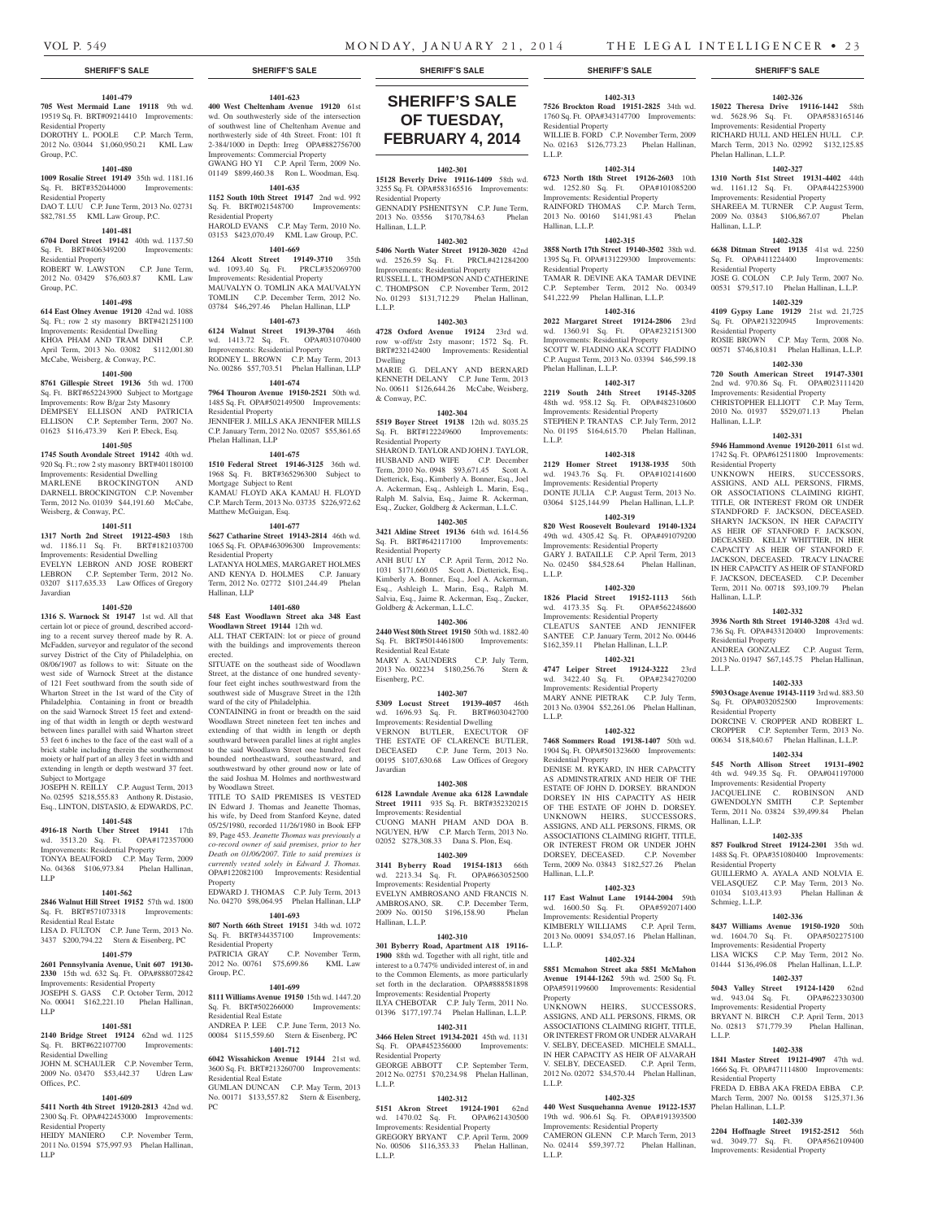**1401-479**
**705 West Mermaid Lane 19118** 9th wd. 19519 Sq. Ft. BRT#09214410 Improvements: Residential Property
DOROTHY L. POOLE C.P. March Term, 2012 No. 03044 $1,060,950.21 KML Law Group, P.C.

**1401-480**
**1009 Rosalie Street 19149** 35th wd. 1181.16 Sq. Ft. BRT#352044000 Improvements: Residential Property
DAO T. LUU C.P. June Term, 2013 No. 02731 $82,781.55 KML Law Group, P.C.

**1401-481**
**6704 Dorel Street 19142** 40th wd. 1137.50 Sq. Ft. BRT#406349200 Improvements: Residential Property
ROBERT W. LAWSTON C.P. June Term, 2012 No. 03429 $76,603.87 KML Law Group, P.C.

**1401-498**
**614 East Olney Avenue 19120** 42nd wd. 1088 Sq. Ft.; row 2 sty masonry BRT#421251100 Improvements: Residential Dwelling
KHOA PHAM AND TRAM DINH C.P. April Term, 2013 No. 03082 $112,001.80 McCabe, Weisberg, & Conway, P.C.

**1401-500**
**8761 Gillespie Street 19136** 5th wd. 1700 Sq. Ft. BRT#652243900 Subject to Mortgage Improvements: Row B/gar 2sty Masonry
DEMPSEY ELLISON AND PATRICIA ELLISON C.P. September Term, 2007 No. 01623 $116,473.39 Keri P. Ebeck, Esq.

**1401-505**
**1745 South Avondale Street 19142** 40th wd. 920 Sq. Ft.; row 2 sty masonry BRT#401180100 Improvements: Residential Dwelling
MARLENE BROCKINGTON AND DARNELL BROCKINGTON C.P. November Term, 2012 No. 01039 $44,191.60 McCabe, Weisberg, & Conway, P.C.

**1401-511**
**1317 North 2nd Street 19122-4503** 18th wd. 1186.11 Sq. Ft. BRT#182103700 Improvements: Residential Dwelling
EVELYN LEBRON AND JOSE ROBERT LEBRON C.P. September Term, 2012 No. 03207 $117,635.33 Law Offices of Gregory Javardian

**1401-520**
**1316 S. Warnock St 19147** 1st wd. All that certain lot or piece of ground, described according to a recent survey thereof made by R. A. McFadden, surveyor and regulator of the second survey District of the City of Philadelphia, on 08/06/1907 as follows to wit: Situate on the west side of Warnock Street at the distance of 121 Feet southward from the south side of Wharton Street in the 1st ward of the City of Philadelphia. Containing in front or breadth on the said Warnock Street 15 feet and extending of that width in length or depth westward between lines parallel with said Wharton street 53 feet 6 inches to the face of the east wall of a brick stable including therein the southernmost moiety or half part of an alley 3 feet in width and extending in length or depth westward 37 feet. Subject to Mortgage
JOSEPH N. REILLY C.P. August Term, 2013 No. 02595 $218,555.83 Anthony R. Distasio, Esq., LINTON, DISTASIO, & EDWARDS, P.C.

**1401-548**
**4916-18 North Uber Street 19141** 17th wd. 3513.20 Sq. Ft. OPA#172357000 Improvements: Residential Property
TONYA BEAUFORD C.P. May Term, 2009 No. 04368 $106,973.84 Phelan Hallinan, LLP

**1401-562**
**2846 Walnut Hill Street 19152** 57th wd. 1800 Sq. Ft. BRT#571073318 Improvements: Residential Real Estate
LISA D. FULTON C.P. June Term, 2013 No. 3437 $200,794.22 Stern & Eisenberg, PC

**1401-579**
**2601 Pennsylvania Avenue, Unit 607 19130-2330** 15th wd. 632 Sq. Ft. OPA#888072842 Improvements: Residential Property
JOSEPH S. GASS C.P. October Term, 2012 No. 00041 $162,221.10 Phelan Hallinan, LLP

**1401-581**
**2140 Bridge Street 19124** 62nd wd. 1125 Sq. Ft. BRT#622107700 Improvements: Residential Dwelling
JOHN M. SCHAULER C.P. November Term, 2009 No. 03470 $53,442.37 Udren Law Offices, P.C.

**1401-609**
**5411 North 4th Street 19120-2813** 42nd wd. 2300 Sq. Ft. OPA#422453000 Improvements: Residential Property
HEIDY MANIERO C.P. November Term, 2011 No. 01594 $75,997.93 Phelan Hallinan, LLP

**1401-623**
**400 West Cheltenham Avenue 19120** 61st wd. On southwesterly side of the intersection of southwest line of Cheltenham Avenue and northwesterly side of 4th Street. Front: 101 ft 2-384/1000 in Depth: Irreg OPA#882756700 Improvements: Commercial Property
GWANG HO YI C.P. April Term, 2009 No. 01149 $899,460.38 Ron L. Woodman, Esq.

**1401-635**
**1152 South 10th Street 19147** 2nd wd. 992 Sq. Ft. BRT#021548700 Improvements: Residential Property
HAROLD EVANS C.P. May Term, 2010 No. 03153 $423,070.49 KML Law Group, P.C.

**1401-669**
**1264 Alcott Street 19149-3710** 35th wd. 1093.40 Sq. Ft. PRCL#352069700 Improvements: Residential Property
MAUVALYN O. TOMLIN AKA MAUVALYN TOMLIN C.P. December Term, 2012 No. 03784 $46,297.46 Phelan Hallinan, LLP

**1401-673**
**6124 Walnut Street 19139-3704** 46th wd. 1413.72 Sq. Ft. OPA#031070400 Improvements: Residential Property
RODNEY L. BROWN C.P. May Term, 2013 No. 00286 $57,703.51 Phelan Hallinan, LLP

**1401-674**
**7964 Thouron Avenue 19150-2521** 50th wd. 1485 Sq. Ft. OPA#502149500 Improvements: Residential Property
JENNIFER J. MILLS AKA JENNIFER MILLS C.P. January Term, 2012 No. 02057 $55,861.65 Phelan Hallinan, LLP

**1401-675**
**1510 Federal Street 19146-3125** 36th wd. 1968 Sq. Ft. BRT#365296300 Subject to Mortgage Subject to Rent
KAMAU FLOYD AKA KAMAU H. FLOYD C.P. March Term, 2013 No. 03735 $226,972.62 Matthew McGuigan, Esq.

**1401-677**
**5627 Catharine Street 19143-2814** 46th wd. 1065 Sq. Ft. OPA#463096300 Improvements: Residential Property
LATANYA HOLMES, MARGARET HOLMES AND KENYA D. HOLMES C.P. January Term, 2012 No. 02772 $101,244.49 Phelan Hallinan, LLP

**1401-680**
**548 East Woodlawn Street aka 348 East Woodlawn Street 19144** 12th wd.
ALL THAT CERTAIN lot or piece of ground with the buildings and improvements thereon erected.
SITUATE on the southeast side of Woodlawn Street, at the distance of one hundred seventy-four feet eight inches southwestward from the southwest side of Musgrave Street in the 12th ward of the city of Philadelphia.
CONTAINING in front or breadth on the said Woodlawn Street nineteen feet ten inches and extending of that width in length or depth southward between parallel lines at right angles to the said Woodlawn Street one hundred feet bounded northeastward, southeastward, and southwestward by other ground now or late of the said Joshua M. Holmes and northwestward by Woodlawn Street.
TITLE TO SAID PREMISES IS VESTED IN Edward J. Thomas and Jeanette Thomas, his wife, by Deed from Stanford Keyne, dated 05/25/1980, recorded 11/26/1980 in Book EFP 89, Page 453. *Jeanette Thomas was previously a co-record owner of said premises, prior to her Death on 01/06/2007. Title to said premises is currently vested solely in Edward J. Thomas.* OPA#122082100 Improvements: Residential Property
EDWARD J. THOMAS C.P. July Term, 2013 No. 04270 $98,064.95 Phelan Hallinan, LLP

**1401-693**
**807 North 66th Street 19151** 34th wd. 1072 Sq. Ft. BRT#344357100 Improvements: Residential Property
PATRICIA GRAY C.P. November Term, 2012 No. 00761 $75,699.86 KML Law Group, P.C.

**1401-699**
**8111 Williams Avenue 19150** 15th wd. 1447.20 Sq. Ft. BRT#502266000 Improvements: Residential Real Estate
ANDREA P. LEE C.P. June Term, 2013 No. 00084 $115,559.60 Stern & Eisenberg, PC

**1401-712**
**6042 Wissahickon Avenue 19144** 21st wd. 3600 Sq. Ft. BRT#213260700 Improvements: Residential Real Estate
GUMLAN DUNCAN C.P. May Term, 2013 No. 00171 $133,557.82 Stern & Eisenberg, PC

# SHERIFF'S SALE OF TUESDAY, FEBRUARY 4, 2014

**1402-301**
**15128 Beverly Drive 19116-1409** 58th wd. 3255 Sq. Ft. OPA#583165516 Improvements: Residential Property
GENNADIY PSHENITSYN C.P. June Term, 2013 No. 03556 $170,784.63 Phelan Hallinan, L.L.P.

**1402-302**
**5406 North Water Street 19120-3020** 42nd wd. 2526.59 Sq. Ft. PRCL#421284200 Improvements: Residential Property
RUSSELL L. THOMPSON AND CATHERINE C. THOMPSON C.P. November Term, 2012 No. 01293 $131,712.29 Phelan Hallinan, L.L.P.

**1402-303**
**4728 Oxford Avenue 19124** 23rd wd. row w-off/str 2sty masonr; 1572 Sq. Ft. BRT#232142400 Improvements: Residential Dwelling
MARIE G. DELANY AND BERNARD KENNETH DELANY C.P. June Term, 2013 No. 00611 $126,644.26 McCabe, Weisberg, & Conway, P.C.

**1402-304**
**5519 Boyer Street 19138** 12th wd. 8035.25 Sq. Ft. BRT#122249600 Improvements: Residential Property
SHARON D. TAYLOR AND JOHN J. TAYLOR, HUSBAND AND WIFE C.P. December Term, 2010 No. 0948 $93,671.45 Scott A. Dietterick, Esq., Kimberly A. Bonner, Esq., Joel A. Ackerman, Esq., Ashleigh L. Marin, Esq., Ralph M. Salvia, Esq., Jaime R. Ackerman, Esq., Zucker, Goldberg & Ackerman, L.L.C.

**1402-305**
**3421 Aldine Street 19136** 64th wd. 1614.56 Sq. Ft. BRT#642117100 Improvements: Residential Property
ANH BUU LY C.P. April Term, 2012 No. 1031 $171,660.05 Scott A. Dietterick, Esq., Kimberly A. Bonner, Esq., Joel A. Ackerman, Esq., Ashleigh L. Marin, Esq., Ralph M. Salvia, Esq., Jaime R. Ackerman, Esq., Zucker, Goldberg & Ackerman, L.L.C.

**1402-306**
**2440 West 80th Street 19150** 50th wd. 1882.40 Sq. Ft. BRT#5014461800 Improvements: Residential Real Estate
MARY A. SAUNDERS C.P. July Term, 2013 No. 002234 $180,256.76 Stern & Eisenberg, P.C.

**1402-307**
**5309 Locust Street 19139-4057** 46th wd. 1696.93 Sq. Ft. BRT#603042700 Improvements: Residential Dwelling
VERNON BUTLER, EXECUTOR OF THE ESTATE OF CLARENCE BUTLER, DECEASED C.P. June Term, 2013 No. 00195 $107,630.68 Law Offices of Gregory Javardian

**1402-308**
**6128 Lawndale Avenue aka 6128 Lawndale Street 19111** 935 Sq. Ft. BRT#352320215 Improvements: Residential
CUONG MANH PHAM AND DOA B. NGUYEN, H/W C.P. March Term, 2013 No. 02052 $278,308.33 Dana S. Plon, Esq.

**1402-309**
**3141 Byberry Road 19154-1813** 66th wd. 2213.34 Sq. Ft. OPA#663052500 Improvements: Residential Property
EVELYN AMBROSANO AND FRANCIS N. AMBROSANO, SR. C.P. December Term, 2009 No. 00150 $196,158.90 Phelan Hallinan, L.L.P.

**1402-310**
**301 Byberry Road, Apartment A18 19116-1900** 88th wd. Together with all right, title and interest to a 0.747% undivided interest of, in and to the Common Elements, as more particularly set forth in the declaration. OPA#888581898 Improvements: Residential Property
ILYA CHEBOTAR C.P. July Term, 2011 No. 01396 $177,197.74 Phelan Hallinan, L.L.P.

**1402-311**
**3466 Helen Street 19134-2021** 45th wd. 1131 Sq. Ft. OPA#452356000 Improvements: Residential Property
GEORGE ABBOTT C.P. September Term, 2012 No. 02751 $70,234.98 Phelan Hallinan, L.L.P.

**1402-312**
**5151 Akron Street 19124-1901** 62nd wd. 1470.02 Sq. Ft. OPA#621430500 Improvements: Residential Property
GREGORY BRYANT C.P. April Term, 2009 No. 00506 $116,353.33 Phelan Hallinan, L.L.P.

**1402-313**
**7526 Brockton Road 19151-2825** 34th wd. 1760 Sq. Ft. OPA#343147700 Improvements: Residential Property
WILLIE B. FORD C.P. November Term, 2009 No. 02163 $126,773.23 Phelan Hallinan, L.L.P.

**1402-314**
**6723 North 18th Street 19126-2603** 10th wd. 1252.80 Sq. Ft. OPA#101085200 Improvements: Residential Property
RAINFORD THOMAS C.P. March Term, 2013 No. 00160 $141,981.43 Phelan Hallinan, L.L.P.

**1402-315**
**3858 North 17th Street 19140-3502** 38th wd. 1395 Sq. Ft. OPA#131229300 Improvements: Residential Property
TAMAR R. DEVINE AKA TAMAR DEVINE C.P. September Term, 2012 No. 00349 $41,222.99 Phelan Hallinan, L.L.P.

**1402-316**
**2022 Margaret Street 19124-2806** 23rd wd. 1360.91 Sq. Ft. OPA#232151300 Improvements: Residential Property
SCOTT W. FIADINO AKA SCOTT FIADINO C.P. August Term, 2013 No. 03394 $46,599.18 Phelan Hallinan, L.L.P.

**1402-317**
**2219 South 24th Street 19145-3205** 48th wd. 958.12 Sq. Ft. OPA#482310600 Improvements: Residential Property
STEPHEN P. TRANTAS C.P. July Term, 2012 No. 01195 $164,615.70 Phelan Hallinan, L.L.P.

**1402-318**
**2129 Homer Street 19138-1935** 50th wd. 1943.76 Sq. Ft. OPA#102141600 Improvements: Residential Property
DONTE JULIA C.P. August Term, 2013 No. 03064 $125,144.99 Phelan Hallinan, L.L.P.

**1402-319**
**820 West Roosevelt Boulevard 19140-1324** 49th wd. 4305.42 Sq. Ft. OPA#491079200 Improvements: Residential Property
GARY J. BATAILLE C.P. April Term, 2013 No. 02450 $84,528.64 Phelan Hallinan, L.L.P.

**1402-320**
**1826 Placid Street 19152-1113** 56th wd. 4173.35 Sq. Ft. OPA#562248600 Improvements: Residential Property
CLEATUS SANTEE AND JENNIFER SANTEE C.P. January Term, 2012 No. 00446 $162,359.11 Phelan Hallinan, L.L.P.

**1402-321**
**4747 Leiper Street 19124-3222** 23rd wd. 3422.40 Sq. Ft. OPA#234270200 Improvements: Residential Property
MARY ANNE PIETRAK C.P. July Term, 2013 No. 03904 $52,261.06 Phelan Hallinan, L.L.P.

**1402-322**
**7468 Sommers Road 19138-1407** 50th wd. 1904 Sq. Ft. OPA#501323600 Improvements: Residential Property
DENISE M. RYKARD, IN HER CAPACITY AS ADMINSTRATRIX AND HEIR OF THE ESTATE OF JOHN D. DORSEY. BRANDON DORSEY IN HIS CAPACITY AS HEIR OF THE ESTATE OF JOHN D. DORSEY. UNKNOWN HEIRS, SUCCESSORS, ASSIGNS, AND ALL PERSONS, FIRMS, OR ASSOCIATIONS CLAIMING RIGHT, TITLE, OR INTEREST FROM OR UNDER JOHN DORSEY, DECEASED. C.P. November Term, 2009 No. 03843 $182,527.26 Phelan Hallinan, L.L.P.

**1402-323**
**117 East Walnut Lane 19144-2004** 59th wd. 1600.50 Sq. Ft. OPA#592071400 Improvements: Residential Property
KIMBERLY WILLIAMS C.P. April Term, 2013 No. 00091 $34,057.16 Phelan Hallinan, L.L.P.

**1402-324**
**5851 Mcmahon Street aka 5851 McMahon Avenue 19144-1262** 59th wd. 2500 Sq. Ft. OPA#591199600 Improvements: Residential Property
UNKNOWN HEIRS, SUCCESSORS, ASSIGNS, AND ALL PERSONS, FIRMS, OR ASSOCIATIONS CLAIMING RIGHT, TITLE, OR INTEREST FROM OR UNDER ALVARAH V. SELBY, DECEASED. MICHELE SMALL, IN HER CAPACITY AS HEIR OF ALVARAH V. SELBY, DECEASED. C.P. April Term, 2012 No. 02072 $34,570.44 Phelan Hallinan, L.L.P.

**1402-325**
**440 West Susquehanna Avenue 19122-1537** 19th wd. 906.61 Sq. Ft. OPA#191393500 Improvements: Residential Property
CAMERON GLENN C.P. March Term, 2013 No. 02414 $59,397.72 Phelan Hallinan, L.L.P.

**1402-326**
**15022 Theresa Drive 19116-1442** 58th wd. 5628.96 Sq. Ft. OPA#583165146 Improvements: Residential Property
RICHARD HULL AND HELEN HULL C.P. March Term, 2013 No. 02992 $132,125.85 Phelan Hallinan, L.L.P.

**1402-327**
**1310 North 51st Street 19131-4402** 44th wd. 1161.12 Sq. Ft. OPA#442253900 Improvements: Residential Property
SHAREEA M. TURNER C.P. August Term, 2009 No. 03843 $106,867.07 Phelan Hallinan, L.L.P.

**1402-328**
**6638 Ditman Street 19135** 41st wd. 2250 Sq. Ft. OPA#411224400 Improvements: Residential Property
JOSE G. COLON C.P. July Term, 2007 No. 00531 $79,517.10 Phelan Hallinan, L.L.P.

**1402-329**
**4109 Gypsy Lane 19129** 21st wd. 21,725 Sq. Ft. OPA#213220945 Improvements: Residential Property
ROSIE BROWN C.P. May Term, 2008 No. 00571 $746,810.81 Phelan Hallinan, L.L.P.

**1402-330**
**720 South American Street 19147-3301** 2nd wd. 970.86 Sq. Ft. OPA#023111420 Improvements: Residential Property
CHRISTOPHER ELLIOTT C.P. May Term, 2010 No. 01937 $529,071.13 Phelan Hallinan, L.L.P.

**1402-331**
**5946 Hammond Avenue 19120-2011** 61st wd. 1742 Sq. Ft. OPA#612511800 Improvements: Residential Property
UNKNOWN HEIRS, SUCCESSORS, ASSIGNS, AND ALL PERSONS, FIRMS, OR ASSOCIATIONS CLAIMING RIGHT, TITLE, OR INTEREST FROM OR UNDER STANDFORD F. JACKSON, DECEASED. SHARYN JACKSON, IN HER CAPACITY AS HEIR OF STANFORD F. JACKSON, DECEASED. KELLY WHITTIER, IN HER CAPACITY AS HEIR OF STANFORD F. JACKSON, DECEASED. TRACY LINACRE IN HER CAPACITY AS HEIR OF STANFORD F. JACKSON, DECEASED. C.P. December Term, 2011 No. 00718 $93,109.79 Phelan Hallinan, L.L.P.

**1402-332**
**3936 North 8th Street 19140-3208** 43rd wd. 736 Sq. Ft. OPA#433120400 Improvements: Residential Property
ANDREA GONZALEZ C.P. August Term, 2013 No. 01947 $67,145.75 Phelan Hallinan, L.L.P.

**1402-333**
**5903 Osage Avenue 19143-1119** 3rd wd. 883.50 Sq. Ft. OPA#032052500 Improvements: Residential Property
DORCINE V. CROPPER AND ROBERT L. CROPPER C.P. September Term, 2013 No. 00634 $18,840.67 Phelan Hallinan, L.L.P.

**1402-334**
**545 North Allison Street 19131-4902** 4th wd. 949.35 Sq. Ft. OPA#041197000 Improvements: Residential Property
JACQUELINE C. ROBINSON AND GWENDOLYN SMITH C.P. September Term, 2011 No. 03824 $39,499.84 Phelan Hallinan, L.L.P.

**1402-335**
**857 Foulkrod Street 19124-2301** 35th wd. 1488 Sq. Ft. OPA#351080400 Improvements: Residential Property
GUILLERMO A. AYALA AND NOLVIA E. VELASQUEZ C.P. May Term, 2013 No. 01034 $103,413.93 Phelan Hallinan & Schmieg, L.L.P.

**1402-336**
**8437 Williams Avenue 19150-1920** 50th wd. 1604.70 Sq. Ft. OPA#502275100 Improvements: Residential Property
LISA WICKS C.P. May Term, 2012 No. 01444 $136,496.08 Phelan Hallinan, L.L.P.

**1402-337**
**5043 Valley Street 19124-1420** 62nd wd. 943.04 Sq. Ft. OPA#622330300 Improvements: Residential Property
BRYANT N. BIRCH C.P. April Term, 2013 No. 02813 $71,779.39 Phelan Hallinan, L.L.P.

**1402-338**
**1841 Master Street 19121-4907** 47th wd. 1666 Sq. Ft. OPA#471114800 Improvements: Residential Property
FREDA D. EBBA AKA FREDA EBBA C.P. March Term, 2007 No. 00158 $125,371.36 Phelan Hallinan, L.L.P.

**1402-339**
**2204 Hoffnagle Street 19152-2512** 56th wd. 3049.77 Sq. Ft. OPA#562109400 Improvements: Residential Property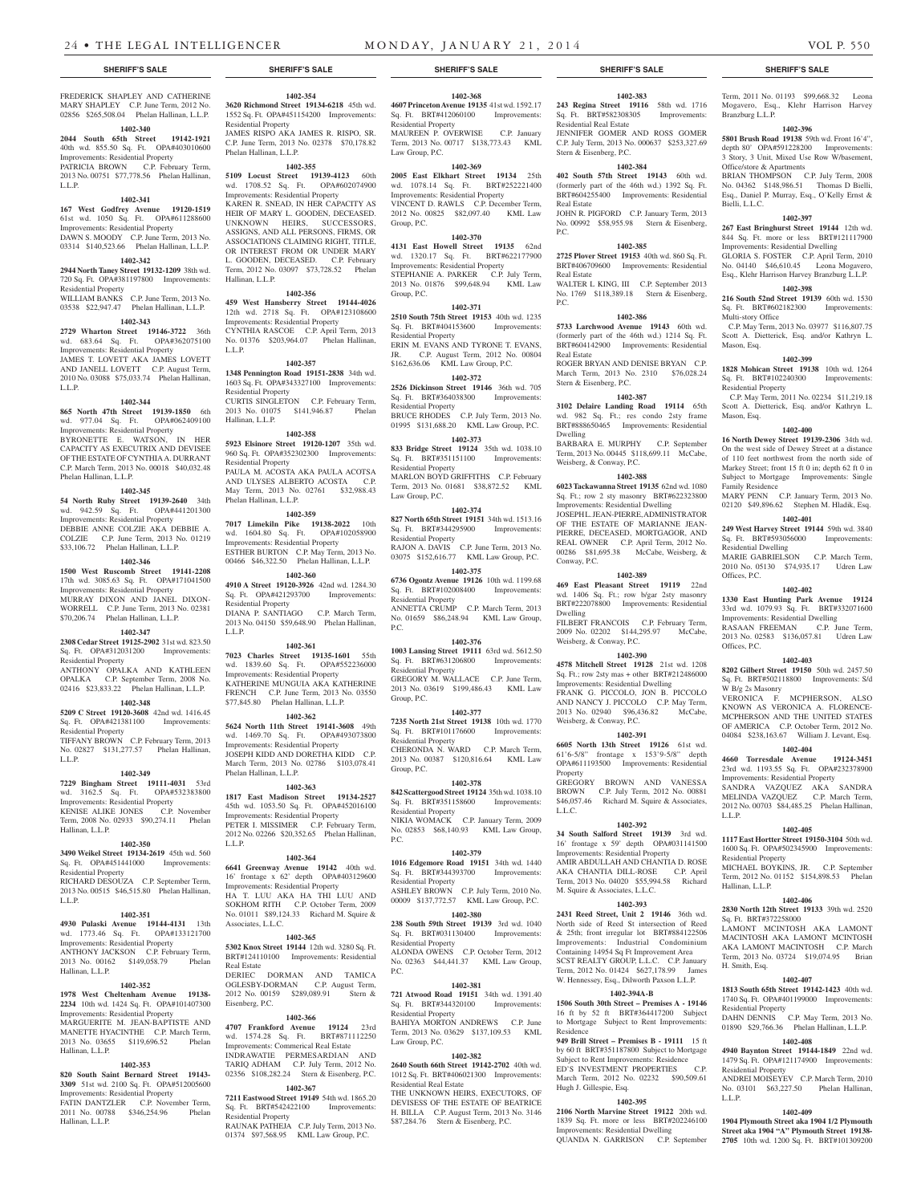FREDERICK SHAPLEY AND CATHERINE MARY SHAPLEY C.P. June Term, 2012 No. 02856 $265,508.04 Phelan Hallinan, L.L.P.

**1402-340**

**2044 South 65th Street 19142-1921** 40th wd. 855.50 Sq. Ft. OPA#403010600 Improvements: Residential Property
PATRICIA BROWN C.P. February Term, 2013 No. 00751 $77,778.56 Phelan Hallinan, L.L.P.

**1402-341**

**167 West Godfrey Avenue 19120-1519** 61st wd. 1050 Sq. Ft. OPA#611288600 Improvements: Residential Property
DAWN S. MOODY C.P. June Term, 2013 No. 03314 $140,523.66 Phelan Hallinan, L.L.P.

**1402-342**

**2944 North Taney Street 19132-1209** 38th wd. 720 Sq. Ft. OPA#381197800 Improvements: Residential Property
WILLIAM BANKS C.P. June Term, 2013 No. 03538 $22,947.47 Phelan Hallinan, L.L.P.

**1402-343**

**2729 Wharton Street 19146-3722** 36th wd. 683.64 Sq. Ft. OPA#362075100 Improvements: Residential Property
JAMES T. LOVETT AKA JAMES LOVETT AND JANELL LOVETT C.P. August Term, 2010 No. 03088 $75,033.74 Phelan Hallinan, L.L.P.

**1402-344**

**865 North 47th Street 19139-1850** 6th wd. 977.04 Sq. Ft. OPA#062409100 Improvements: Residential Property
BYRONETTE E. WATSON, IN HER CAPACITY AS EXECUTRIX AND DEVISEE OF THE ESTATE OF CYNTHIA A. DURRANT C.P. March Term, 2013 No. 00018 $40,032.48 Phelan Hallinan, L.L.P.

**1402-345**

**54 North Ruby Street 19139-2640** 34th wd. 942.59 Sq. Ft. OPA#441201300 Improvements: Residential Property
DEBBIE ANNE COLZIE AKA DEBBIE A. COLZIE C.P. June Term, 2013 No. 01219 $33,106.72 Phelan Hallinan, L.L.P.

**1402-346**

**1500 West Ruscomb Street 19141-2208** 17th wd. 3085.63 Sq. Ft. OPA#171041500 Improvements: Residential Property
MURRAY DIXON AND JANEL DIXON-WORRELL C.P. June Term, 2013 No. 02381 $70,206.74 Phelan Hallinan, L.L.P.

**1402-347**

**2308 Cedar Street 19125-2902** 31st wd. 823.50 Sq. Ft. OPA#312031200 Improvements: Residential Property
ANTHONY OPALKA AND KATHLEEN OPALKA C.P. September Term, 2008 No. 02416 $23,833.22 Phelan Hallinan, L.L.P.

**1402-348**

**5209 C Street 19120-3608** 42nd wd. 1416.45 Sq. Ft. OPA#421381100 Improvements: Residential Property
TIFFANY BROWN C.P. February Term, 2013 No. 02827 $131,277.57 Phelan Hallinan, L.L.P.

**1402-349**

**7229 Bingham Street 19111-4031** 53rd wd. 3162.5 Sq. Ft. OPA#532383800 Improvements: Residential Property
KENISE ALIKE JONES C.P. November Term, 2008 No. 02933 $90,274.11 Phelan Hallinan, L.L.P.

**1402-350**

**3490 Weikel Street 19134-2619** 45th wd. 560 Sq. Ft. OPA#451441000 Improvements: Residential Property
RICHARD DESOUZA C.P. September Term, 2013 No. 00515 $46,515.80 Phelan Hallinan, L.L.P.

**1402-351**

**4930 Pulaski Avenue 19144-4131** 13th wd. 1773.46 Sq. Ft. OPA#133121700 Improvements: Residential Property
ANTHONY JACKSON C.P. February Term, 2013 No. 00162 $149,058.79 Phelan Hallinan, L.L.P.

**1402-352**

**1978 West Cheltenham Avenue 19138-2234** 10th wd. 1424 Sq. Ft. OPA#101407300 Improvements: Residential Property
MARGUERITE M. JEAN-BAPTISTE AND MANETTE HYACINTHE C.P. March Term, 2013 No. 03655 $119,696.52 Phelan Hallinan, L.L.P.

**1402-353**

**820 South Saint Bernard Street 19143-3309** 51st wd. 2100 Sq. Ft. OPA#512005600 Improvements: Residential Property
FATIN DANTZLER C.P. November Term, 2011 No. 00788 $346,254.96 Phelan Hallinan, L.L.P.

**1402-354**

**3620 Richmond Street 19134-6218** 45th wd. 1552 Sq. Ft. OPA#451154200 Improvements: Residential Property
JAMES RISPO AKA JAMES R. RISPO, SR. C.P. June Term, 2013 No. 02378 $70,178.82 Phelan Hallinan, L.L.P.

**1402-355**

**5109 Locust Street 19139-4123** 60th wd. 1708.52 Sq. Ft. OPA#602074900 Improvements: Residential Property
KAREN R. SNEAD, IN HER CAPACITY AS HEIR OF MARY L. GOODEN, DECEASED. UNKNOWN HEIRS, SUCCESSORS, ASSIGNS, AND ALL PERSONS, FIRMS, OR ASSOCIATIONS CLAIMING RIGHT, TITLE, OR INTEREST FROM OR UNDER MARY L. GOODEN, DECEASED. C.P. February Term, 2012 No. 03097 $73,728.52 Phelan Hallinan, L.L.P.

**1402-356**

**459 West Hansberry Street 19144-4026** 12th wd. 2718 Sq. Ft. OPA#123108600 Improvements: Residential Property
CYNTHIA RASCOE C.P. April Term, 2013 No. 01376 $203,964.07 Phelan Hallinan, L.L.P.

**1402-357**

**1348 Pennington Road 19151-2838** 34th wd. 1603 Sq. Ft. OPA#343327100 Improvements: Residential Property
CURTIS SINGLETON C.P. February Term, 2013 No. 01075 $141,946.87 Phelan Hallinan, L.L.P.

**1402-358**

**5923 Elsinore Street 19120-1207** 35th wd. 960 Sq. Ft. OPA#352302300 Improvements: Residential Property
PAULA M. ACOSTA AKA PAULA ACOTSA AND ULYSES ALBERTO ACOSTA C.P. May Term, 2013 No. 02761 $32,988.43 Phelan Hallinan, L.L.P.

**1402-359**

**7017 Limekiln Pike 19138-2022** 10th wd. 1604.80 Sq. Ft. OPA#102058900 Improvements: Residential Property
ESTHER BURTON C.P. May Term, 2013 No. 00466 $46,322.50 Phelan Hallinan, L.L.P.

**1402-360**

**4910 A Street 19120-3926** 42nd wd. 1284.30 Sq. Ft. OPA#421293700 Improvements: Residential Property
DIANA P. SANTIAGO C.P. March Term, 2013 No. 04150 $59,648.90 Phelan Hallinan, L.L.P.

**1402-361**

**7023 Charles Street 19135-1601** 55th wd. 1839.60 Sq. Ft. OPA#552236000 Improvements: Residential Property
KATHERINE MUNGUIA AKA KATHERINE FRENCH C.P. June Term, 2013 No. 03550 $77,845.80 Phelan Hallinan, L.L.P.

**1402-362**

**5624 North 11th Street 19141-3608** 49th wd. 1469.70 Sq. Ft. OPA#493073800 Improvements: Residential Property
JOSEPH KIDD AND DORETHA KIDD C.P. March Term, 2013 No. 02786 $103,078.41 Phelan Hallinan, L.L.P.

**1402-363**

**1817 East Madison Street 19134-2527** 45th wd. 1053.50 Sq. Ft. OPA#452016100 Improvements: Residential Property
PETER I. MISSIMER C.P. February Term, 2012 No. 02266 $20,352.65 Phelan Hallinan, L.L.P.

**1402-364**

**6641 Greenway Avenue 19142** 40th wd. 16' frontage x 62' depth OPA#403129600 Improvements: Residential Property
HA T. LUU AKA HA THI LUU AND SOKHOM RITH C.P. October Term, 2009 No. 01011 $89,124.33 Richard M. Squire & Associates, L.L.C.

**1402-365**

**5302 Knox Street 19144** 12th wd. 3280 Sq. Ft. BRT#124110100 Improvements: Residential Real Estate
DERIEC DORMAN AND TAMICA OGLESBY-DORMAN C.P. August Term, 2012 No. 00159 $289,089.91 Stern & Eisenberg, P.C.

**1402-366**

**4707 Frankford Avenue 19124** 23rd wd. 1574.28 Sq. Ft. BRT#871112250 Improvements: Commerical Real Estate
INDRAWATIE PERMESARDIAN AND TARIQ ADHAM C.P. July Term, 2012 No. 02356 $108,282.24 Stern & Eisenberg, P.C.

**1402-367**

**7211 Eastwood Street 19149** 54th wd. 1865.20 Sq. Ft. BRT#542422100 Improvements: Residential Property
RAUNAK PATHEJA C.P. July Term, 2013 No. 01374 $97,568.95 KML Law Group, P.C.

**1402-368**

**4607 Princeton Avenue 19135** 41st wd. 1592.17 Sq. Ft. BRT#412060100 Improvements: Residential Property
MAUREEN P. OVERWISE C.P. January Term, 2013 No. 00717 $138,773.43 KML Law Group, P.C.

**1402-369**

**2005 East Elkhart Street 19134** 25th wd. 1078.14 Sq. Ft. BRT#252221400 Improvements: Residential Property
VINCENT D. RAWLS C.P. December Term, 2012 No. 00825 $82,097.40 KML Law Group, P.C.

**1402-370**

**4131 East Howell Street 19135** 62nd wd. 1320.17 Sq. Ft. BRT#622177900 Improvements: Residential Property
STEPHANIE A. PARKER C.P. July Term, 2013 No. 01876 $99,648.94 KML Law Group, P.C.

**1402-371**

**2510 South 75th Street 19153** 40th wd. 1235 Sq. Ft. BRT#404153600 Improvements: Residential Property
ERIN M. EVANS AND TYRONE T. EVANS, JR. C.P. August Term, 2012 No. 00804 $162,636.06 KML Law Group, P.C.

**1402-372**

**2526 Dickinson Street 19146** 36th wd. 705 Sq. Ft. BRT#364038300 Improvements: Residential Property
BRUCE RHODES C.P. July Term, 2013 No. 01995 $131,688.20 KML Law Group, P.C.

**1402-373**

**833 Bridge Street 19124** 35th wd. 1038.10 Sq. Ft. BRT#351151100 Improvements: Residential Property
MARLON BOYD GRIFFITHS C.P. February Term, 2013 No. 01681 $38,872.52 KML Law Group, P.C.

**1402-374**

**827 North 65th Street 19151** 34th wd. 1513.16 Sq. Ft. BRT#344295900 Improvements: Residential Property
RAJON A. DAVIS C.P. June Term, 2013 No. 03075 $152,616.77 KML Law Group, P.C.

**1402-375**

**6736 Ogontz Avenue 19126** 10th wd. 1199.68 Sq. Ft. BRT#102008400 Improvements: Residential Property
ANNETTA CRUMP C.P. March Term, 2013 No. 01659 $86,248.94 KML Law Group, P.C.

**1402-376**

**1003 Lansing Street 19111** 63rd wd. 5612.50 Sq. Ft. BRT#631206800 Improvements: Residential Property
GREGORY M. WALLACE C.P. June Term, 2013 No. 03619 $199,486.43 KML Law Group, P.C.

**1402-377**

**7235 North 21st Street 19138** 10th wd. 1770 Sq. Ft. BRT#101176600 Improvements: Residential Property
CHERONDA N. WARD C.P. March Term, 2013 No. 00387 $120,816.64 KML Law Group, P.C.

**1402-378**

**842 Scattergood Street 19124** 35th wd. 1038.10 Sq. Ft. BRT#351158600 Improvements: Residential Property
NIKIA WOMACK C.P. January Term, 2009 No. 02853 $68,140.93 KML Law Group, P.C.

**1402-379**

**1016 Edgemore Road 19151** 34th wd. 1440 Sq. Ft. BRT#344393700 Improvements: Residential Property
ASHLEY BROWN C.P. July Term, 2010 No. 00009 $137,772.57 KML Law Group, P.C.

**1402-380**

**238 South 59th Street 19139** 3rd wd. 1040 Sq. Ft. BRT#031130400 Improvements: Residential Property
ALONDA OWENS C.P. October Term, 2012 No. 02363 $44,441.37 KML Law Group, P.C.

**1402-381**

**721 Atwood Road 19151** 34th wd. 1391.40 Sq. Ft. BRT#344320100 Improvements: Residential Property
BAHIYA MORTON ANDREWS C.P. June Term, 2013 No. 03629 $137,109.53 KML Law Group, P.C.

**1402-382**

**2640 South 66th Street 19142-2702** 40th wd. 1012 Sq. Ft. BRT#406021300 Improvements: Residential Real Estate
THE UNKNOWN HEIRS, EXECUTORS, OF DEVISESS OF THE ESTATE OF BEATRICE H. BILLA C.P. August Term, 2013 No. 3146 $87,284.76 Stern & Eisenberg, P.C.

**1402-383**

**243 Regina Street 19116** 58th wd. 1716 Sq. Ft. BRT#582308305 Improvements: Residential Real Estate
JENNIFER GOMER AND ROSS GOMER C.P. July Term, 2013 No. 000637 $253,327.69 Stern & Eisenberg, P.C.

**1402-384**

**402 South 57th Street 19143** 60th wd. (formerly part of the 46th wd.) 1392 Sq. Ft. BRT#604255400 Improvements: Residential Real Estate
JOHN R. PIGFORD C.P. January Term, 2013 No. 00992 $58,955.98 Stern & Eisenberg, P.C.

**1402-385**

**2725 Plover Street 19153** 40th wd. 860 Sq. Ft. BRT#406709600 Improvements: Residential Real Estate
WALTER L KING, III C.P. September 2013 No. 1769 $118,389.18 Stern & Eisenberg, P.C.

**1402-386**

**5733 Larchwood Avenue 19143** 60th wd. (formerly part of the 46th wd.) 1214 Sq. Ft. BRT#604142900 Improvements: Residential Real Estate
ROGER BRYAN AND DENISE BRYAN C.P. March Term, 2013 No. 2310 $76,028.24 Stern & Eisenberg, P.C.

**1402-387**

**3102 Delaire Landing Road 19114** 65th wd. 982 Sq. Ft.; res condo 2sty frame BRT#888650465 Improvements: Residential Dwelling
BARBARA E. MURPHY C.P. September Term, 2013 No. 00445 $118,699.11 McCabe, Weisberg, & Conway, P.C.

**1402-388**

**6023 Tackawanna Street 19135** 62nd wd. 1080 Sq. Ft.; row 2 sty masonry BRT#622323800 Improvements: Residential Dwelling
JOSEPH L. JEAN-PIERRE, ADMINISTRATOR OF THE ESTATE OF MARIANNE JEAN-PIERRE, DECEASED, MORTGAGOR, AND REAL OWNER C.P. April Term, 2012 No. 00286 $81,695.38 McCabe, Weisberg, & Conway, P.C.

**1402-389**

**469 East Pleasant Street 19119** 22nd wd. 1406 Sq. Ft.; row b/gar 2sty masonry BRT#222078800 Improvements: Residential Dwelling
FILBERT FRANCOIS C.P. February Term, 2009 No. 02202 $144,295.97 McCabe, Weisberg, & Conway, P.C.

**1402-390**

**4578 Mitchell Street 19128** 21st wd. 1208 Sq. Ft.; row 2sty mas + other BRT#212486000 Improvements: Residential Dwelling
FRANK G. PICCOLO, JON B. PICCOLO AND NANCY J. PICCOLO C.P. May Term, 2013 No. 02940 $96,436.82 McCabe, Weisberg, & Conway, P.C.

**1402-391**

**6605 North 13th Street 19126** 61st wd. 61'6-5/8" frontage x 153'9-5/8" depth OPA#611193500 Improvements: Residential Property
GREGORY BROWN AND VANESSA BROWN C.P. July Term, 2012 No. 00881 $46,057.46 Richard M. Squire & Associates, L.L.C.

**1402-392**

**34 South Salford Street 19139** 3rd wd. 16' frontage x 59' depth OPA#031141500 Improvements: Residential Property
AMIR ABDULLAH AND CHANTIA D. ROSE AKA CHANTIA DILL-ROSE C.P. April Term, 2013 No. 04020 $55,994.58 Richard M. Squire & Associates, L.L.C.

**1402-393**

**2431 Reed Street, Unit 2 19146** 36th wd. North side of Reed St intersection of Reed & 25th; front irregular lot BRT#884122506 Improvements: Industrial Condominium Containing 14954 Sq Ft Improvement Area
SCST REALTY GROUP, L.L.C. C.P. January Term, 2012 No. 01424 $627,178.99 James W. Hennessey, Esq., Dilworth Paxson L.L.P.

**1402-394A-B**

**1506 South 30th Street – Premises A - 19146** 16 ft by 52 ft BRT#364417200 Subject to Mortgage Subject to Rent Improvements: Residence
**949 Brill Street – Premises B - 19111** 15 ft by 60 ft BRT#351187800 Subject to Mortgage Subject to Rent Improvements: Residence
ED'S INVESTMENT PROPERTIES C.P. March Term, 2012 No. 02232 $90,509.61 Hugh J. Gillespie, Esq.

**1402-395**

**2106 North Marvine Street 19122** 20th wd. 1839 Sq. Ft. more or less BRT#202246100 Improvements: Residential Dwelling
QUANDA N. GARRISON C.P. September Term, 2011 No. 01193 $99,668.32 Leona Mogavero, Esq., Klehr Harrison Harvey Branzburg L.L.P.

**1402-396**

**5801 Brush Road 19138** 59th wd. Front 16'4", depth 80' OPA#591228200 Improvements: 3 Story, 3 Unit, Mixed Use Row W/basement, Office/store & Apartments
BRIAN THOMPSON C.P. July Term, 2008 No. 04362 $148,986.51 Thomas D Bielli, Esq., Daniel P. Murray Esq., O'Kelly Ernst & Bielli, L.L.C.

**1402-397**

**267 East Bringhurst Street 19144** 12th wd. 844 Sq. Ft. more or less BRT#121117900 Improvements: Residential Dwelling
GLORIA S. FOSTER C.P. April Term, 2010 No. 04140 $46,610.45 Leona Mogavero, Esq., Klehr Harrison Harvey Branzburg L.L.P.

**1402-398**

**216 South 52nd Street 19139** 60th wd. 1530 Sq. Ft. BRT#602182300 Improvements: Multi-story Office
C.P. May Term, 2013 No. 03977 $116,807.75 Scott A. Dietterick, Esq. and/or Kathryn L. Mason, Esq.

**1402-399**

**1828 Mohican Street 19138** 10th wd. 1264 Sq. Ft. BRT#102240300 Improvements: Residential Property
C.P. May Term, 2011 No. 02234 $11,219.18 Scott A. Dietterick, Esq. and/or Kathryn L. Mason, Esq.

**1402-400**

**16 North Dewey Street 19139-2306** 34th wd. On the west side of Dewey Street at a distance of 110 feet northwest from the north side of Markey Street; front 15 ft 0 in; depth 62 ft 0 in Subject to Mortgage Improvements: Single Family Residence
MARY PENN C.P. January Term, 2013 No. 02120 $49,896.62 Stephen M. Hladik, Esq.

**1402-401**

**249 West Harvey Street 19144** 59th wd. 3840 Sq. Ft. BRT#593056000 Improvements: Residential Dwelling
MARIE GABRIELSON C.P. March Term, 2010 No. 05130 $74,935.17 Udren Law Offices, P.C.

**1402-402**

**1330 East Hunting Park Avenue 19124** 33rd wd. 1079.93 Sq. Ft. BRT#332071600 Improvements: Residential Dwelling
RASAAN FREEMAN C.P. June Term, 2013 No. 02583 $136,057.81 Udren Law Offices, P.C.

**1402-403**

**8202 Gilbert Street 19150** 50th wd. 2457.50 Sq. Ft. BRT#502118800 Improvements: S/d W B/g 2s Masonry
VERONICA F. MCPHERSON, ALSO KNOWN AS VERONICA A. FLORENCE-MCPHERSON AND THE UNITED STATES OF AMERICA C.P. October Term, 2012 No. 04084 $238,163.67 William J. Levant, Esq.

**1402-404**

**4660 Torresdale Avenue 19124-3451** 23rd wd. 1193.55 Sq. Ft. OPA#232378900 Improvements: Residential Property
SANDRA VAZQUEZ AKA SANDRA MELINDA VAZQUEZ C.P. March Term, 2012 No. 00703 $84,485.25 Phelan Hallinan, L.L.P.

**1402-405**

**1117 East Hortter Street 19150-3104** 50th wd. 1600 Sq. Ft. OPA#502345900 Improvements: Residential Property
MICHAEL BOYKINS, JR. C.P. September Term, 2012 No. 01152 $154,898.53 Phelan Hallinan, L.L.P.

**1402-406**

**2830 North 12th Street 19133** 39th wd. 2520 Sq. Ft. BRT#372258000
LAMONT MCINTOSH AKA LAMONT MACINTOSH AKA LAMONT MCINTOSH AKA LAMONT MACINTOSH C.P. March Term, 2013 No. 03724 $19,074.95 Brian H. Smith, Esq.

**1402-407**

**1813 South 65th Street 19142-1423** 40th wd. 1740 Sq. Ft. OPA#401199000 Improvements: Residential Property
DAHN DENNIS C.P. May Term, 2013 No. 01890 $29,766.36 Phelan Hallinan, L.L.P.

**1402-408**

**4940 Baynton Street 19144-1849** 22nd wd. 1479 Sq. Ft. OPA#121174900 Improvements: Residential Property
ANDREI MOISEYEV C.P. March Term, 2010 No. 03101 $63,227.50 Phelan Hallinan, L.L.P.

**1402-409**

**1904 Plymouth Street aka 1904 1/2 Plymouth Street aka 1904 "A" Plymouth Street 19138-2705** 10th wd. 1200 Sq. Ft. BRT#101309200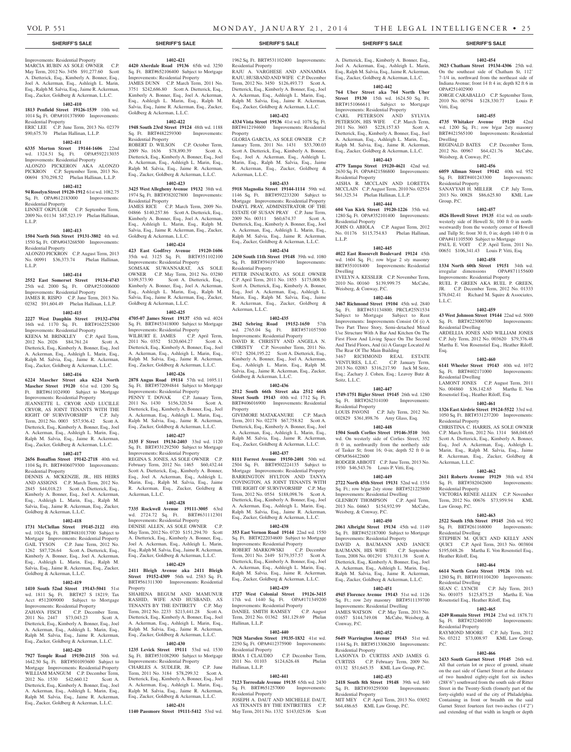## SHERIFF'S SALE

Improvements: Residential Property
MARCIA RUBIN AS SOLE OWNER C.P. May Term, 2012 No. 3456 $91,277.60 Scott A. Dietterick, Esq., Kimberly A. Bonner, Esq., Joel A. Ackerman, Esq., Ashleigh L. Marin, Esq., Ralph M. Salvia, Esq., Jaime R. Ackerman, Esq., Zucker, Goldberg & Ackerman, L.L.C.

**1402-410**

**1813 Penfield Street 19126-1539** 10th wd. 1014 Sq. Ft. OPA#101378900 Improvements: Residential Property
ERIC LEE C.P. June Term, 2013 No. 02379 $90,675.70 Phelan Hallinan, L.L.P.

**1402-411**

**6335 Morton Street 19144-1606** 22nd wd. 1324.51 Sq. Ft. OPA#592213035 Improvements: Residential Property
ALONZO PICKERON AKA ALONZO PICKRON C.P. September Term, 2013 No. 00694 $70,298.52 Phelan Hallinan, L.L.P.

**1402-412**

**94 Roselyn Street 19120-1912** 61st wd. 1082.75 Sq. Ft. OPA#612183000 Improvements: Residential Property
LINNET OKPULOR C.P. September Term, 2009 No. 01134 $87,523.19 Phelan Hallinan, L.L.P.

**1402-413**

**1504 North 56th Street 19131-3802** 4th wd. 1550 Sq. Ft. OPA#043268500 Improvements: Residential Property
ALONZO PICKRON C.P. August Term, 2013 No. 00991 $36,373.74 Phelan Hallinan, L.L.P.

**1402-414**

**2552 East Somerset Street 19134-4743** 25th wd. 2000 Sq. Ft. OPA#251006000 Improvements: Residential Property
JAMES R. RISPO C.P. June Term, 2013 No. 02382 $91,604.49 Phelan Hallinan, L.L.P.

**1402-415**

**2227 West Dauphin Street 19132-4704** 16th wd. 1170 Sq. Ft. BRT#162252800 Improvements: Residential Property
KEENA M. BRINKLEY C.P. April Term, 2012 No. 2026 $84,761.24 Scott A. Dietterick, Esq., Kimberly A. Bonner, Esq., Joel A. Ackerman, Esq., Ashleigh L. Marin, Esq., Ralph M. Salvia, Esq., Jaime R. Ackerman, Esq., Zucker, Goldberg & Ackerman, L.L.C.

**1402-416**

**6224 Mascher Street aka 6224 North Mascher Street 19120** 61st wd. 1200 Sq. Ft. BRT#611024900 Subject to Mortgage Improvements: Residential Property
JEANNETTE L. CRYOR AND LUCILLE CRYOR, AS JOINT TENANTS WITH THE RIGHT OF SURVIVORSHIP C.P. July Term, 2012 No. 0003 $57,936.42 Scott A. Dietterick, Esq., Kimberly A. Bonner, Esq., Joel A. Ackerman, Esq., Ashleigh L. Marin, Esq., Ralph M. Salvia, Esq., Jaime R. Ackerman, Esq., Zucker, Goldberg & Ackerman, L.L.C.

**1402-417**

**2656 Bonaffon Street 19142-2718** 40th wd. 1104 Sq. Ft. BRT#406079300 Improvements: Residential Property
DENNIS A. MCKENZIE, JR., HIS HEIRS AND ASSIGNS C.P. March Term, 2012 No. 2845 $44,018.23 Scott A. Dietterick, Esq., Kimberly A. Bonner, Esq., Joel A. Ackerman, Esq., Ashleigh L. Marin, Esq., Ralph M. Salvia, Esq., Jaime R. Ackerman, Esq., Zucker, Goldberg & Ackerman, L.L.C.

**1402-418**

**1731 McClellan Street 19145-2122** 49th wd. 1024 Sq. Ft. BRT#481013700 Subject to Mortgage Improvements: Residential Property
GAIL TYSON C.P. June Term, 2012 No. 1262 $87,726.64 Scott A. Dietterick, Esq., Kimberly A. Bonner, Esq., Joel A. Ackerman, Esq., Ashleigh L. Marin, Esq., Ralph M. Salvia, Esq., Jaime R. Ackerman, Esq., Zucker, Goldberg & Ackerman, L.L.C.

**1402-419**

**1410 South 52nd Street 19143-5041** 51st wd. 1811 Sq. Ft. BRT#27 S 18219; Tax Acct #512009000 Subject to Mortgage Improvements: Residential Property
ZAHAVA FISCH C.P. December Term, 2011 No. 2447 $73,043.23 Scott A. Dietterick, Esq., Kimberly A. Bonner, Esq., Joel A. Ackerman, Esq., Ashleigh L. Marin, Esq., Ralph M. Salvia, Esq., Jaime R. Ackerman, Esq., Zucker, Goldberg & Ackerman, L.L.C.

**1402-420**

**7927 Temple Road 19150-2115** 50th wd. 1642.50 Sq. Ft. BRT#501093600 Subject to Mortgage Improvements: Residential Property
WILLIAM MANGUM C.P. December Term, 2012 No. 1530 $42,660.12 Scott A. Dietterick, Esq., Kimberly A. Bonner, Esq., Joel A. Ackerman, Esq., Ashleigh L. Marin, Esq., Ralph M. Salvia, Esq., Jaime R. Ackerman, Esq., Zucker, Goldberg & Ackerman, L.L.C.

**1402-421**

**4420 Aberdale Road 19136** 65th wd. 3250 Sq. Ft. BRT#652106400 Subject to Mortgage Improvements: Residential Property
JAMES DUNN C.P. March Term, 2011 No. 3751 $242,686.80 Scott A. Dietterick, Esq., Kimberly A. Bonner, Esq., Joel A. Ackerman, Esq., Ashleigh L. Marin, Esq., Ralph M. Salvia, Esq., Jaime R. Ackerman, Esq., Zucker, Goldberg & Ackerman, L.L.C.

**1402-422**

**1948 South 23rd Street 19124** 48th wd. 1188 Sq. Ft. BRT#482259300 Improvements: Residential Property
ROBERT D. WILSON C.P. October Term, 2009 No. 1636 $78,890.39 Scott A. Dietterick, Esq., Kimberly A. Bonner, Esq., Joel A. Ackerman, Esq., Ashleigh L. Marin, Esq., Ralph M. Salvia, Esq., Jaime R. Ackerman, Esq., Zucker, Goldberg & Ackerman, L.L.C.

**1402-423**

**3425 West Allegheny Avenue 19132** 38th wd. 1974 Sq. Ft. BRT#382027800 Improvements: Residential Property
JAMES RICE C.P. March Term, 2009 No. 04866 $140,257.86 Scott A. Dietterick, Esq., Kimberly A. Bonner, Esq., Joel A. Ackerman, Esq., Ashleigh L. Marin, Esq., Ralph M. Salvia, Esq., Jaime R. Ackerman, Esq., Zucker, Goldberg & Ackerman, L.L.C.

**1402-424**

**423 East Godfrey Avenue 19120-1606** 35th wd. 3125 Sq. Ft. BRT#351102100 Improvements: Residential Property
SOMSAK SUWANNARAT, AS SOLE OWNER C.P. May Term, 2012 No. 03280 $109,573.90 Scott A. Dietterick, Esq., Kimberly A. Bonner, Esq., Joel A. Ackerman, Esq., Ashleigh L. Marin, Esq., Ralph M. Salvia, Esq., Jaime R. Ackerman, Esq., Zucker, Goldberg & Ackerman, L.L.C.

**1402-425**

**4705-07 James Street 19137** 45th wd. 4024 Sq. Ft. BRT#453418000 Subject to Mortgage Improvements: Residential Property
WILBURT E. JAMES C.P. April Term, 2011 No. 0352 $120,604.27 Scott A. Dietterick, Esq., Kimberly A. Bonner, Esq., Joel A. Ackerman, Esq., Ashleigh L. Marin, Esq., Ralph M. Salvia, Esq., Jaime R. Ackerman, Esq., Zucker, Goldberg & Ackerman, L.L.C.

**1402-426**

**2878 Angus Road 19114** 57th wd. 1695.11 Sq. Ft. BRT#572094844 Subject to Mortgage Improvements: Residential Property
PENNY T. DOVAK C.P. January Term, 2011 No. 1430 $156,320.54 Scott A. Dietterick, Esq., Kimberly A. Bonner, Esq., Joel A. Ackerman, Esq., Ashleigh L. Marin, Esq., Ralph M. Salvia, Esq., Jaime R. Ackerman, Esq., Zucker, Goldberg & Ackerman, L.L.C.

**1402-427**

**3135 F Street 19134-2403** 33rd wd. 1120 Sq. Ft. BRT#331292500 Subject to Mortgage Improvements: Residential Property
REGINA S. JONES, AS SOLE OWNER C.P. February Term, 2012 No. 1465 $60,432.44 Scott A. Dietterick, Esq., Kimberly A. Bonner, Esq., Joel A. Ackerman, Esq., Ashleigh L. Marin, Esq., Ralph M. Salvia, Esq., Jaime R. Ackerman, Esq., Zucker, Goldberg & Ackerman, L.L.C.

**1402-428**

**7335 Rockwell Avenue 19111-3005** 63rd wd. 2724.72 Sq. Ft. BRT#631112301 Improvements: Residential Property
DENISE ALLEN, AS SOLE OWNER C.P. May Term, 2012 No. 0720 $151,294.70 Scott A. Dietterick, Esq., Kimberly A. Bonner, Esq., Joel A. Ackerman, Esq., Ashleigh L. Marin, Esq., Ralph M. Salvia, Esq., Jaime R. Ackerman, Esq., Zucker, Goldberg & Ackerman, L.L.C.

**1402-429**

**2411 Bleigh Avenue aka 2411 Bleigh Street 19152-4309** 56th wd. 2583 Sq. Ft. BRT#561311300 Improvements: Residential Property
SHAHENA BEGUM AND MAMUNUR RASHID, WIFE AND HUSBAND, AS TENANTS BY THE ENTIRETY C.P. May Term, 2012 No. 2233 $213,441.28 Scott A. Dietterick, Esq., Kimberly A. Bonner, Esq., Joel A. Ackerman, Esq., Ashleigh L. Marin, Esq., Ralph M. Salvia, Esq., Jaime R. Ackerman, Esq., Zucker, Goldberg & Ackerman, L.L.C.

**1402-430**

**1235 Levick Street 19111** 53rd wd. 1530 Sq. Ft. BRT#531082900 Subject to Mortgage Improvements: Residential Property
CHARLES A. SUDLER, JR. C.P. June Term, 2011 No. 3184 $78,299.32 Scott A. Dietterick, Esq., Kimberly A. Bonner, Esq., Joel A. Ackerman, Esq., Ashleigh L. Marin, Esq., Ralph M. Salvia, Esq., Jaime R. Ackerman, Esq., Zucker, Goldberg & Ackerman, L.L.C.

**1402-431**

**1140 Passmore Street 19111-5412** 53rd wd. 1962 Sq. Ft. BRT#531102400 Improvements: Residential Property
RAJU A. VARGHESE AND ANNAMMA RAJU, HUSBAND AND WIFE C.P. December Term, 2012 No. 3450 $126,493.73 Scott A. Dietterick, Esq., Kimberly A. Bonner, Esq., Joel A. Ackerman, Esq., Ashleigh L. Marin, Esq., Ralph M. Salvia, Esq., Jaime R. Ackerman, Esq., Zucker, Goldberg & Ackerman, L.L.C.

**1402-432**

**4334 Vista Street 19136** 41st wd. 1078 Sq. Ft. BRT#412194600 Improvements: Residential Property
GLORIA GARCIA, AS SOLE OWNER C.P. January Term, 2011 No. 1431 $53,700.03 Scott A. Dietterick, Esq., Kimberly A. Bonner, Esq., Joel A. Ackerman, Esq., Ashleigh L. Marin, Esq., Ralph M. Salvia, Esq., Jaime R. Ackerman, Esq., Zucker, Goldberg & Ackerman, L.L.C.

**1402-433**

**5918 Magnolia Street 19144-1114** 59th wd. 1146 Sq. Ft. BRT#592233200 Subject to Mortgage Improvements: Residential Property
DARYL PRAY, ADMINISTRATOR OF THE ESTATE OF SUSAN PRAY C.P. June Term, 2009 No. 00311 $60,674.37 Scott A. Dietterick, Esq., Kimberly A. Bonner, Esq., Joel A. Ackerman, Esq., Ashleigh L. Marin, Esq., Ralph M. Salvia, Esq., Jaime R. Ackerman, Esq., Zucker, Goldberg & Ackerman, L.L.C.

**1402-434**

**2430 South 11th Street 19148** 39th wd. 1080 Sq. Ft. BRT#394197400 Improvements: Residential Property
PETER INNAURATO, AS SOLE OWNER C.P. April Term, 2011 No. 1855 $175,008.50 Scott A. Dietterick, Esq., Kimberly A. Bonner, Esq., Joel A. Ackerman, Esq., Ashleigh L. Marin, Esq., Ralph M. Salvia, Esq., Jaime R. Ackerman, Esq., Zucker, Goldberg & Ackerman, L.L.C.

**1402-435**

**2842 Sebring Road 19152-1650** 57th wd. 2765.04 Sq. Ft. BRT#571057500 Improvements: Residential Property
DAVID R. CHRISTY AND ANGELA N. CHRISTY C.P. November Term, 2011 No. 0712 $204,195.22 Scott A. Dietterick, Esq., Kimberly A. Bonner, Esq., Joel A. Ackerman, Esq., Ashleigh L. Marin, Esq., Ralph M. Salvia, Esq., Jaime R. Ackerman, Esq., Zucker, Goldberg & Ackerman, L.L.C.

**1402-436**

**2512 South 66th Street aka 2512 66th Street South 19143** 40th wd. 1712 Sq. Ft. BRT#406016900 Improvements: Residential Property
GIVEMORE MATAKANURE C.P. March Term, 2011 No. 02278 $67,758.82 Scott A. Dietterick, Esq., Kimberly A. Bonner, Esq., Joel A. Ackerman, Esq., Ashleigh L. Marin, Esq., Ralph M. Salvia, Esq., Jaime R. Ackerman, Esq., Zucker, Goldberg & Ackerman, L.L.C.

**1402-437**

**8111 Forrest Avenue 19150-2401** 50th wd. 2504 Sq. Ft. BRT#502224135 Subject to Mortgage Improvements: Residential Property
BARRINGTON HYLTON AND TANYA COVINGTON, AS JOINT TENANTS WITH THE RIGHT OF SURVIVORSHIP C.P. May Term, 2012 No. 0554 $188,098.76 Scott A. Dietterick, Esq., Kimberly A. Bonner, Esq., Joel A. Ackerman, Esq., Ashleigh L. Marin, Esq., Ralph M. Salvia, Esq., Jaime R. Ackerman, Esq., Zucker, Goldberg & Ackerman, L.L.C.

**1402-438**

**353 East Vernon Road 19144** 22nd wd. 1550 Sq. Ft. BRT#222034600 Subject to Mortgage Improvements: Residential Property
ROBERT MARKOWSKI C.P. December Term, 2011 No. 2449 $179,357.57 Scott A. Dietterick, Esq., Kimberly A. Bonner, Esq., Joel A. Ackerman, Esq., Ashleigh L. Marin, Esq., Ralph M. Salvia, Esq., Jaime R. Ackerman, Esq., Zucker, Goldberg & Ackerman, L.L.C.

**1402-439**

**1727 West Colonial Street 19126-3415** 17th wd. 1440 Sq. Ft. OPA#171349200 Improvements: Residential Property
DANIEL SMITH RAMSEY C.P. August Term, 2012 No. 01362 $81,129.69 Phelan Hallinan, L.L.P.

**1402-440**

**7028 Marsden Street 19135-1832** 41st wd. 2250 Sq. Ft. OPA#412375900 Improvements: Residential Property
IRMA I CLAUDIO C.P. December Term, 2011 No. 01103 $124,626.48 Phelan Hallinan, L.L.P.

**1402-441**

**7123 Torresdale Avenue 19135** 65th wd. 2430 Sq. Ft. BRT#651257000 Improvements: Residential Property
JOSEPH A. DAUT AND MICHELLE DAUT, AS TENANTS BY THE ENTIRETIES C.P. May Term, 2011 No. 1332 $143,025.06 Scott A. Dietterick, Esq., Kimberly A. Bonner, Esq., Joel A. Ackerman, Esq., Ashleigh L. Marin, Esq., Ralph M. Salvia, Esq., Jaime R. Ackerman, Esq., Zucker, Goldberg & Ackerman, L.L.C.

**1402-442**

**764 Uber Street aka 764 North Uber Street 19130** 15th wd. 1624.50 Sq. Ft. BRT#151066611 Subject to Mortgage Improvements: Residential Property
CARL PETERSON AND SYLVIA PETERSON, HIS WIFE C.P. March Term, 2011 No. 3603 $228,157.83 Scott A. Dietterick, Esq., Kimberly A. Bonner, Esq., Joel A. Ackerman, Esq., Ashleigh L. Marin, Esq., Ralph M. Salvia, Esq., Jaime R. Ackerman, Esq., Zucker, Goldberg & Ackerman, L.L.C.

**1402-443**

**4779 Tampa Street 19120-4621** 42nd wd. 2630 Sq. Ft. OPA#421586800 Improvements: Residential Property
AISHA R. MCCLAIN AND LORETTA MCCLAIN C.P. August Term, 2010 No. 02554 $61,325.34 Phelan Hallinan, L.L.P.

**1402-444**

**604 Van Kirk Street 19120-1226** 35th wd. 1280 Sq. Ft. OPA#352101400 Improvements: Residential Property
JOHN O. ABIOLA C.P. August Term, 2012 No. 01176 $115,754.83 Phelan Hallinan, L.L.P.

**1402-445**

**4022 East Roosevelt Boulevard 19124** 45th wd. 1604 Sq. Ft.; row b/gar 2 sty masonry BRT#351018400 Improvements: Residential Dwelling
EVELYN A. KESSLER C.P. November Term, 2010 No. 00160 $139,999.75 McCabe, Weisberg, & Conway, P.C.

**1402-446**

**3467 Richmond Street 19104** 45th wd. 2840 Sq. Ft. BRT#451134800; PRCL#25N1534 Subject to Mortgage Subject to Rent Improvements: Improvements Consist Of (i) A Two Part Three Story, Semi-detached Mixed Use Structure With A Bar And Kitchen On The First Floor And Living Space On The Second And Third Floors, And (ii) A Garage Located At The Rear Of The Main Building
3467 RICHMOND REAL ESTATE VENTURES, L.L.C. C.P. January Term, 2013 No. 02083 $316,217.90 Jack M Seitz, Esq.; Zachary J. Cohen, Esq.; Leavoy Butz & Seitz, L.L.C.

**1402-447**

**1749-1751 Bigler Street 19145** 26th wd. 1280 Sq. Ft. BRT#262314100 Improvements: Residential Property
LOUIS PAVONI C.P. July Term, 2012 No. 002829 $361,898.76 Amy Glass, Esq.

**1402-448**

**1504 South Corlies Street 19146-3510** 36th wd. On westerly side of Corlies Street, 352 ft 0 in, northwardly from the northerly side of Tasker St; front 16; 0-in; depth 52 ft 0 in OPA#364422600
RODGER ABBOTT C.P. June Term, 2013 No. 1930 $46,543.76 Louis P. Vitti, Esq.

**1402-449**

**2722 North 45th Street 19131** 52nd wd. 1354 Sq. Ft.; row b/gar 2sty stone BRT#521225800 Improvements: Residential Dwelling
GLENROY THOMPSON C.P. April Term, 2013 No. 04663 $154,932.99 McCabe, Weisberg, & Conway, P.C.

**1402-450**

**2061 Albright Street 19134** 45th wd. 1149 Sq. Ft. BRT#452187000 Subject to Mortgage Improvements: Residential Property
DAVID A. BAUMANN AND JANICE BAUMANN, HIS WIFE C.P. September Term, 2008 No. 001291 $70,811.38 Scott A. Dietterick, Esq., Kimberly A. Bonner, Esq., Joel A. Ackerman, Esq., Ashleigh L. Marin, Esq., Ralph M. Salvia, Esq., Jaime R. Ackerman, Esq., Zucker, Goldberg & Ackerman, L.L.C.

**1402-451**

**4945 Florence Avenue 19143** 51st wd. 1126 Sq. Ft.; row 2sty masonry BRT#511139700 Improvements: Residential Dwelling
JAMES WATSON C.P. May Term, 2013 No. 01657 $144,749.08 McCabe, Weisberg, & Conway, P.C.

**1402-452**

**5649 Warrington Avenue 19143** 51st wd. 1144 Sq. Ft. BRT#513306200 Improvements: Residential Property
LASONYA D. CURTISS AND JAMES G. CURTISS C.P. February Term, 2009 No. 03132 $51,645.35 KML Law Group, P.C.

**1402-453**

**2418 South 8th Street 19148** 39th wd. 840 Sq. Ft. BRT#393259300 Improvements: Residential Property
MIT MEY C.P. April Term, 2013 No. 03052 $64,486.65 KML Law Group, P.C.

**1402-454**

**3023 Chatham Street 19134-4306** 25th wd. On the southeast side of Chatham St, 112' 7-1/4 in, northward from the northeast side of Indiana Avenue; front 14 ft 4 in; depth 82 ft 6 in OPA#251402900
JORGE CARABALLO C.P. September Term, 2010 No. 00794 $128,330.77 Louis P. Vitti, Esq.

**1402-455**

**4735 Whitaker Avenue 19120** 42nd wd. 1200 Sq. Ft.; row b/gar 2sty masonry BRT#421565100 Improvements: Residential Dwelling
REGINALD BATES C.P. December Term, 2012 No. 00967 $64,421.76 McCabe, Weisberg, & Conway, P.C.

**1402-456**

**6059 Allman Street 19142** 40th wd. 952 Sq. Ft. BRT#401243300 Improvements: Residential Property
SANAYYAH H. MILLER C.P. July Term, 2013 No. 00828 $86,625.80 KML Law Group, P.C.

**1402-457**

**4826 Howell Street 19135** 41st wd. on southwesterly side of Howell St, 100 ft 0 in northwestwardly from the westerly corner of Howell and Tullp St; front 30 ft, 0 in; depth 140 ft 0 in OPA#411105500 Subject to Mortgage
PAUL E. VOIT C.P. April Term, 2011 No. 00651 $106,341.43 Louis P. Vitti, Esq.

**1402-458**

**1334 North 60th Street 19151** 34th wd. irregular dimensions OPA#871155600 Improvements: Residential Property
RUEL P. GREEN AKA RUEL P. GREEN, JR. C.P. December Term, 2012 No. 01333 $78,042.41 Richard M. Squire & Associates, L.L.C.

**1402-459**

**43 West Johnson Street 19144** 22nd wd. 5000 Sq. Ft. BRT#223000700 Improvements: Residential Dwelling
ARDELLIA JONES AND WILLIAM JONES C.P. July Term, 2012 No. 003620 $79,376.48 Martha E. Von Rosenstiel Esq., Heather Riloff, Esq.

**1402-460**

**6141 Wheeler Street 19143** 40th wd. 1072 Sq. Ft. BRT#402171000 Improvements: Residential Dwelling
LAMONT JONES C.P. August Term, 2011 No. 004860 $36,142.65 Martha E. Von Rosenstiel Esq., Heather Riloff, Esq.

**1402-461**

**1326 East Airdrie Street 19124-5522** 33rd wd. 1050 Sq. Ft. BRT#331237200 Improvements: Residential Property
CHRISTINA C. HARRIS, AS SOLE OWNER C.P. March Term, 2012 No. 1314 $68,048.65 Scott A. Dietterick, Esq., Kimberly A. Bonner, Esq., Joel A. Ackerman, Esq., Ashleigh L. Marin, Esq., Ralph M. Salvia, Esq., Jaime R. Ackerman, Esq., Zucker, Goldberg & Ackerman, L.L.C.

**1402-462**

**2611 Roberts Avenue 19129** 38th wd. 854 Sq. Ft. BRT#382042600 Improvements: Residential Property
VICTORIA RENEE ALLEN C.P. November Term, 2012 No. 00676 $73,959.94 KML Law Group, P.C.

**1402-463**

**2522 South 15th Street 19145** 26th wd. 992 Sq. Ft. BRT#261168000 Improvements: Residential Dwelling
STEPHEN M. QUICI AND KELLY ANN QUICI C.P. April Term, 2013 No. 003804 $195,048.26 Martha E. Von Rosenstiel Esq., Heather Riloff, Esq.

**1402-464**

**6614 North Gratz Street 19126** 10th wd. 1280 Sq. Ft. BRT#101104200 Improvements: Residential Dwelling
SEAN C. LYNCH C.P. July Term, 2013 No. 001075 $125,875.25 Martha E. Von Rosenstiel Esq., Heather Riloff, Esq.

**1402-465**

**4249 Romain Street 19124** 23rd wd. 1878.71 Sq. Ft. BRT#232460100 Improvements: Residential Property
RAYMOND MOORE C.P. July Term, 2012 No. 03212 $73,008.97 KML Law Group, P.C.

**1402-466**

**2433 South Garnet Street 19145** 26th wd. All that certain lot or piece of ground, situate on the east side of Garnet Street at the distance of two hundred eighty-eight feet six inches (288'6") southward from the south side of Ritter Street in the Twenty-Sixth (formerly part of the forty-eighth) ward of the city of Philadelphia. Containing in front or breadth on the said Garnet Street fourteen feet two-inches (14'2") and extending of that width in length or depth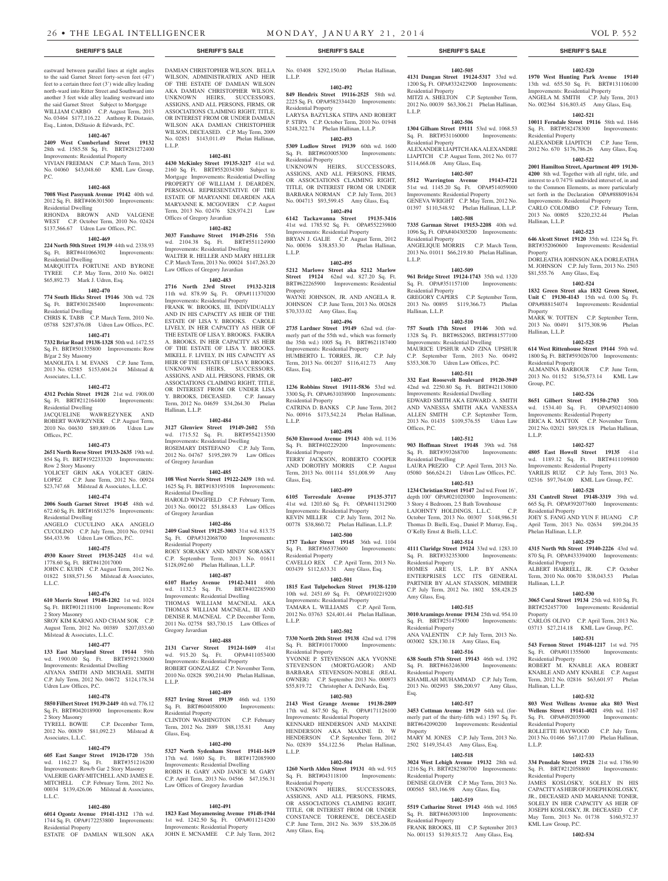eastward between parallel lines at right angles to the said Garnet Street forty-seven feet (47') feet to a certain three feet (3') wide alley leading north-ward into Ritter Street and Southward into another 3 feet wide alley leading westward into the said Garnet Street Subject to Mortgage

WILLIAM CARBO C.P. August Term, 2013 No. 03464 $177,116.22 Anthony R. Distasio, Esq., Linton, DiStasio & Edwards, P.C.

**1402-467**

**2409 West Cumberland Street 19132** 28th wd. 1585.58 Sq. Ft. BRT#281272400 Improvements: Residential Property

VIVIAN FREEMAN C.P. March Term, 2013 No. 04060 $43,048.60 KML Law Group, P.C.

**1402-468**

**7008 West Passyunk Avenue 19142** 40th wd. 2012 Sq. Ft. BRT#406301500 Improvements: Residential Dwelling

RHONDA BROWN AND VALGENE WEST C.P. October Term, 2010 No. 02424 $137,566.67 Udren Law Offices, P.C.

**1402-469**

**224 North 50th Street 19139** 44th wd. 2338.93 Sq. Ft. BRT#441066302 Improvements: Residential Dwelling

MARQUITTA FORTUNE AND BYRONE TYREE C.P. May Term, 2010 No. 04021 $65,892.73 Mark J. Udren, Esq.

**1402-470**

**774 South Hicks Street 19146** 30th wd. 728 Sq. Ft. BRT#301285400 Improvements: Residential Dwelling

CHRIS K. TABB C.P. March Term, 2010 No. 05788 $287,876.08 Udren Law Offices, P.C.

**1402-471**

**7332 Briar Road 19138-1328** 50th wd. 1472.55 Sq. Ft. BRT#501335800 Improvements: Row B/gar 2 Sty Masonry

MANOLITA I. M. EVANS C.P. June Term, 2013 No. 02585 $153,604.24 Milstead & Associates, L.L.C.

**1402-472**

**4312 Pechin Street 19128** 21st wd. 1908.00 Sq. Ft. BRT#212164400 Improvements: Residential Dwelling

JACQUELINE WAWRZYNEK AND ROBERT WAWRZYNEK C.P. August Term, 2010 No. 04630 $89,889.06 Udren Law Offices, P.C.

**1402-473**

**2651 North Reese Street 19133-2635** 19th wd. 854 Sq. Ft. BRT#192233320 Improvements: Row 2 Story Masonry

YOLICET GRIN AKA YOLICET GRIN-LOPEZ C.P. June Term, 2012 No. 00924 $23,747.68 Milstead & Associates, L.L.C.

**1402-474**

**2006 South Garnet Street 19145** 48th wd. 672.60 Sq. Ft. BRT#16S13276 Improvements: Residential Dwelling

ANGELO CUCULINO AKA ANGELO CUCOLINO C.P. July Term, 2010 No. 01941 $64,433.96 Udren Law Offices, P.C.

**1402-475**

**4930 Knorr Street 19135-2425** 41st wd. 1778.60 Sq. Ft. BRT#412017000

JOHN C. KUHN C.P. August Term, 2012 No. 01822 $188,571.56 Milstead & Associates, L.L.C.

**1402-476**

**610 Morris Street 19148-1202** 1st wd. 1024 Sq. Ft. BRT#012118100 Improvements: Row 2 Story Masonry

SROY KIM KARNG AND CHAM SOK C.P. August Term, 2012 No. 00389 $207,033.60 Milstead & Associates, L.L.C.

**1402-477**

**133 East Maryland Street 19144** 59th wd. 1900.00 Sq. Ft. BRT#592130600 Improvements: Residential Dwelling

AIYANA SMITH AND MICHAEL SMITH C.P. July Term, 2012 No. 04672 $124,178.34 Udren Law Offices, P.C.

**1402-478**

**5850 Filbert Street 19139-2449** 4th wd. 776.12 Sq. Ft. BRT#042018900 Improvements: Row 2 Story Masonry

TYRELL BOWIE C.P. December Term, 2012 No. 00839 $81,092.23 Milstead & Associates, L.L.C.

**1402-479**

**605 East Sanger Street 19120-1720** 35th wd. 1162.27 Sq. Ft. BRT#351216200 Improvements: Row/b Gar 2 Story Masonry

VALERIE GARY-MITCHELL AND JAMES E. MITCHELL C.P. February Term, 2012 No. 00034 $139,426.06 Milstead & Associates, L.L.C.

**1402-480**

**6014 Ogontz Avenue 19141-1312** 17th wd. 1744 Sq. Ft. OPA#172253800 Improvements: Residential Property

ESTATE OF DAMIAN WILSON AKA DAMIAN CHRISTOPHER WILSON. BELLA WILSON, ADMINISTRATRIX AND HEIR OF THE ESTATE OF DAMIAN WILSON AKA DAMIAN CHRISTOPHER WILSON. UNKNOWN HEIRS, SUCCESSORS, ASSIGNS, AND ALL PERSONS, FIRMS, OR ASSOCIATIONS CLAIMING RIGHT, TITLE, OR INTEREST FROM OR UNDER DAMIAN WILSON AKA DAMIAN CHRISTOPHER WILSON, DECEASED. C.P. May Term, 2009 No. 02851 $143,011.49 Phelan Hallinan, L.L.P.

**1402-481**

**4430 McKinley Street 19135-3217** 41st wd. 2160 Sq. Ft. BRT#552034300 Subject to Mortgage Improvements: Residential Dwelling PROPERTY OF WILLIAM J. DEARDEN, PERSONAL REPRESENTATIVE OF THE ESTATE OF MARYANNE DEARDEN AKA MARYANNE K. MCGOVERN C.P. August Term, 2013 No. 02476 $28,974.21 Law Offices of Gregory Javardian

**1402-482**

**3037 Fanshawe Street 19149-2516** 55th wd. 2104.38 Sq. Ft. BRT#551124900 Improvements: Residential Dwelling

WALTER R. HELLER AND MARY HELLER C.P. March Term, 2013 No. 00024 $147,263.20 Law Offices of Gregory Javardian

**1402-483**

**2716 North 23rd Street 19132-3218** 11th wd. 878.99 Sq. Ft. OPA#111370200 Improvements: Residential Property

FRANK W. BROOKS, III, INDIVIDUALLY AND IN HIS CAPACITY AS HEIR OF THE ESTATE OF LISA Y. BROOKS. CAROLE LIVELY, IN HER CAPACITY AS HEIR OF THE ESTATE OF LISA Y. BROOKS. FAKIRA A. BROOKS, IN HER CAPACITY AS HEIR OF THE ESTATE OF LISA Y. BROOKS. MIKELL F. LIVELY, IN HIS CAPACITY AS HEIR OF THE ESTATE OF LISA Y. BROOKS. UNKNOWN HEIRS, SUCCESSORS, ASSIGNS, AND ALL PERSONS, FIRMS, OR ASSOCIATIONS CLAIMING RIGHT, TITLE, OR INTEREST FROM OR UNDER LISA Y. BROOKS, DECEASED. C.P. January Term, 2012 No. 04659 $34,264.30 Phelan Hallinan, L.L.P.

**1402-484**

**3127 Glenview Street 19149-2602** 55th wd. 1715.52 Sq. Ft. BRT#554213500 Improvements: Residential Dwelling

ROSEMARY DISTEFANO C.P. July Term, 2012 No. 04767 $195,289.79 Law Offices of Gregory Javardian

**1402-485**

**108 West Norris Street 19122-2439** 18th wd. 1625 Sq. Ft. BRT#183195108 Improvements: Residential Dwelling

HAROLD WINGFIELD C.P. February Term, 2013 No. 000122 $51,884.83 Law Offices of Gregory Javardian

**1402-486**

**2409 Gaul Street 19125-3003** 31st wd. 813.75 Sq. Ft. OPA#312068700 Improvements: Residential Property

ROEY SORASKY AND MINDY SORASKY C.P. September Term, 2013 No. 01611 $128,092.60 Phelan Hallinan, L.L.P.

**1402-487**

**6107 Harley Avenue 19142-3411** 40th wd. 1132.5 Sq. Ft. BRT#402285900 Improvements: Residential Dwelling

THOMAS WILLIAM MACNEAL AKA THOMAS WILLIAM MACNEAL, III AND DENISE R. MACNEAL C.P. December Term, 2011 No. 02758 $83,730.15 Law Offices of Gregory Javardian

**1402-488**

**2131 Carver Street 19124-1609** 41st wd. 915.20 Sq. Ft. OPA#411053400 Improvements: Residential Property

ROBERT GONZALEZ C.P. November Term, 2010 No. 02828 $90,214.90 Phelan Hallinan, L.L.P.

**1402-489**

**5527 Irving Street 19139** 46th wd. 1350 Sq. Ft. BRT#604058000 Improvements: Residential Property

CLINTON WASHINGTON C.P. February Term, 2012 No. 2889 $88,135.81 Amy Glass, Esq.

**1402-490**

**5327 North Sydenham Street 19141-1619** 17th wd. 1680 Sq. Ft. BRT#172085900 Improvements: Residential Dwelling

ROBIN H. GARY AND JANICE M. GARY C.P. April Term, 2013 No. 04566 $47,156.31 Law Offices of Gregory Javardian

**1402-491**

**1823 East Moyamensing Avenue 19148-1944** 1st wd. 1242.50 Sq. Ft. OPA#011214200 Improvements: Residential Property

JOHN E. MCNAMEE C.P. July Term, 2012 No. 03408 $292,150.00 Phelan Hallinan, L.L.P.

**1402-492**

**849 Hendrix Street 19116-2525** 58th wd. 2225 Sq. Ft. OPA#582334420 Improvements: Residential Property

LARYSA BAZYLSKA STIPA AND ROBERT P. STIPA C.P. October Term, 2010 No. 01948 $248,322.74 Phelan Hallinan, L.L.P.

**1402-493**

**5309 Ludlow Street 19139** 60th wd. 1600 Sq. Ft. BRT#603005300 Improvements: Residential Property

UNKNOWN HEIRS, SUCCESSORS, ASSIGNS, AND ALL PERSONS, FIRMS, OR ASSOCIATIONS CLAIMING RIGHT, TITLE, OR INTEREST FROM OR UNDER BARBARA NORMAN C.P. July Term, 2013 No. 004713 $93,599.45 Amy Glass, Esq.

**1402-494**

**6142 Tackawanna Street 19135-3416** 41st wd. 1785.92 Sq. Ft. OPA#552239800 Improvements: Residential Property

BRYAN J. GALIE C.P. August Term, 2012 No. 00036 $38,853.30 Phelan Hallinan, L.L.P.

**1402-495**

**5212 Marlowe Street aka 5212 Marlow Street 19124** 62nd wd. 827.20 Sq. Ft. BRT#622265900 Improvements: Residential Property

WAYNE JOHNSON, JR. AND ANGELA R. JOHNSON C.P. June Term, 2013 No. 002628 $70,333.02 Amy Glass, Esq.

**1402-496**

**2735 Lardner Street 19149** 62nd wd. (formerly part of the 55th wd., which was formerly the 35th wd.) 1005 Sq. Ft. BRT#621187400 Improvements: Residential Property

HUMBERTO L. TORRES, JR. C.P. July Term, 2013 No. 001207 $116,412.73 Amy Glass, Esq.

**1402-497**

**1236 Robbins Street 19111-5836** 53rd wd. 3300 Sq. Ft. OPA#631038900 Improvements: Residential Property

CATRINA D. BANKS C.P. June Term, 2012 No. 00916 $173,542.24 Phelan Hallinan, L.L.P.

**1402-498**

**5630 Elmwood Avenue 19143** 40th wd. 1136 Sq. Ft. BRT#402229200 Improvements: Residential Property

TERRY JACKSON, ROBERTO COOPER AND DOROTHY MORRIS C.P. August Term, 2013 No. 001114 $51,008.99 Amy Glass, Esq.

**1402-499**

**6105 Torresdale Avenue 19135-3717** 41st wd. 1203.60 Sq. Ft. OPA#411312900 Improvements: Residential Property

KEVIN MILLER C.P. July Term, 2012 No. 00778 $38,860.72 Phelan Hallinan, L.L.P.

**1402-500**

**1737 Tasker Street 19145** 36th wd. 1104 Sq. Ft. BRT#365373600 Improvements: Residential Property

CAVELLO REX C.P. April Term, 2013 No. 003439 $112,633.31 Amy Glass, Esq.

**1402-501**

**1815 East Tulpehocken Street 19138-1210** 10th wd. 2451.69 Sq. Ft. OPA#102219200 Improvements: Residential Property

TAMARA L. WILLIAMS C.P. April Term, 2012 No. 03763 $24,401.44 Phelan Hallinan, L.L.P.

**1402-502**

**7330 North 20th Street 19138** 42nd wd. 1798 Sq. Ft. BRT#101170000 Improvements: Residential Property

YVONNE P. STEVENSON AKA YVONNE STEVENSON (MORTGAGOR) AND BARBARA STEVENSON-NOBLE (REAL OWNER) C.P. September Term, 2013 No. 000973 $55,819.72 Christopher A. DeNardo, Esq.

**1402-503**

**2143 West Grange Avenue 19138-2809** 17th wd. 847.50 Sq. Ft. OPA#171126100 Improvements: Residential Property

KENNARD HENDERSON AND MAXINE HENDERSON AKA MAXINE D. W HENDERSON C.P. September Term, 2012 No. 02839 $54,122.56 Phelan Hallinan, L.L.P.

**1402-504**

**1260 North Alden Street 19131** 4th wd. 915 Sq. Ft. BRT#043118100 Improvements: Residential Property

UNKNOWN HEIRS, SUCCESSORS, ASSIGNS, AND ALL PERSONS, FIRMS, OR ASSOCIATIONS CLAIMING RIGHT, TITLE, OR INTEREST FROM OR UNDER CONSTANCE TORRENCE, DECEASED C.P. June Term, 2012 No. 3639 $35,206.05 Amy Glass, Esq.

**1402-505**

**4131 Dungan Street 19124-5317** 33rd wd. 1200 Sq. Ft. OPA#332422900 Improvements: Residential Property

MITZI A. SHELTON C.P. September Term, 2012 No. 00039 $63,306.21 Phelan Hallinan, L.L.P.

**1402-506**

**1304 Gilham Street 19111** 53rd wd. 1068.53 Sq. Ft. BRT#531160000 Improvements: Residential Property

ALEXANDER LIAPITCH AKA ALEXANDRE LIAPITCH C.P. August Term, 2012 No. 0177 $114,668.08 Amy Glass, Esq.

**1402-507**

**5512 Warrington Avenue 19143-4721** 51st wd. 1145.20 Sq. Ft. OPA#514059000 Improvements: Residential Property

GENEVA WRIGHT C.P. May Term, 2012 No. 01397 $110,548.92 Phelan Hallinan, L.L.P.

**1402-508**

**7335 Garman Street 19153-2208** 40th wd. 1096 Sq. Ft. OPA#404305200 Improvements: Residential Property

ANGELIQUE MORRIS C.P. March Term, 2013 No. 01011 $66,219.80 Phelan Hallinan, L.L.P.

**1402-509**

**961 Bridge Street 19124-1743** 35th wd. 1320 Sq. Ft. OPA#351157100 Improvements: Residential Property

GREGORY CAPERS C.P. September Term, 2013 No. 00895 $119,366.73 Phelan Hallinan, L.L.P.

**1402-510**

**757 South 17th Street 19146** 30th wd. 1328 Sq. Ft. BRT#6S2065, BRT#881577100 Improvements: Residential Dwelling

MAURICE UPSHUR AND ZINA UPSHUR C.P. September Term, 2013 No. 00492 $353,308.70 Udren Law Offices, P.C.

**1402-511**

**332 East Roosevelt Boulevard 19120-3949** 42nd wd. 2250.80 Sq. Ft. BRT#421130800 Improvements: Residential Dwelling

EDWARD SMITH AKA EDWARD A. SMITH AND VANESSA SMITH AKA VANESSA ALLEN SMITH C.P. September Term, 2013 No. 01435 $109,576.55 Udren Law Offices, P.C.

**1402-512**

**903 Hoffman Street 19148** 39th wd. 768 Sq. Ft. BRT#393268700 Improvements: Residential Dwelling

LAURA PREZIO C.P. April Term, 2013 No. 05080 $66,624.21 Udren Law Offices, P.C.

**1402-513**

**1234 Christian Street 19147** 2nd wd. Front 16', depth 100' OPA#021020300 Improvements: 3 Story 4 Bedroom, 2.5 Bath Townhouse

LAJOHNTY HOLDINGS, L.L.C. C.P. October Term, 2013 No. 00307 $148,986.51 Thomas D. Bielli, Esq., Daniel P. Murray, Esq., O'Kelly Ernst & Bielli, L.L.C.

**1402-514**

**4111 Claridge Street 19124** 33rd wd. 1283.10 Sq. Ft. BRT#332353000 Improvements: Residential Property

HOMES ARE US, L.P. BY ANNA ENTERPRISES LCC ITS GENERAL PARTNER BY ALAN STASSON, MEMBER C.P. July Term, 2012 No. 1802 $58,428.25 Amy Glass, Esq.

**1402-515**

**3010 Aramingo Avenue 19134** 25th wd. 954.10 Sq. Ft. BRT#251475000 Improvements: Residential Property

ANA VALENTIN C.P. July Term, 2013 No. 003002 $28,130.18 Amy Glass, Esq.

**1402-516**

**638 South 57th Street 19143** 46th wd. 1392 Sq. Ft. BRT#463246300 Improvements: Residential Property

KHAMILAH MUHAMMAD C.P. July Term, 2013 No. 002993 $86,200.97 Amy Glass, Esq.

**1402-517**

**3453 Cottman Avenue 19129** 64th wd. (formerly part of the thirty-fifth wd.) 1597 Sq. Ft. BRT#642090200 Improvements: Residential Property

MARY M. JONES C.P. July Term, 2013 No. 2502 $149,354.43 Amy Glass, Esq.

**1402-518**

**3024 West Lehigh Avenue 19132** 28th wd. 1216 Sq. Ft. BRT#282380700 Improvements: Residential Property

DENISE GLOVER C.P. May Term, 2013 No. 000565 $83,166.98 Amy Glass, Esq.

**1402-519**

**5519 Catharine Street 19143** 46th wd. 1065 Sq. Ft. BRT#463093100 Improvements: Residential Property

FRANK BROOKS, III C.P. September 2013 No. 001153 $139,815.72 Amy Glass, Esq.

**1402-520**

**1970 West Hunting Park Avenue 19140** 13th wd. 655.50 Sq. Ft. BRT#131106100 Improvements: Residential Property

ANGELA M. SMITH C.P. July Term, 2013 No. 002364 $16,803.45 Amy Glass, Esq.

**1402-521**

**10011 Ferndale Street 19116** 58th wd. 1846 Sq. Ft. BRT#582478300 Improvements: Residential Property

ALEXANDER LIAPITCH C.P. June Term, 2012 No. 670 $176,786.26 Amy Glass, Esq.

**1402-522**

**2001 Hamilton Street, Apartment 409 19130-4200** 8th wd. Together with all right, title, and interest to a 0.747% undivided interset of, in and to the Common Elements, as more particularly set forth in the Declaration OPA#888091634 Improvements: Residential Property

CARLO COLOMBO C.P. February Term, 2013 No. 00805 $220,232.44 Phelan Hallinan, L.L.P.

**1402-523**

**646 Alcott Street 19120** 35th wd. 1224 Sq. Ft. BRT#352060600 Improvements: Residential Property

DORLEATHA JOHNSON AKA DORLEATHA M. JOHNSON C.P. July Term, 2013 No. 2503 $81,555.76 Amy Glass, Esq.

**1402-524**

**1832 Green Street aka 1832 Green Street, Unit C 19130-4143** 15th wd. 0.00 Sq. Ft. OPA#888154074 Improvements: Residential Property

MARK W. TOTTEN C.P. September Term, 2013 No. 00491 $175,308.96 Phelan Hallinan, L.L.P.

**1402-525**

**614 West Rittenhouse Street 19144** 59th wd. 1800 Sq. Ft. BRT#593026700 Improvements: Residential Property

ALMANINA BARBOUR C.P. June Term, 2013 No. 01152 $156,573.14 KML Law Group, P.C.

**1402-526**

**8651 Gilbert Street 19150-2703** 50th wd. 1534.40 Sq. Ft. OPA#502140800 Improvements: Residential Property

ERICA K. MATTOX C.P. November Term, 2012 No. 02021 $89,928.18 Phelan Hallinan, L.L.P.

**1402-527**

**4805 East Howell Street 19135** 41st wd. 1189.12 Sq. Ft. BRT#411109800 Improvements: Residential Property

YARILIS RUIZ C.P. July Term, 2013 No. 02316 $97,764.00 KML Law Group, P.C.

**1402-528**

**331 Cantrell Street 19148-3319** 39th wd. 665 Sq. Ft. OPA#392077600 Improvements: Residential Property

JOEY S. FANG AND YUN F. HUANG C.P. April Term, 2013 No. 02634 $99,204.35 Phelan Hallinan, L.L.P.

**1402-529**

**4315 North 9th Street 19140-2226** 43rd wd. 870 Sq. Ft. OPA#433394000 Improvements: Residential Property

ALBERT HARRELL, JR. C.P. October Term, 2010 No. 00670 $38,043.53 Phelan Hallinan, L.L.P.

**1402-530**

**3065 Coral Street 19134** 25th wd. 810 Sq. Ft. BRT#252457700 Improvements: Residential Property

CARLOS OLIVO C.P. April Term, 2013 No. 03713 $27,214.18 KML Law Group, P.C.

**1402-531**

**543 Fernon Street 19148-1217** 1st wd. 795 Sq. Ft. OPA#011355600 Improvements: Residential Property

ROBERT M. KNABLE AKA ROBERT KNABLE AND AMY KNABLE C.P. August Term, 2012 No. 02816 $63,601.97 Phelan Hallinan, L.L.P.

**1402-532**

**803 West Wellens Avenue aka 803 West Wellens Street 19141-4021** 49th wd. 1167 Sq. Ft. OPA#492035900 Improvements: Residential Property

ROLLETTE HAYWOOD C.P. July Term, 2013 No. 01466 $67,117.00 Phelan Hallinan, L.L.P.

**1402-533**

**334 Pensdale Street 19128** 21st wd. 1786.90 Sq. Ft. BRT#212058800 Improvements: Residential Property

JAMES KOSLOSKY, SOLELY IN HIS CAPACITY AS HEIR OF JOSEPH KOSLOSKY, JR., DECEASED AND MARIANNE TONER, SOLELY IN HER CAPACITY AS HEIR OF JOSEPH KOSLOSKY, JR. DECEASED C.P. May Term, 2013 No. 01738 $160,572.37 KML Law Group, P.C.

**1402-534**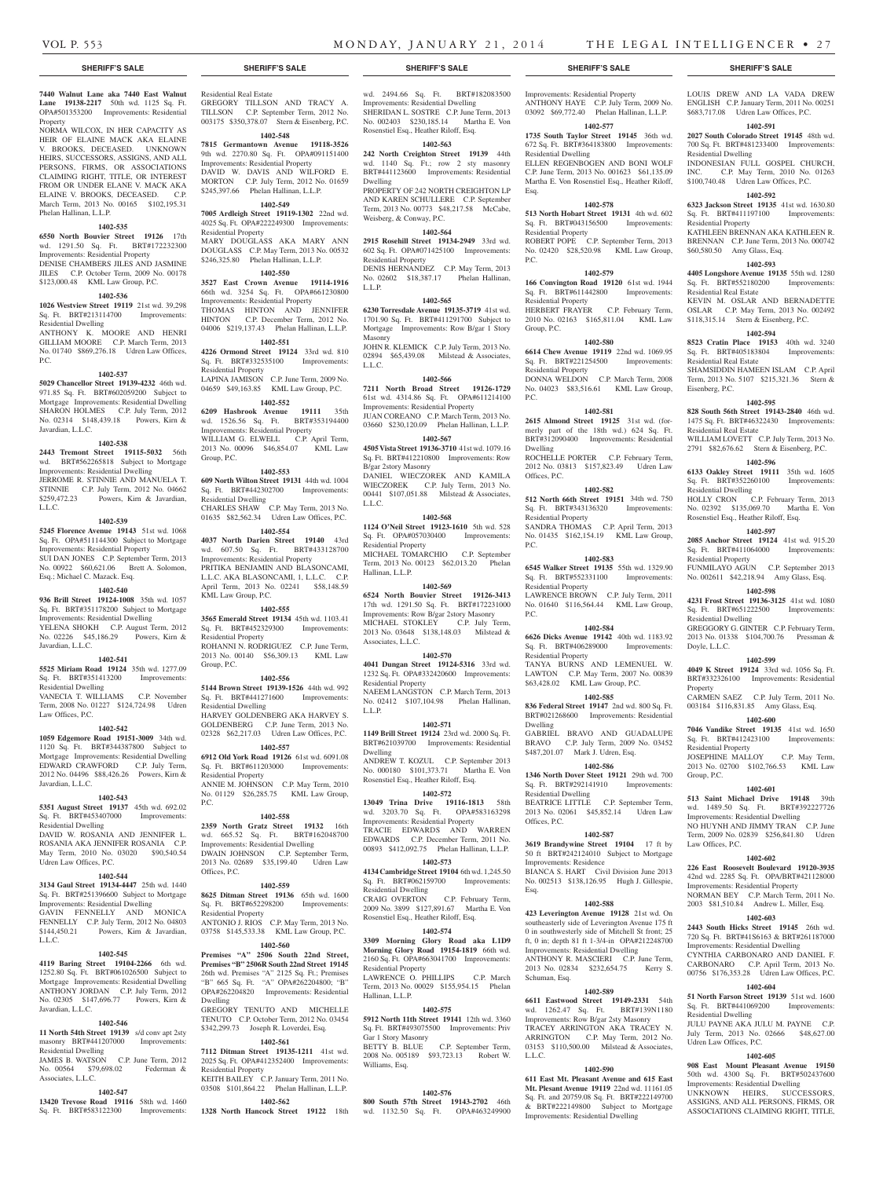## SHERIFF'S SALE

**7440 Walnut Lane aka 7440 East Walnut Lane 19138-2217** 50th wd. 1125 Sq. Ft. OPA#501353200 Improvements: Residential Property
NORMA WILCOX, IN HER CAPACITY AS HEIR OF ELAINE MACK AKA ELAINE V. BROOKS, DECEASED. UNKNOWN HEIRS, SUCCESSORS, ASSIGNS, AND ALL PERSONS, FIRMS, OR ASSOCIATIONS CLAIMING RIGHT, TITLE, OR INTEREST FROM OR UNDER ELANE V. MACK AKA ELAINE V. BROOKS, DECEASED. C.P. March Term, 2013 No. 00165 $102,195.31 Phelan Hallinan, L.L.P.

**1402-535**

**6550 North Bouvier Street 19126** 17th wd. 1291.50 Sq. Ft. BRT#172232300 Improvements: Residential Property
DENISE CHAMBERS JILES AND JASMINE JILES C.P. October Term, 2009 No. 00178 $123,000.48 KML Law Group, P.C.

**1402-536**

**1026 Westview Street 19119** 21st wd. 39,298 Sq. Ft. BRT#213114700 Improvements: Residential Dwelling
ANTHONY K. MOORE AND HENRI GILLIAM MOORE C.P. March Term, 2013 No. 01740 $869,276.18 Udren Law Offices, P.C.

**1402-537**

**5029 Chancellor Street 19139-4232** 46th wd. 971.85 Sq. Ft. BRT#602059200 Subject to Mortgage Improvements: Residential Dwelling
SHARON HOLMES C.P. July Term, 2012 No. 02314 $148,439.18 Powers, Kirn & Javardian, L.L.C.

**1402-538**

**2443 Tremont Street 19115-5032** 56th wd. BRT#562265818 Subject to Mortgage Improvements: Residential Dwelling
JERROME R. STINNIE AND MANUELA T. STINNIE C.P. July Term, 2012 No. 04662 $259,472.23 Powers, Kirn & Javardian, L.L.C.

**1402-539**

**5245 Florence Avenue 19143** 51st wd. 1068 Sq. Ft. OPA#511144300 Subject to Mortgage Improvements: Residential Property
SUI DAN JONES C.P. September Term, 2013 No. 00922 $60,621.06 Brett A. Solomon, Esq.; Michael C. Mazack. Esq.

**1402-540**

**936 Brill Street 19124-1008** 35th wd. 1057 Sq. Ft. BRT#351178200 Subject to Mortgage Improvements: Residential Dwelling
YELENA SHOKH C.P. August Term, 2012 No. 02226 $45,186.29 Powers, Kirn & Javardian, L.L.C.

**1402-541**

**5525 Miriam Road 19124** 35th wd. 1277.09 Sq. Ft. BRT#351413200 Improvements: Residential Dwelling
VANECIA T. WILLIAMS C.P. November Term, 2008 No. 01227 $124,724.98 Udren Law Offices, P.C.

**1402-542**

**1059 Edgemore Road 19151-3009** 34th wd. 1120 Sq. Ft. BRT#344387800 Subject to Mortgage Improvements: Residential Dwelling
EDWARD CRAWFORD C.P. July Term, 2012 No. 04496 $88,426.26 Powers, Kirn & Javardian, L.L.C.

**1402-543**

**5351 August Street 19137** 45th wd. 692.02 Sq. Ft. BRT#453407000 Improvements: Residential Dwelling
DAVID W. ROSANIA AND JENNIFER L. ROSANIA AKA JENNIFER ROSANIA C.P. May Term, 2010 No. 03020 $90,540.54 Udren Law Offices, P.C.

**1402-544**

**3134 Gaul Street 19134-4447** 25th wd. 1440 Sq. Ft. BRT#251396600 Subject to Mortgage Improvements: Residential Dwelling
GAVIN FENNELLY AND MONICA FENNELLY C.P. July Term, 2012 No. 04803 $144,450.21 Powers, Kirn & Javardian, L.L.C.

**1402-545**

**4119 Baring Street 19104-2266** 6th wd. 1252.80 Sq. Ft. BRT#061026500 Subject to Mortgage Improvements: Residential Dwelling
ANTHONY JORDAN C.P. July Term, 2012 No. 02305 $147,696.77 Powers, Kirn & Javardian, L.L.C.

**1402-546**

**11 North 54th Street 19139** s/d conv apt 2sty masonry BRT#441207000 Improvements: Residential Dwelling
JAMES B. WATSON C.P. June Term, 2012 No. 00564 $79,698.02 Federman & Associates, L.L.C.

**1402-547**

**13420 Trevose Road 19116** 58th wd. 1460 Sq. Ft. BRT#583122300 Improvements: Residential Real Estate
GREGORY TILLSON AND TRACY A. TILLSON C.P. September Term, 2012 No. 003175 $350,378.07 Stern & Eisenberg, P.C.

**1402-548**

**7815 Germantown Avenue 19118-3526** 9th wd. 2270.80 Sq. Ft. OPA#091151400 Improvements: Residential Property
DAVID W. DAVIS AND WILFORD E. MORTON C.P. July Term, 2012 No. 01659 $245,397.66 Phelan Hallinan, L.L.P.

**1402-549**

**7005 Ardleigh Street 19119-1302** 22nd wd. 4025 Sq. Ft. OPA#222249300 Improvements: Residential Property
MARY DOUGLASS AKA MARY ANN DOUGLASS C.P. May Term, 2013 No. 00532 $246,325.80 Phelan Hallinan, L.L.P.

**1402-550**

**3527 East Crown Avenue 19114-1916** 66th wd. 3254 Sq. Ft. OPA#661230800 Improvements: Residential Property
THOMAS HINTON AND JENNIFER HINTON C.P. December Term, 2012 No. 04006 $219,137.43 Phelan Hallinan, L.L.P.

**1402-551**

**4226 Ormond Street 19124** 33rd wd. 810 Sq. Ft. BRT#332535100 Improvements: Residential Property
LAPINA JAMISON C.P. June Term, 2009 No. 04659 $49,163.85 KML Law Group, P.C.

**1402-552**

**6209 Hasbrook Avenue 19111** 35th wd. 1526.56 Sq. Ft. BRT#353194400 Improvements: Residential Property
WILLIAM G. ELWELL C.P. April Term, 2013 No. 00096 $46,854.07 KML Law Group, P.C.

**1402-553**

**609 North Wilton Street 19131** 44th wd. 1004 Sq. Ft. BRT#442302700 Improvements: Residential Dwelling
CHARLES SHAW C.P. May Term, 2013 No. 01635 $82,562.34 Udren Law Offices, P.C.

**1402-554**

**4037 North Darien Street 19140** 43rd wd. 607.50 Sq. Ft. BRT#433128700 Improvements: Residential Property
PRITIKA BENJAMIN AND BLASONCAMI, L.L.C. AKA BLASONCAMI, 1, L.L.C. C.P. April Term, 2013 No. 02241 $58,148.59 KML Law Group, P.C.

**1402-555**

**3565 Emerald Street 19134** 45th wd. 1103.41 Sq. Ft. BRT#452329300 Improvements: Residential Property
ROHANNI N. RODRIGUEZ C.P. June Term, 2013 No. 00140 $56,309.13 KML Law Group, P.C.

**1402-556**

**5144 Brown Street 19139-1526** 44th wd. 992 Sq. Ft. BRT#441271600 Improvements: Residential Dwelling
HARVEY GOLDENBERG AKA HARVEY S. GOLDENBERG C.P. June Term, 2013 No. 02328 $62,217.03 Udren Law Offices, P.C.

**1402-557**

**6912 Old York Road 19126** 61st wd. 6091.08 Sq. Ft. BRT#611203000 Improvements: Residential Property
ANNIE M. JOHNSON C.P. May Term, 2010 No. 01129 $26,285.75 KML Law Group, P.C.

**1402-558**

**2359 North Gratz Street 19132** 16th wd. 665.52 Sq. Ft. BRT#162048700 Improvements: Residential Dwelling
DWAIN JOHNSON C.P. September Term, 2013 No. 02689 $35,199.40 Udren Law Offices, P.C.

**1402-559**

**8625 Ditman Street 19136** 65th wd. 1600 Sq. Ft. BRT#652298200 Improvements: Residential Property
ANTONIO J. RIOS C.P. May Term, 2013 No. 03758 $145,533.38 KML Law Group, P.C.

**1402-560**

**Premises "A" 2506 South 22nd Street, Premises "B" 2506R South 22nd Street 19145** 26th wd. Premises "A" 2125 Sq. Ft.; Premises "B" 665 Sq. Ft. "A" OPA#262204800; "B" OPA#262204820 Improvements: Residential Dwelling
GREGORY TENUTO AND MICHELLE TENUTO C.P. October Term, 2012 No. 03454 $342,299.73 Joseph R. Loverdei, Esq.

**1402-561**

**7112 Ditman Street 19135-1211** 41st wd. 2025 Sq. Ft. OPA#412352400 Improvements: Residential Property
KEITH BAILEY C.P. January Term, 2011 No. 03508 $101,864.22 Phelan Hallinan, L.L.P.

**1402-562**

**1328 North Hancock Street 19122** 18th wd. 2494.66 Sq. Ft. BRT#182083500 Improvements: Residential Dwelling
SHERIDAN L. SOSTRE C.P. June Term, 2013 No. 002403 $230,185.14 Martha E. Von Rosenstiel Esq., Heather Riloff, Esq.

**1402-563**

**242 North Creighton Street 19139** 44th wd. 1140 Sq. Ft.; row 2 sty masonry BRT#441123600 Improvements: Residential Dwelling
PROPERTY OF 242 NORTH CREIGHTON LP AND KAREN SCHULLERE C.P. September Term, 2013 No. 00773 $48,217.58 McCabe, Weisberg, & Conway, P.C.

**1402-564**

**2915 Rosehill Street 19134-2949** 33rd wd. 602 Sq. Ft. OPA#071425100 Improvements: Residential Property
DENIS HERNANDEZ C.P. May Term, 2013 No. 02602 $18,387.17 Phelan Hallinan, L.L.P.

**1402-565**

**6230 Torresdale Avenue 19135-3719** 41st wd. 1701.90 Sq. Ft. BRT#411291700 Subject to Mortgage Improvements: Row B/gar 1 Story Masonry
JOHN R. KLEMICK C.P. July Term, 2013 No. 02894 $65,439.08 Milstead & Associates, L.L.C.

**1402-566**

**7211 North Broad Street 19126-1729** 61st wd. 4314.86 Sq. Ft. OPA#611214100 Improvements: Residential Property
JUAN COREANO C.P. March Term, 2013 No. 03660 $230,120.09 Phelan Hallinan, L.L.P.

**1402-567**

**4505 Vista Street 19136-3710** 41st wd. 1079.16 Sq. Ft. BRT#412210800 Improvements: Row B/gar 2story Masonry
DANIEL WIECZOREK AND KAMILA WIECZOREK C.P. July Term, 2013 No. 00441 $107,051.88 Milstead & Associates, L.L.C.

**1402-568**

**1124 O'Neil Street 19123-1610** 5th wd. 528 Sq. Ft. OPA#057030400 Improvements: Residential Property
MICHAEL TOMARCHIO C.P. September Term, 2013 No. 00123 $62,013.20 Phelan Hallinan, L.L.P.

**1402-569**

**6524 North Bouvier Street 19126-3413** 17th wd. 1291.50 Sq. Ft. BRT#172231000 Improvements: Row B/gar 2story Masonry
MICHAEL STOKLEY C.P. July Term, 2013 No. 03648 $138,148.03 Milstead & Associates, L.L.C.

**1402-570**

**4041 Dungan Street 19124-5316** 33rd wd. 1232 Sq. Ft. OPA#332420600 Improvements: Residential Property
NAEEM LANGSTON C.P. March Term, 2013 No. 02412 $107,104.98 Phelan Hallinan, L.L.P.

**1402-571**

**1149 Brill Street 19124** 23rd wd. 2000 Sq. Ft. BRT#621039700 Improvements: Residential Dwelling
ANDREW T. KOZUL C.P. September 2013 No. 000180 $101,373.71 Martha E. Von Rosenstiel Esq., Heather Riloff, Esq.

**1402-572**

**13049 Trina Drive 19116-1813** 58th wd. 3203.70 Sq. Ft. OPA#583163298 Improvements: Residential Property
TRACIE EDWARDS AND WARREN EDWARDS C.P. December Term, 2011 No. 00893 $412,092.75 Phelan Hallinan, L.L.P.

**1402-573**

**4134 Cambridge Street 19104** 6th wd. 1,245.50 Sq. Ft. BRT#062159700 Improvements: Residential Dwelling
CRAIG OVERTON C.P. February Term, 2009 No. 3899 $127,891.67 Martha E. Von Rosenstiel Esq., Heather Riloff, Esq.

**1402-574**

**3309 Morning Glory Road aka L1D9 Morning Glory Road 19154-1819** 66th wd. 2160 Sq. Ft. OPA#663041700 Improvements: Residential Property
LAWRENCE O. PHILLIPS C.P. March Term, 2013 No. 00029 $155,954.15 Phelan Hallinan, L.L.P.

**1402-575**

**5912 North 11th Street 19141** 12th wd. 3360 Sq. Ft. BRT#493075500 Improvements: Priv Gar 1 Story Masonry
BETTY B. BLUE C.P. September Term, 2008 No. 005189 $93,723.13 Robert W. Williams, Esq.

**1402-576**

**800 South 57th Street 19143-2702** 46th wd. 1132.50 Sq. Ft. OPA#463249900 Improvements: Residential Property
ANTHONY HAYE C.P. July Term, 2009 No. 03092 $69,772.40 Phelan Hallinan, L.L.P.

**1402-577**

**1735 South Taylor Street 19145** 36th wd. 672 Sq. Ft. BRT#364183800 Improvements: Residential Dwelling
ELLEN REGENBOGEN AND BONI WOLF C.P. June Term, 2013 No. 001623 $61,135.09 Martha E. Von Rosenstiel Esq., Heather Riloff, Esq.

**1402-578**

**513 North Hobart Street 19131** 4th wd. 602 Sq. Ft. BRT#043156500 Improvements: Residential Property
ROBERT POPE C.P. September Term, 2013 No. 02420 $28,520.98 KML Law Group, P.C.

**1402-579**

**166 Convington Road 19120** 61st wd. 1944 Sq. Ft. BRT#611442800 Improvements: Residential Property
HERBERT FRAYER C.P. February Term, 2010 No. 02163 $165,811.04 KML Law Group, P.C.

**1402-580**

**6614 Chew Avenue 19119** 22nd wd. 1069.95 Sq. Ft. BRT#221254500 Improvements: Residential Property
DONNA WELDON C.P. March Term, 2008 No. 04023 $83,516.61 KML Law Group, P.C.

**1402-581**

**2615 Almond Street 19125** 31st wd. (formerly part of the 18th wd.) 624 Sq. Ft. BRT#312090400 Improvements: Residential Dwelling
ROCHELLE PORTER C.P. February Term, 2012 No. 03813 $157,823.49 Udren Law Offices, P.C.

**1402-582**

**512 North 66th Street 19151** 34th wd. 750 Sq. Ft. BRT#343136320 Improvements: Residential Property
SANDRA THOMAS C.P. April Term, 2013 No. 01435 $162,154.19 KML Law Group, P.C.

**1402-583**

**6545 Walker Street 19135** 55th wd. 1329.90 Sq. Ft. BRT#552331100 Improvements: Residential Property
LAWRENCE BROWN C.P. July Term, 2011 No. 01640 $116,564.44 KML Law Group, P.C.

**1402-584**

**6626 Dicks Avenue 19142** 40th wd. 1183.92 Sq. Ft. BRT#406289000 Improvements: Residential Property
TANYA BURNS AND LEMENUEL W. LAWTON C.P. May Term, 2007 No. 00839 $63,428.02 KML Law Group, P.C.

**1402-585**

**836 Federal Street 19147** 2nd wd. 800 Sq. Ft. BRT#021268600 Improvements: Residential Dwelling
GABRIEL BRAVO AND GUADALUPE BRAVO C.P. July Term, 2009 No. 03452 $487,201.07 Mark J. Udren, Esq.

**1402-586**

**1346 North Dover Street 19121** 29th wd. 700 Sq. Ft. BRT#292141910 Improvements: Residential Dwelling
BEATRICE LITTLE C.P. September Term, 2013 No. 02061 $45,852.14 Udren Law Offices, P.C.

**1402-587**

**3619 Brandywine Street 19104** 17 ft by 50 ft BRT#242124010 Subject to Mortgage Improvements: Residence
BIANCA S. HART Civil Division June 2013 No. 002513 $138,126.95 Hugh J. Gillespie, Esq.

**1402-588**

**423 Leverington Avenue 19128** 21st wd. On southeasterly side of Leverington Avenue 175 ft 0 in southwesterly side of Mitchell St front; 25 ft, 0 in; depth 81 ft 1-3/4-in OPA#212248700 Improvements: Residential Dwelling
ANTHONY R. MASCIERI C.P. June Term, 2013 No. 02834 $232,654.75 Kerry S. Schuman, Esq.

**1402-589**

**6611 Eastwood Street 19149-2331** 54th wd. 1262.47 Sq. Ft. BRT#139N1180 Improvements: Row B/gar 2sty Masonry
TRACEY ARRINGTON AKA TRACEY N. ARRINGTON C.P. May Term, 2012 No. 03153 $110,500.00 Milstead & Associates, L.L.C.

**1402-590**

**611 East Mt. Pleasant Avenue and 615 East Mt. Plesant Avenue 19119** 22nd wd. 11161.05 Sq. Ft. and 20759.08 Sq. Ft. BRT#222149700 & BRT#222149800 Subject to Mortgage Improvements: Residential Dwelling
LOUIS DREW AND LA VADA DREW ENGLISH C.P. January Term, 2011 No. 00251 $683,717.08 Udren Law Offices, P.C.

**1402-591**

**2027 South Colorado Street 19145** 48th wd. 700 Sq. Ft. BRT#481233400 Improvements: Residential Dwelling
INDONESIAN FULL GOSPEL CHURCH, INC. C.P. May Term, 2010 No. 01263 $100,740.48 Udren Law Offices, P.C.

**1402-592**

**6323 Jackson Street 19135** 41st wd. 1630.80 Sq. Ft. BRT#411197100 Improvements: Residential Property
KATHLEEN BRENNAN AKA KATHLEEN R. BRENNAN C.P. June Term, 2013 No. 00742 $60,580.50 Amy Glass, Esq.

**1402-593**

**4405 Longshore Avenue 19135** 55th wd. 1280 Sq. Ft. BRT#552180200 Improvements: Residential Real Estate
KEVIN M. OSLAR AND BERNADETTE OSLAR C.P. May Term, 2013 No. 002492 $118,315.14 Stern & Eisenberg, P.C.

**1402-594**

**8523 Cratin Place 19153** 40th wd. 3240 Sq. Ft. BRT#405183804 Improvements: Residential Real Estate
SHAMSIDDIN HAMEEN ISLAM C.P. April Term, 2013 No. 5107 $215,321.36 Stern & Eisenberg, P.C.

**1402-595**

**828 South 56th Street 19143-2840** 46th wd. 1475 Sq. Ft. BRT#46322430 Improvements: Residential Real Estate
WILLIAM LOVETT C.P. July Term, 2013 No. 2791 $82,676.62 Stern & Eisenberg, P.C.

**1402-596**

**6133 Oakley Street 19111** 35th wd. 1605 Sq. Ft. BRT#352260100 Improvements: Residential Dwelling
HOLLY CRON C.P. February Term, 2013 No. 02392 $135,069.70 Martha E. Von Rosenstiel Esq., Heather Riloff, Esq.

**1402-597**

**2085 Anchor Street 19124** 41st wd. 915.20 Sq. Ft. BRT#411064000 Improvements: Residential Property
FUNMILAYO AGUN C.P. September 2013 No. 002611 $42,218.94 Amy Glass, Esq.

**1402-598**

**4231 Frost Street 19136-3125** 41st wd. 1080 Sq. Ft. BRT#651222500 Improvements: Residential Dwelling
GREGGORY G. GINTER C.P. February Term, 2013 No. 01338 $104,700.76 Pressman & Doyle, L.L.C.

**1402-599**

**4049 K Street 19124** 33rd wd. 1056 Sq. Ft. BRT#332326100 Improvements: Residential Property
CARMEN SAEZ C.P. July Term, 2011 No. 003184 $116,831.85 Amy Glass, Esq.

**1402-600**

**7046 Vandike Street 19135** 41st wd. 1650 Sq. Ft. BRT#412423100 Improvements: Residential Property
JOSEPHINE MALLOY C.P. May Term, 2013 No. 02700 $102,766.53 KML Law Group, P.C.

**1402-601**

**513 Saint Michael Drive 19148** 39th wd. 1489.50 Sq. Ft. BRT#392227726 Improvements: Residential Dwelling
NO HUYNH AND JIMMY TRAN C.P. June Term, 2009 No. 02839 $256,841.80 Udren Law Offices, P.C.

**1402-602**

**226 East Roosevelt Boulevard 19120-3935** 42nd wd. 2285 Sq. Ft. OPA/BRT#421128000 Improvements: Residential Property
NORMAN BEY C.P. March Term, 2011 No. 2003 $81,510.84 Andrew L. Miller, Esq.

**1402-603**

**2443 South Hicks Street 19145** 26th wd. 720 Sq. Ft. BRT#41S6163 & BRT#261187000 Improvements: Residential Dwelling
CYNTHIA CARBONARO AND DANIEL F. CARBONARO C.P. April Term, 2013 No. 00756 $176,353.28 Udren Law Offices, P.C.

**1402-604**

**51 North Farson Street 19139** 51st wd. 1600 Sq. Ft. BRT#441069200 Improvements: Residential Dwelling
JULU PAYNE AKA JULU M. PAYNE C.P. July Term, 2013 No. 02666 $48,627.00 Udren Law Offices, P.C.

**1402-605**

**908 East Mount Pleasant Avenue 19150** 50th wd. 4300 Sq. Ft. BRT#502437600 Improvements: Residential Dwelling
UNKNOWN HEIRS, SUCCESSORS, ASSIGNS, AND ALL PERSONS, FIRMS, OR ASSOCIATIONS CLAIMING RIGHT, TITLE,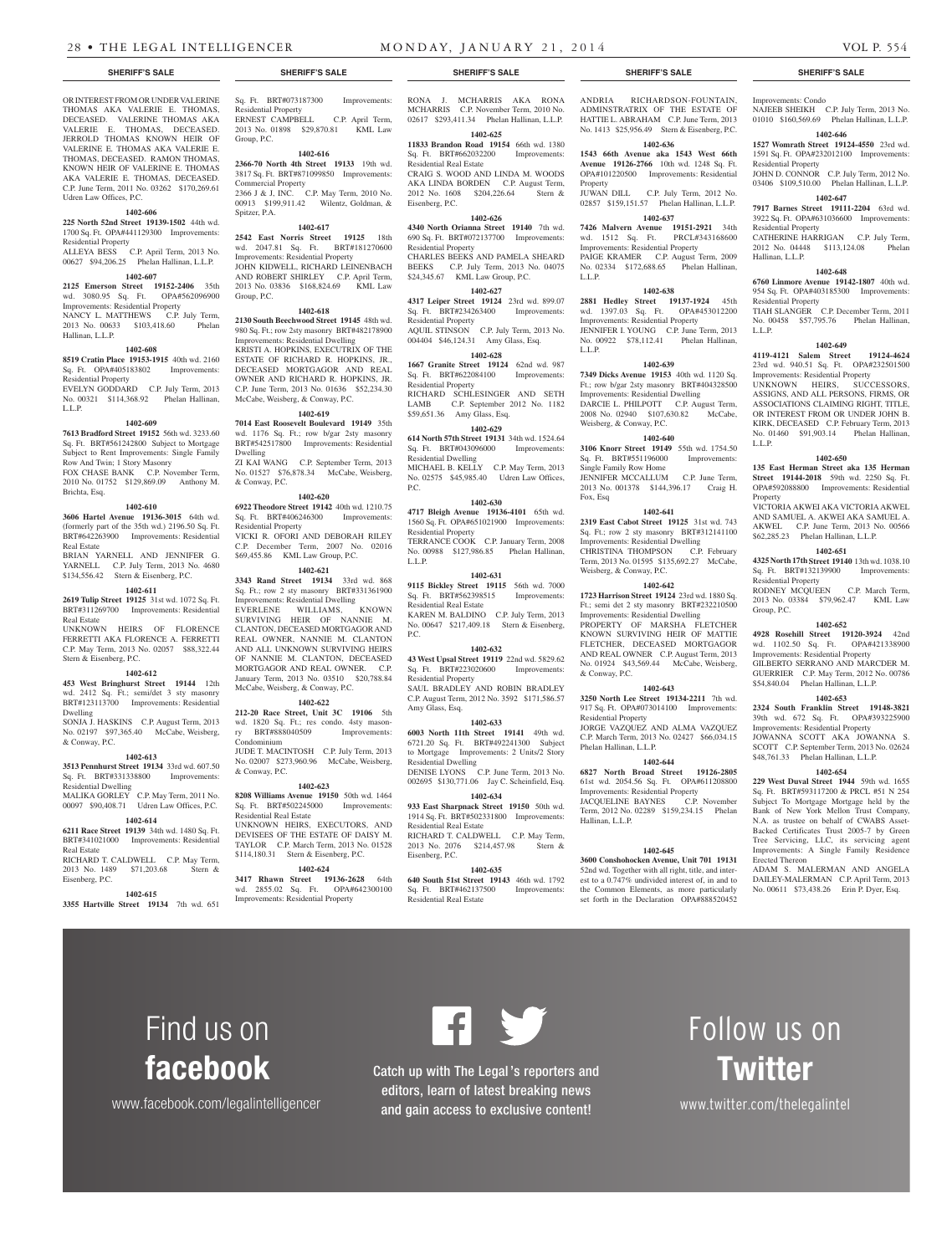## SHERIFF'S SALE

OR INTEREST FROM OR UNDER VALERINE THOMAS AKA VALERIE E. THOMAS, DECEASED. VALERINE THOMAS AKA VALERIE E. THOMAS, DECEASED. JERROLD THOMAS KNOWN HEIR OF VALERINE E. THOMAS AKA VALERIE E. THOMAS, DECEASED. RAMON THOMAS, KNOWN HEIR OF VALERINE E. THOMAS AKA VALERIE E. THOMAS, DECEASED. C.P. June Term, 2011 No. 03262 $170,269.61 Udren Law Offices, P.C.

**1402-606**

**225 North 52nd Street 19139-1502** 44th wd. 1700 Sq. Ft. OPA#441129300 Improvements: Residential Property
ALLEYA BESS C.P. April Term, 2013 No. 00627 $94,206.25 Phelan Hallinan, L.L.P.

**1402-607**

**2125 Emerson Street 19152-2406** 35th wd. 3080.95 Sq. Ft. OPA#562096900 Improvements: Residential Property
NANCY L. MATTHEWS C.P. July Term, 2013 No. 00633 $103,418.60 Phelan Hallinan, L.L.P.

**1402-608**

**8519 Cratin Place 19153-1915** 40th wd. 2160 Sq. Ft. OPA#405183802 Improvements: Residential Property
EVELYN GODDARD C.P. July Term, 2013 No. 00321 $114,368.92 Phelan Hallinan, L.L.P.

**1402-609**

**7613 Bradford Street 19152** 56th wd. 3233.60 Sq. Ft. BRT#561242800 Subject to Mortgage Subject to Rent Improvements: Single Family Row And Twin; 1 Story Masonry
FOX CHASE BANK C.P. November Term, 2010 No. 01752 $129,869.09 Anthony M. Brichta, Esq.

**1402-610**

**3606 Hartel Avenue 19136-3015** 64th wd. (formerly part of the 35th wd.) 2196.50 Sq. Ft. BRT#642263900 Improvements: Residential Real Estate
BRIAN YARNELL AND JENNIFER G. YARNELL C.P. July Term, 2013 No. 4680 $134,556.42 Stern & Eisenberg, P.C.

**1402-611**

**2619 Tulip Street 19125** 31st wd. 1072 Sq. Ft. BRT#311269700 Improvements: Residential Real Estate
UNKNOWN HEIRS OF FLORENCE FERRETTI AKA FLORENCE A. FERRETTI C.P. May Term, 2013 No. 02057 $88,322.44 Stern & Eisenberg, P.C.

**1402-612**

**453 West Bringhurst Street 19144** 12th wd. 2412 Sq. Ft.; semi/det 3 sty masonry BRT#123113700 Improvements: Residential Dwelling
SONJA J. HASKINS C.P. August Term, 2013 No. 02197 $97,365.40 McCabe, Weisberg, & Conway, P.C.

**1402-613**

**3513 Pennhurst Street 19134** 33rd wd. 607.50 Sq. Ft. BRT#331338800 Improvements: Residential Dwelling
MALIKA GORLEY C.P. May Term, 2011 No. 00097 $90,408.71 Udren Law Offices, P.C.

**1402-614**

**6211 Race Street 19139** 34th wd. 1480 Sq. Ft. BRT#341021000 Improvements: Residential Real Estate
RICHARD T. CALDWELL C.P. May Term, 2013 No. 1489 $71,203.68 Stern & Eisenberg, P.C.

**1402-615**

**3355 Hartville Street 19134** 7th wd. 651 Sq. Ft. BRT#073187300 Improvements: Residential Property
ERNEST CAMPBELL C.P. April Term, 2013 No. 01898 $29,870.81 KML Law Group, P.C.

**1402-616**

**2366-70 North 4th Street 19133** 19th wd. 3817 Sq. Ft. BRT#871099850 Improvements: Commercial Property
2366 J & J, INC. C.P. May Term, 2010 No. 00913 $199,911.42 Wilentz, Goldman, & Spitzer, P.A.

**1402-617**

**2542 East Norris Street 19125** 18th wd. 2047.81 Sq. Ft. BRT#181270600 Improvements: Residential Property
JOHN KIDWELL, RICHARD LEINENBACH AND ROBERT SHIRLEY C.P. April Term, 2013 No. 03836 $168,824.69 KML Law Group, P.C.

**1402-618**

**2130 South Beechwood Street 19145** 48th wd. 980 Sq. Ft.; row 2sty masonry BRT#482178900 Improvements: Residential Dwelling
KRISTI A. HOPKINS, EXECUTRIX OF THE ESTATE OF RICHARD R. HOPKINS, JR., DECEASED MORTGAGOR AND REAL OWNER AND RICHARD R. HOPKINS, JR. C.P. June Term, 2013 No. 01636 $52,234.30 McCabe, Weisberg, & Conway, P.C.

**1402-619**

**7014 East Roosevelt Boulevard 19149** 35th wd. 1176 Sq. Ft.; row b/gar 2sty masonry BRT#542517800 Improvements: Residential Dwelling
ZI KAI WANG C.P. September Term, 2013 No. 01527 $76,878.34 McCabe, Weisberg, & Conway, P.C.

**1402-620**

**6922 Theodore Street 19142** 40th wd. 1210.75 Sq. Ft. BRT#406246300 Improvements: Residential Property
VICKI R. OFORI AND DEBORAH RILEY C.P. December Term, 2007 No. 02016 $69,455.86 KML Law Group, P.C.

**1402-621**

**3343 Rand Street 19134** 33rd wd. 868 Sq. Ft.; row 2 sty masonry BRT#331361900 Improvements: Residential Dwelling
EVERLENE WILLIAMS, KNOWN SURVIVING HEIR OF NANNIE M. CLANTON, DECEASED MORTGAGOR AND REAL OWNER, NANNIE M. CLANTON AND ALL UNKNOWN SURVIVING HEIRS OF NANNIE M. CLANTON, DECEASED MORTGAGOR AND REAL OWNER. C.P. January Term, 2013 No. 03510 $20,788.84 McCabe, Weisberg, & Conway, P.C.

**1402-622**

**212-20 Race Street, Unit 3C 19106** 5th wd. 1820 Sq. Ft.; res condo. 4sty masonry BRT#888040509 Improvements: Condominium
JUDE T. MACINTOSH C.P. July Term, 2013 No. 02007 $273,960.96 McCabe, Weisberg, & Conway, P.C.

**1402-623**

**8208 Williams Avenue 19150** 50th wd. 1464 Sq. Ft. BRT#502245000 Improvements: Residential Real Estate
UNKNOWN HEIRS, EXECUTORS, AND DEVISEES OF THE ESTATE OF DAISY M. TAYLOR C.P. March Term, 2013 No. 01528 $114,180.31 Stern & Eisenberg, P.C.

**1402-624**

**3417 Rhawn Street 19136-2628** 64th wd. 2855.02 Sq. Ft. OPA#642300100 Improvements: Residential Property
RONA J. MCHARRIS AKA RONA MCHARRIS C.P. November Term, 2010 No. 02617 $293,411.34 Phelan Hallinan, L.L.P.

**1402-625**

**11833 Brandon Road 19154** 66th wd. 1380 Sq. Ft. BRT#662032200 Improvements: Residential Real Estate
CRAIG S. WOOD AND LINDA M. WOODS AKA LINDA BORDEN C.P. August Term, 2012 No. 1608 $204,226.64 Stern & Eisenberg, P.C.

**1402-626**

**4340 North Orianna Street 19140** 7th wd. 690 Sq. Ft. BRT#072137700 Improvements: Residential Property
CHARLES BEEKS AND PAMELA SHEARD BEEKS C.P. July Term, 2013 No. 04075 $24,345.67 KML Law Group, P.C.

**1402-627**

**4317 Leiper Street 19124** 23rd wd. 899.07 Sq. Ft. BRT#234263400 Improvements: Residential Property
AQUIL STINSON C.P. July Term, 2013 No. 004404 $46,124.31 Amy Glass, Esq.

**1402-628**

**1667 Granite Street 19124** 62nd wd. 987 Sq. Ft. BRT#622084100 Improvements: Residential Property
RICHARD SCHLESINGER AND SETH LAMB C.P. September 2012 No. 1182 $59,651.36 Amy Glass, Esq.

**1402-629**

**614 North 57th Street 19131** 34th wd. 1524.64 Sq. Ft. BRT#043096000 Improvements: Residential Dwelling
MICHAEL B. KELLY C.P. May Term, 2013 No. 02575 $45,985.40 Udren Law Offices, P.C.

**1402-630**

**4717 Bleigh Avenue 19136-4101** 65th wd. 1560 Sq. Ft. OPA#651021900 Improvements: Residential Property
TERRANCE COOK C.P. January Term, 2008 No. 00988 $127,986.85 Phelan Hallinan, L.L.P.

**1402-631**

**9115 Bickley Street 19115** 56th wd. 7000 Sq. Ft. BRT#562398515 Improvements: Residential Real Estate
KAREN M. BALDINO C.P. July Term, 2013 No. 00647 $217,409.18 Stern & Eisenberg, P.C.

**1402-632**

**43 West Upsal Street 19119** 22nd wd. 5829.62 Sq. Ft. BRT#223020600 Improvements: Residential Property
SAUL BRADLEY AND ROBIN BRADLEY C.P. August Term, 2012 No. 3592 $171,586.57 Amy Glass, Esq.

**1402-633**

**6003 North 11th Street 19141** 49th wd. 6721.20 Sq. Ft. BRT#492241300 Subject to Mortgage Improvements: 2 Units/2 Story Residential Dwelling
DENISE LYONS C.P. June Term, 2013 No. 002695 $130,771.06 Jay C. Scheinfield, Esq.

**1402-634**

**933 East Sharpnack Street 19150** 50th wd. 1914 Sq. Ft. BRT#502331800 Improvements: Residential Real Estate
RICHARD T. CALDWELL C.P. May Term, 2013 No. 2076 $214,457.98 Stern & Eisenberg, P.C.

**1402-635**

**640 South 51st Street 19143** 46th wd. 1792 Sq. Ft. BRT#462137500 Improvements: Residential Real Estate
ANDRIA RICHARDSON-FOUNTAIN, ADMINSTRATRIX OF THE ESTATE OF HATTIE L. ABRAHAM C.P. June Term, 2013 No. 1413 $25,956.49 Stern & Eisenberg, P.C.

**1402-636**

**1543 66th Avenue aka 1543 West 66th Avenue 19126-2766** 10th wd. 1248 Sq. Ft. OPA#101220500 Improvements: Residential Property
JUWAN DILL C.P. July Term, 2012 No. 02857 $159,151.57 Phelan Hallinan, L.L.P.

**1402-637**

**7426 Malvern Avenue 19151-2921** 34th wd. 1512 Sq. Ft. PRCL#343168600 Improvements: Residential Property
PAIGE KRAMER C.P. August Term, 2009 No. 02334 $172,688.65 Phelan Hallinan, L.L.P.

**1402-638**

**2881 Hedley Street 19137-1924** 45th wd. 1397.03 Sq. Ft. OPA#453012200 Improvements: Residential Property
JENNIFER I. YOUNG C.P. June Term, 2013 No. 00922 $78,112.41 Phelan Hallinan, L.L.P.

**1402-639**

**7349 Dicks Avenue 19153** 40th wd. 1120 Sq. Ft.; row b/gar 2sty masonry BRT#404328500 Improvements: Residential Dwelling
DARCIE L. PHILPOTT C.P. August Term, 2008 No. 02940 $107,630.82 McCabe, Weisberg, & Conway, P.C.

**1402-640**

**3106 Knorr Street 19149** 55th wd. 1754.50 Sq. Ft. BRT#551196000 Improvements: Single Family Row Home
JENNIFER MCCALLUM C.P. June Term, 2013 No. 001378 $144,396.17 Craig H. Fox, Esq

**1402-641**

**2319 East Cabot Street 19125** 31st wd. 743 Sq. Ft.; row 2 sty masonry BRT#312141100 Improvements: Residential Dwelling
CHRISTINA THOMPSON C.P. February Term, 2013 No. 01595 $135,692.27 McCabe, Weisberg, & Conway, P.C.

**1402-642**

**1723 Harrison Street 19124** 23rd wd. 1880 Sq. Ft.; semi det 2 sty masonry BRT#232210500 Improvements: Residential Dwelling
PROPERTY OF MARSHA FLETCHER KNOWN SURVIVING HEIR OF MATTIE FLETCHER, DECEASED MORTGAGOR AND REAL OWNER C.P. August Term, 2013 No. 01924 $43,569.44 McCabe, Weisberg, & Conway, P.C.

**1402-643**

**3250 North Lee Street 19134-2211** 7th wd. 917 Sq. Ft. OPA#073014100 Improvements: Residential Property
JORGE VAZQUEZ AND ALMA VAZQUEZ C.P. March Term, 2013 No. 02427 $66,034.15 Phelan Hallinan, L.L.P.

**1402-644**

**6827 North Broad Street 19126-2805** 61st wd. 2054.56 Sq. Ft. OPA#611208800 Improvements: Residential Property
JACQUELINE BAYNES C.P. November Term, 2012 No. 02289 $159,234.15 Phelan Hallinan, L.L.P.

**1402-645**

**3600 Conshohocken Avenue, Unit 701 19131** 52nd wd. Together with all right, title, and interest to a 0.747% undivided interest of, in and to the Common Elements, as more particularly set forth in the Declaration OPA#888520452 Improvements: Condo
NAJEEB SHEIKH C.P. July Term, 2013 No. 01010 $160,569.69 Phelan Hallinan, L.L.P.

**1402-646**

**1527 Womrath Street 19124-4550** 23rd wd. 1591 Sq. Ft. OPA#232012100 Improvements: Residential Property
JOHN D. CONNOR C.P. July Term, 2012 No. 03406 $109,510.00 Phelan Hallinan, L.L.P.

**1402-647**

**7917 Barnes Street 19111-2204** 63rd wd. 3922 Sq. Ft. OPA#631036600 Improvements: Residential Property
CATHERINE HARRIGAN C.P. July Term, 2012 No. 04448 $113,124.08 Phelan Hallinan, L.L.P.

**1402-648**

**6760 Linmore Avenue 19142-1807** 40th wd. 954 Sq. Ft. OPA#403185300 Improvements: Residential Property
TIAH SLANGER C.P. December Term, 2011 No. 00458 $57,795.76 Phelan Hallinan, L.L.P.

**1402-649**

**4119-4121 Salem Street 19124-4624** 23rd wd. 940.51 Sq. Ft. OPA#232501500 Improvements: Residential Property
UNKNOWN HEIRS, SUCCESSORS, ASSIGNS, AND ALL PERSONS, FIRMS, OR ASSOCIATIONS CLAIMING RIGHT, TITLE, OR INTEREST FROM OR UNDER JOHN B. KIRK, DECEASED C.P. February Term, 2013 No. 01460 $91,903.14 Phelan Hallinan, L.L.P.

**1402-650**

**135 East Herman Street aka 135 Herman Street 19144-2018** 59th wd. 2250 Sq. Ft. OPA#592088800 Improvements: Residential Property
VICTORIA AKWEI AKA VICTORIA AKWEL AND SAMUEL A. AKWEI AKA SAMUEL A. AKWEL C.P. June Term, 2013 No. 00566 $62,285.23 Phelan Hallinan, L.L.P.

**1402-651**

**4325 North 17th Street 19140** 13th wd. 1038.10 Sq. Ft. BRT#132139900 Improvements: Residential Property
RODNEY MCQUEEN C.P. March Term, 2013 No. 03384 $79,962.47 KML Law Group, P.C.

**1402-652**

**4928 Rosehill Street 19120-3924** 42nd wd. 1102.50 Sq. Ft. OPA#421338900 Improvements: Residential Property
GILBERTO SERRANO AND MARCDER M. GUERRIER C.P. May Term, 2012 No. 00786 $54,840.04 Phelan Hallinan, L.L.P.

**1402-653**

**2324 South Franklin Street 19148-3821** 39th wd. 672 Sq. Ft. OPA#393225900 Improvements: Residential Property
JOWANNA SCOTT AKA JOWANNA S. SCOTT C.P. September Term, 2013 No. 02624 $48,761.33 Phelan Hallinan, L.L.P.

**1402-654**

**229 West Duval Street 1944** 59th wd. 1655 Sq. Ft. BRT#593117200 & PRCL #51 N 254 Subject To Mortgage Mortgage held by the Bank of New York Mellon Trust Company, N.A. as trustee on behalf of CWABS Asset-Backed Certificates Trust 2005-7 by Green Tree Servicing, LLC, its servicing agent Improvements: A Single Family Residence Erected Thereon
ADAM S. MALERMAN AND ANGELA DAILEY-MALERMAN C.P. April Term, 2013 No. 00611 $73,438.26 Erin P. Dyer, Esq.

Find us on **facebook**
www.facebook.com/legalintelligencer

Catch up with The Legal's reporters and editors, learn of latest breaking news and gain access to exclusive content!

Follow us on **Twitter**
www.twitter.com/thelegalintel